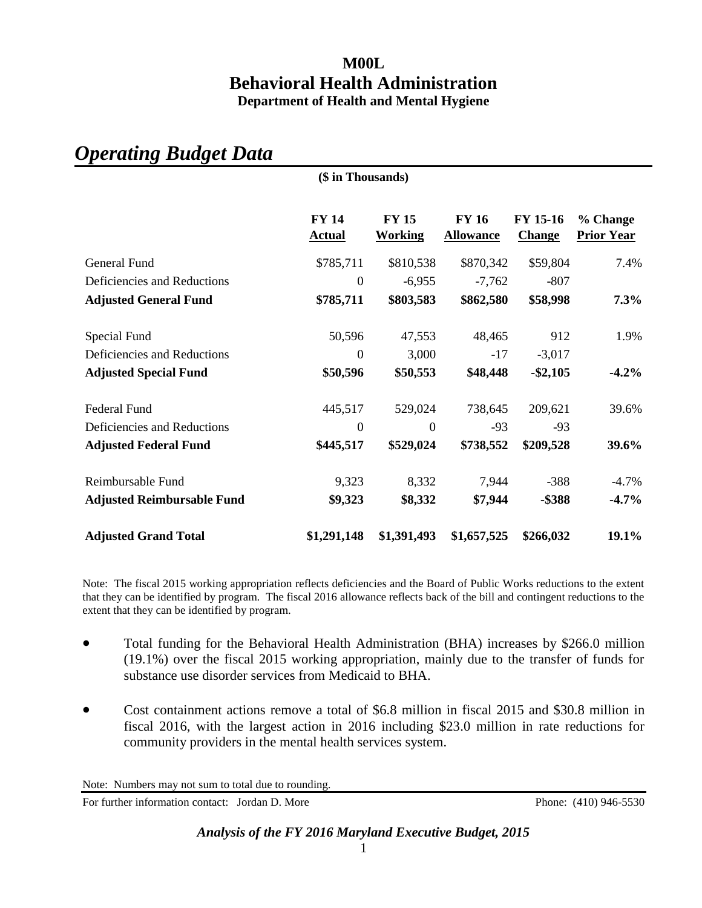# M00L
# Behavioral Health Administration
### Department of Health and Mental Hygiene

## *Operating Budget Data*

**($ in Thousands)**

| | FY 14 Actual | FY 15 Working | FY 16 Allowance | FY 15-16 Change | % Change Prior Year |
|---|---|---|---|---|---|
| General Fund | $785,711 | $810,538 | $870,342 | $59,804 | 7.4% |
| Deficiencies and Reductions | 0 | -6,955 | -7,762 | -807 | |
| **Adjusted General Fund** | **$785,711** | **$803,583** | **$862,580** | **$58,998** | **7.3%** |
| Special Fund | 50,596 | 47,553 | 48,465 | 912 | 1.9% |
| Deficiencies and Reductions | 0 | 3,000 | -17 | -3,017 | |
| **Adjusted Special Fund** | **$50,596** | **$50,553** | **$48,448** | **-$2,105** | **-4.2%** |
| Federal Fund | 445,517 | 529,024 | 738,645 | 209,621 | 39.6% |
| Deficiencies and Reductions | 0 | 0 | -93 | -93 | |
| **Adjusted Federal Fund** | **$445,517** | **$529,024** | **$738,552** | **$209,528** | **39.6%** |
| Reimbursable Fund | 9,323 | 8,332 | 7,944 | -388 | -4.7% |
| **Adjusted Reimbursable Fund** | **$9,323** | **$8,332** | **$7,944** | **-$388** | **-4.7%** |
| **Adjusted Grand Total** | **$1,291,148** | **$1,391,493** | **$1,657,525** | **$266,032** | **19.1%** |

Note: The fiscal 2015 working appropriation reflects deficiencies and the Board of Public Works reductions to the extent that they can be identified by program. The fiscal 2016 allowance reflects back of the bill and contingent reductions to the extent that they can be identified by program.

- Total funding for the Behavioral Health Administration (BHA) increases by $266.0 million (19.1%) over the fiscal 2015 working appropriation, mainly due to the transfer of funds for substance use disorder services from Medicaid to BHA.

- Cost containment actions remove a total of $6.8 million in fiscal 2015 and $30.8 million in fiscal 2016, with the largest action in 2016 including $23.0 million in rate reductions for community providers in the mental health services system.

Note: Numbers may not sum to total due to rounding.

For further information contact: Jordan D. More Phone: (410) 946-5530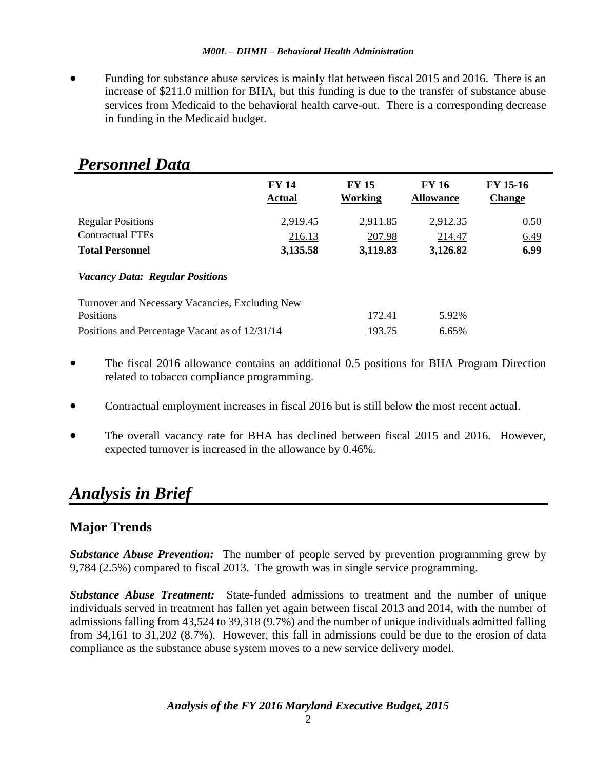- Funding for substance abuse services is mainly flat between fiscal 2015 and 2016. There is an increase of $211.0 million for BHA, but this funding is due to the transfer of substance abuse services from Medicaid to the behavioral health carve-out. There is a corresponding decrease in funding in the Medicaid budget.

## *Personnel Data*

| | FY 14 Actual | FY 15 Working | FY 16 Allowance | FY 15-16 Change |
|---|---|---|---|---|
| Regular Positions | 2,919.45 | 2,911.85 | 2,912.35 | 0.50 |
| Contractual FTEs | 216.13 | 207.98 | 214.47 | 6.49 |
| **Total Personnel** | **3,135.58** | **3,119.83** | **3,126.82** | **6.99** |

***Vacancy Data: Regular Positions***

| | | |
|---|---|---|
| Turnover and Necessary Vacancies, Excluding New Positions | 172.41 | 5.92% |
| Positions and Percentage Vacant as of 12/31/14 | 193.75 | 6.65% |

- The fiscal 2016 allowance contains an additional 0.5 positions for BHA Program Direction related to tobacco compliance programming.
- Contractual employment increases in fiscal 2016 but is still below the most recent actual.
- The overall vacancy rate for BHA has declined between fiscal 2015 and 2016. However, expected turnover is increased in the allowance by 0.46%.

# *Analysis in Brief*

## Major Trends

***Substance Abuse Prevention:*** The number of people served by prevention programming grew by 9,784 (2.5%) compared to fiscal 2013. The growth was in single service programming.

***Substance Abuse Treatment:*** State-funded admissions to treatment and the number of unique individuals served in treatment has fallen yet again between fiscal 2013 and 2014, with the number of admissions falling from 43,524 to 39,318 (9.7%) and the number of unique individuals admitted falling from 34,161 to 31,202 (8.7%). However, this fall in admissions could be due to the erosion of data compliance as the substance abuse system moves to a new service delivery model.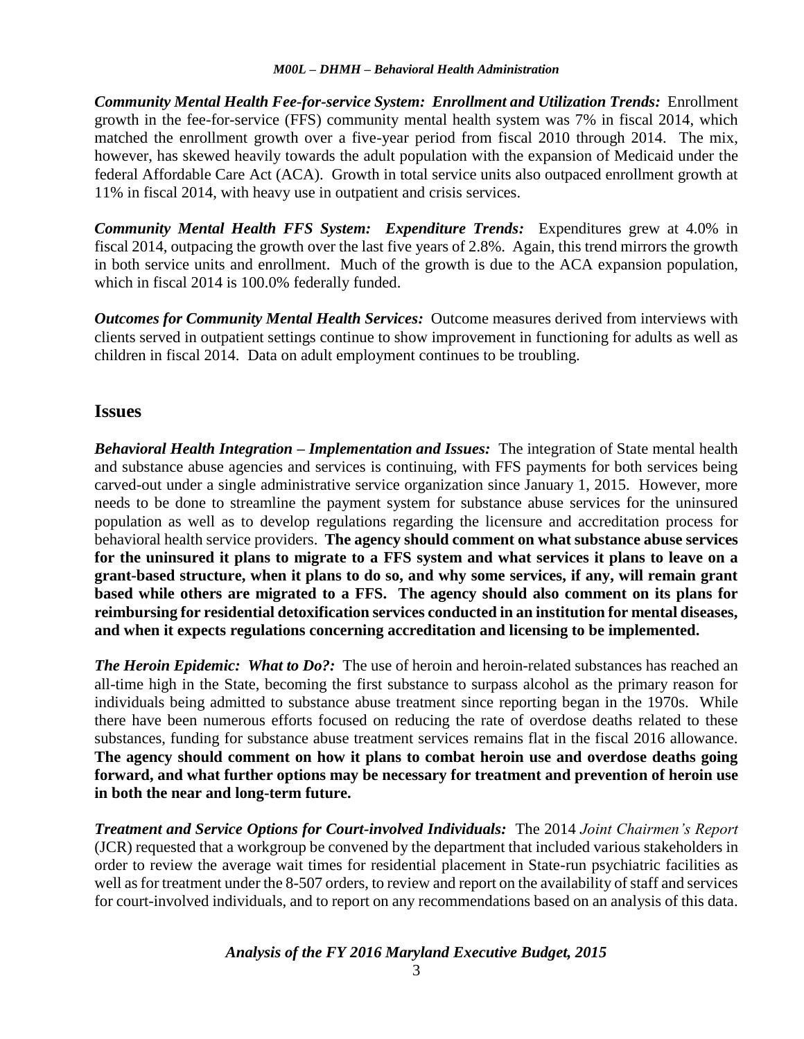***Community Mental Health Fee-for-service System: Enrollment and Utilization Trends:*** Enrollment growth in the fee-for-service (FFS) community mental health system was 7% in fiscal 2014, which matched the enrollment growth over a five-year period from fiscal 2010 through 2014. The mix, however, has skewed heavily towards the adult population with the expansion of Medicaid under the federal Affordable Care Act (ACA). Growth in total service units also outpaced enrollment growth at 11% in fiscal 2014, with heavy use in outpatient and crisis services.

***Community Mental Health FFS System: Expenditure Trends:*** Expenditures grew at 4.0% in fiscal 2014, outpacing the growth over the last five years of 2.8%. Again, this trend mirrors the growth in both service units and enrollment. Much of the growth is due to the ACA expansion population, which in fiscal 2014 is 100.0% federally funded.

***Outcomes for Community Mental Health Services:*** Outcome measures derived from interviews with clients served in outpatient settings continue to show improvement in functioning for adults as well as children in fiscal 2014. Data on adult employment continues to be troubling.

## Issues

***Behavioral Health Integration – Implementation and Issues:*** The integration of State mental health and substance abuse agencies and services is continuing, with FFS payments for both services being carved-out under a single administrative service organization since January 1, 2015. However, more needs to be done to streamline the payment system for substance abuse services for the uninsured population as well as to develop regulations regarding the licensure and accreditation process for behavioral health service providers. **The agency should comment on what substance abuse services for the uninsured it plans to migrate to a FFS system and what services it plans to leave on a grant-based structure, when it plans to do so, and why some services, if any, will remain grant based while others are migrated to a FFS. The agency should also comment on its plans for reimbursing for residential detoxification services conducted in an institution for mental diseases, and when it expects regulations concerning accreditation and licensing to be implemented.**

***The Heroin Epidemic: What to Do?:*** The use of heroin and heroin-related substances has reached an all-time high in the State, becoming the first substance to surpass alcohol as the primary reason for individuals being admitted to substance abuse treatment since reporting began in the 1970s. While there have been numerous efforts focused on reducing the rate of overdose deaths related to these substances, funding for substance abuse treatment services remains flat in the fiscal 2016 allowance. **The agency should comment on how it plans to combat heroin use and overdose deaths going forward, and what further options may be necessary for treatment and prevention of heroin use in both the near and long-term future.**

***Treatment and Service Options for Court-involved Individuals:*** The 2014 *Joint Chairmen's Report* (JCR) requested that a workgroup be convened by the department that included various stakeholders in order to review the average wait times for residential placement in State-run psychiatric facilities as well as for treatment under the 8-507 orders, to review and report on the availability of staff and services for court-involved individuals, and to report on any recommendations based on an analysis of this data.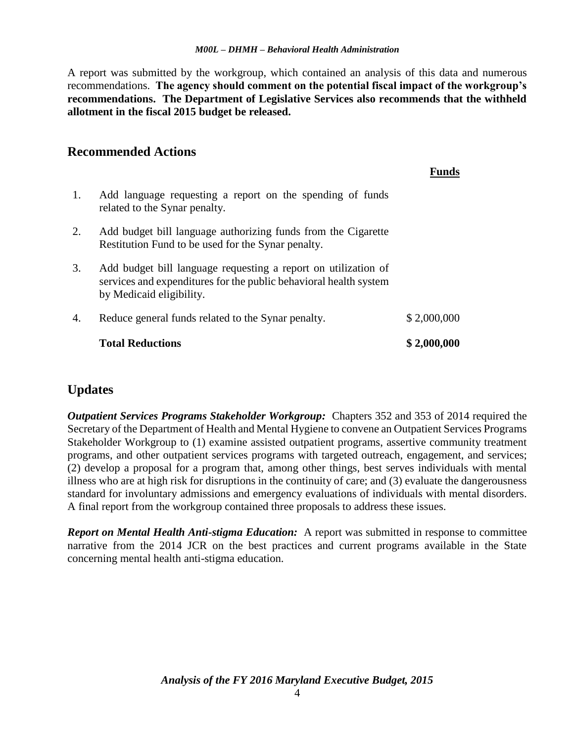A report was submitted by the workgroup, which contained an analysis of this data and numerous recommendations. **The agency should comment on the potential fiscal impact of the workgroup's recommendations. The Department of Legislative Services also recommends that the withheld allotment in the fiscal 2015 budget be released.**

## Recommended Actions

| | | Funds |
|---|---|---|
| 1. | Add language requesting a report on the spending of funds related to the Synar penalty. | |
| 2. | Add budget bill language authorizing funds from the Cigarette Restitution Fund to be used for the Synar penalty. | |
| 3. | Add budget bill language requesting a report on utilization of services and expenditures for the public behavioral health system by Medicaid eligibility. | |
| 4. | Reduce general funds related to the Synar penalty. | $ 2,000,000 |
| | **Total Reductions** | **$ 2,000,000** |

## Updates

***Outpatient Services Programs Stakeholder Workgroup:*** Chapters 352 and 353 of 2014 required the Secretary of the Department of Health and Mental Hygiene to convene an Outpatient Services Programs Stakeholder Workgroup to (1) examine assisted outpatient programs, assertive community treatment programs, and other outpatient services programs with targeted outreach, engagement, and services; (2) develop a proposal for a program that, among other things, best serves individuals with mental illness who are at high risk for disruptions in the continuity of care; and (3) evaluate the dangerousness standard for involuntary admissions and emergency evaluations of individuals with mental disorders. A final report from the workgroup contained three proposals to address these issues.

***Report on Mental Health Anti-stigma Education:*** A report was submitted in response to committee narrative from the 2014 JCR on the best practices and current programs available in the State concerning mental health anti-stigma education.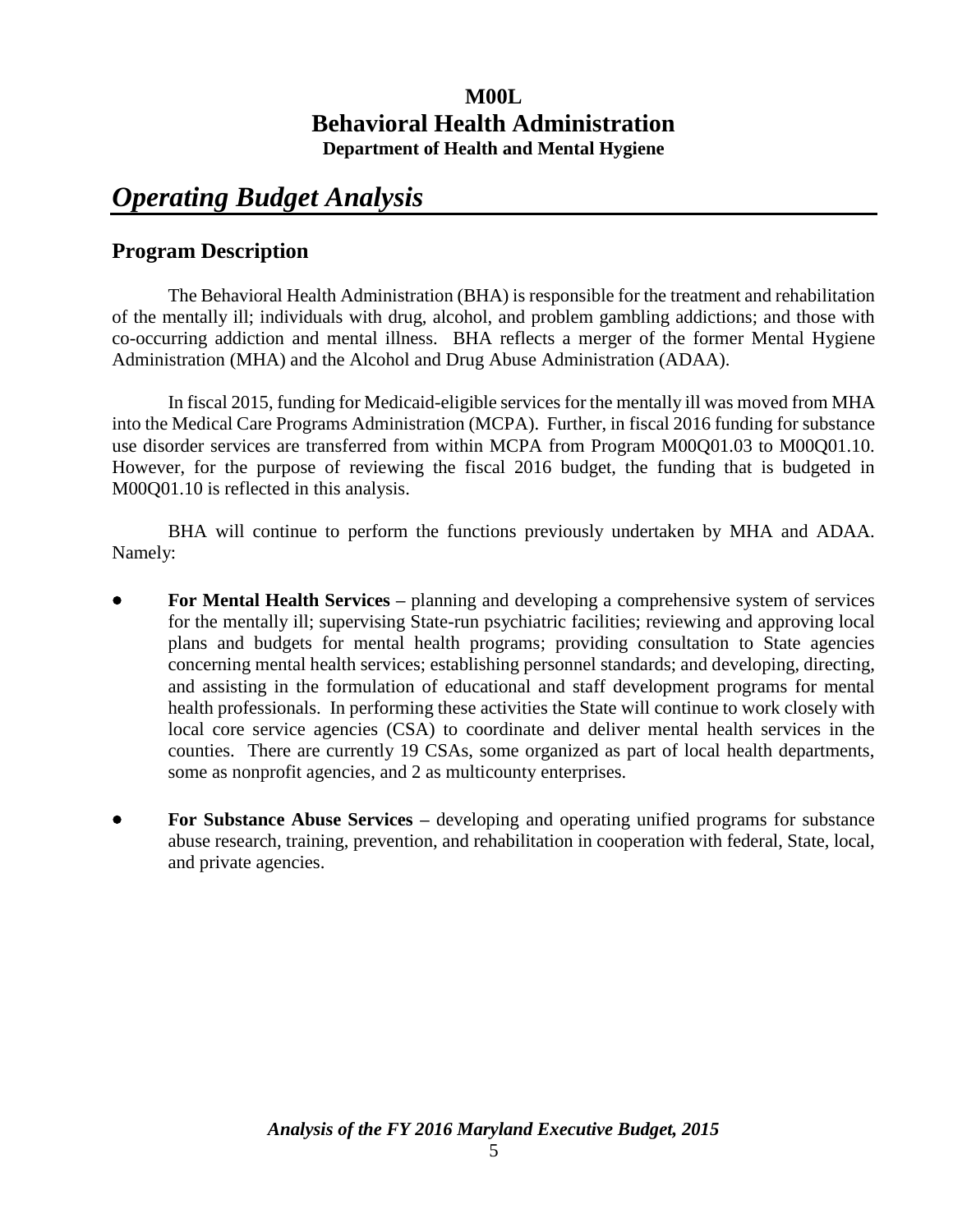# M00L
# Behavioral Health Administration
### Department of Health and Mental Hygiene

## *Operating Budget Analysis*

### Program Description

The Behavioral Health Administration (BHA) is responsible for the treatment and rehabilitation of the mentally ill; individuals with drug, alcohol, and problem gambling addictions; and those with co-occurring addiction and mental illness. BHA reflects a merger of the former Mental Hygiene Administration (MHA) and the Alcohol and Drug Abuse Administration (ADAA).

In fiscal 2015, funding for Medicaid-eligible services for the mentally ill was moved from MHA into the Medical Care Programs Administration (MCPA). Further, in fiscal 2016 funding for substance use disorder services are transferred from within MCPA from Program M00Q01.03 to M00Q01.10. However, for the purpose of reviewing the fiscal 2016 budget, the funding that is budgeted in M00Q01.10 is reflected in this analysis.

BHA will continue to perform the functions previously undertaken by MHA and ADAA. Namely:

- **For Mental Health Services –** planning and developing a comprehensive system of services for the mentally ill; supervising State-run psychiatric facilities; reviewing and approving local plans and budgets for mental health programs; providing consultation to State agencies concerning mental health services; establishing personnel standards; and developing, directing, and assisting in the formulation of educational and staff development programs for mental health professionals. In performing these activities the State will continue to work closely with local core service agencies (CSA) to coordinate and deliver mental health services in the counties. There are currently 19 CSAs, some organized as part of local health departments, some as nonprofit agencies, and 2 as multicounty enterprises.

- **For Substance Abuse Services –** developing and operating unified programs for substance abuse research, training, prevention, and rehabilitation in cooperation with federal, State, local, and private agencies.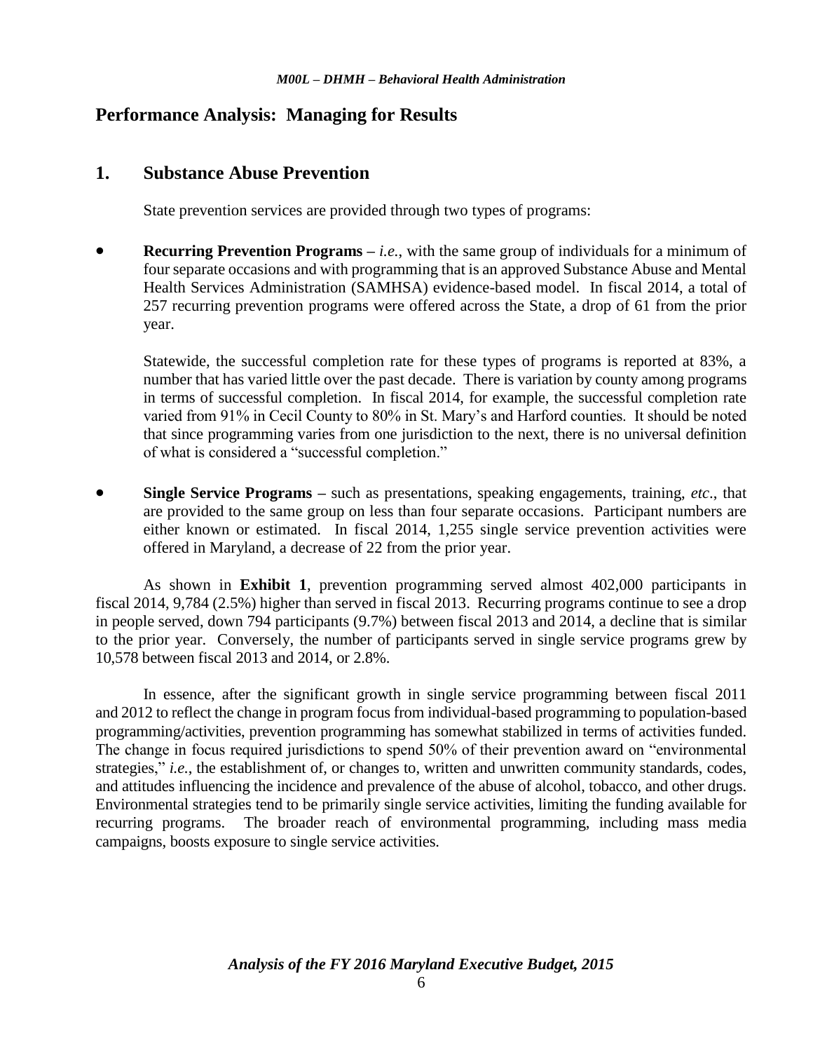## Performance Analysis: Managing for Results

### 1. Substance Abuse Prevention

State prevention services are provided through two types of programs:

- **Recurring Prevention Programs –** *i.e.*, with the same group of individuals for a minimum of four separate occasions and with programming that is an approved Substance Abuse and Mental Health Services Administration (SAMHSA) evidence-based model. In fiscal 2014, a total of 257 recurring prevention programs were offered across the State, a drop of 61 from the prior year.

  Statewide, the successful completion rate for these types of programs is reported at 83%, a number that has varied little over the past decade. There is variation by county among programs in terms of successful completion. In fiscal 2014, for example, the successful completion rate varied from 91% in Cecil County to 80% in St. Mary's and Harford counties. It should be noted that since programming varies from one jurisdiction to the next, there is no universal definition of what is considered a "successful completion."

- **Single Service Programs –** such as presentations, speaking engagements, training, *etc*., that are provided to the same group on less than four separate occasions. Participant numbers are either known or estimated. In fiscal 2014, 1,255 single service prevention activities were offered in Maryland, a decrease of 22 from the prior year.

As shown in **Exhibit 1**, prevention programming served almost 402,000 participants in fiscal 2014, 9,784 (2.5%) higher than served in fiscal 2013. Recurring programs continue to see a drop in people served, down 794 participants (9.7%) between fiscal 2013 and 2014, a decline that is similar to the prior year. Conversely, the number of participants served in single service programs grew by 10,578 between fiscal 2013 and 2014, or 2.8%.

In essence, after the significant growth in single service programming between fiscal 2011 and 2012 to reflect the change in program focus from individual-based programming to population-based programming/activities, prevention programming has somewhat stabilized in terms of activities funded. The change in focus required jurisdictions to spend 50% of their prevention award on "environmental strategies," *i.e.*, the establishment of, or changes to, written and unwritten community standards, codes, and attitudes influencing the incidence and prevalence of the abuse of alcohol, tobacco, and other drugs. Environmental strategies tend to be primarily single service activities, limiting the funding available for recurring programs. The broader reach of environmental programming, including mass media campaigns, boosts exposure to single service activities.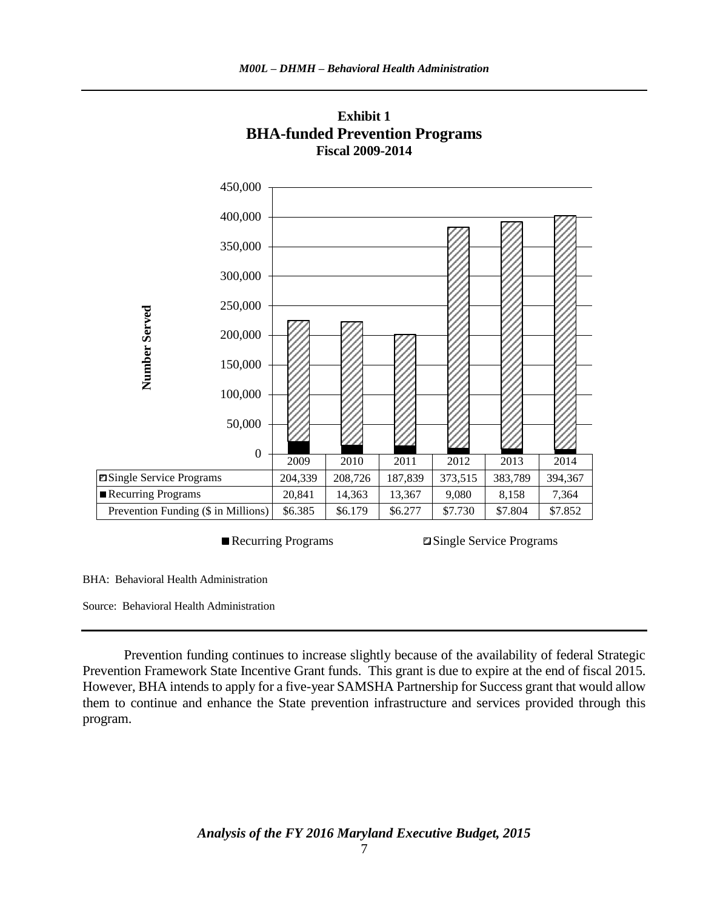**Exhibit 1**
**BHA-funded Prevention Programs**
**Fiscal 2009-2014**

| | 2009 | 2010 | 2011 | 2012 | 2013 | 2014 |
|---|---|---|---|---|---|---|
| Single Service Programs | 204,339 | 208,726 | 187,839 | 373,515 | 383,789 | 394,367 |
| Recurring Programs | 20,841 | 14,363 | 13,367 | 9,080 | 8,158 | 7,364 |
| Prevention Funding ($ in Millions) | $6.385 | $6.179 | $6.277 | $7.730 | $7.804 | $7.852 |

BHA: Behavioral Health Administration

Source: Behavioral Health Administration

Prevention funding continues to increase slightly because of the availability of federal Strategic Prevention Framework State Incentive Grant funds. This grant is due to expire at the end of fiscal 2015. However, BHA intends to apply for a five-year SAMSHA Partnership for Success grant that would allow them to continue and enhance the State prevention infrastructure and services provided through this program.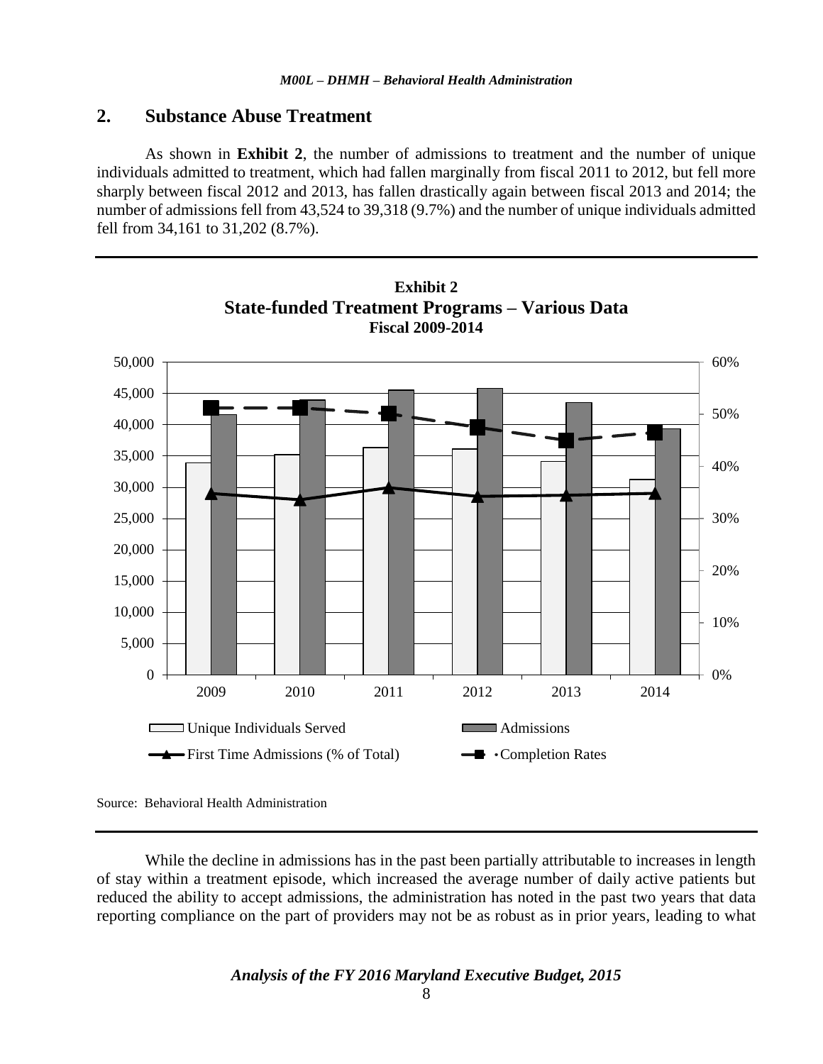## 2. Substance Abuse Treatment

As shown in **Exhibit 2**, the number of admissions to treatment and the number of unique individuals admitted to treatment, which had fallen marginally from fiscal 2011 to 2012, but fell more sharply between fiscal 2012 and 2013, has fallen drastically again between fiscal 2013 and 2014; the number of admissions fell from 43,524 to 39,318 (9.7%) and the number of unique individuals admitted fell from 34,161 to 31,202 (8.7%).

**Exhibit 2**
**State-funded Treatment Programs – Various Data**
**Fiscal 2009-2014**

Unique Individuals Served | Admissions | First Time Admissions (% of Total) | Completion Rates

Source: Behavioral Health Administration

While the decline in admissions has in the past been partially attributable to increases in length of stay within a treatment episode, which increased the average number of daily active patients but reduced the ability to accept admissions, the administration has noted in the past two years that data reporting compliance on the part of providers may not be as robust as in prior years, leading to what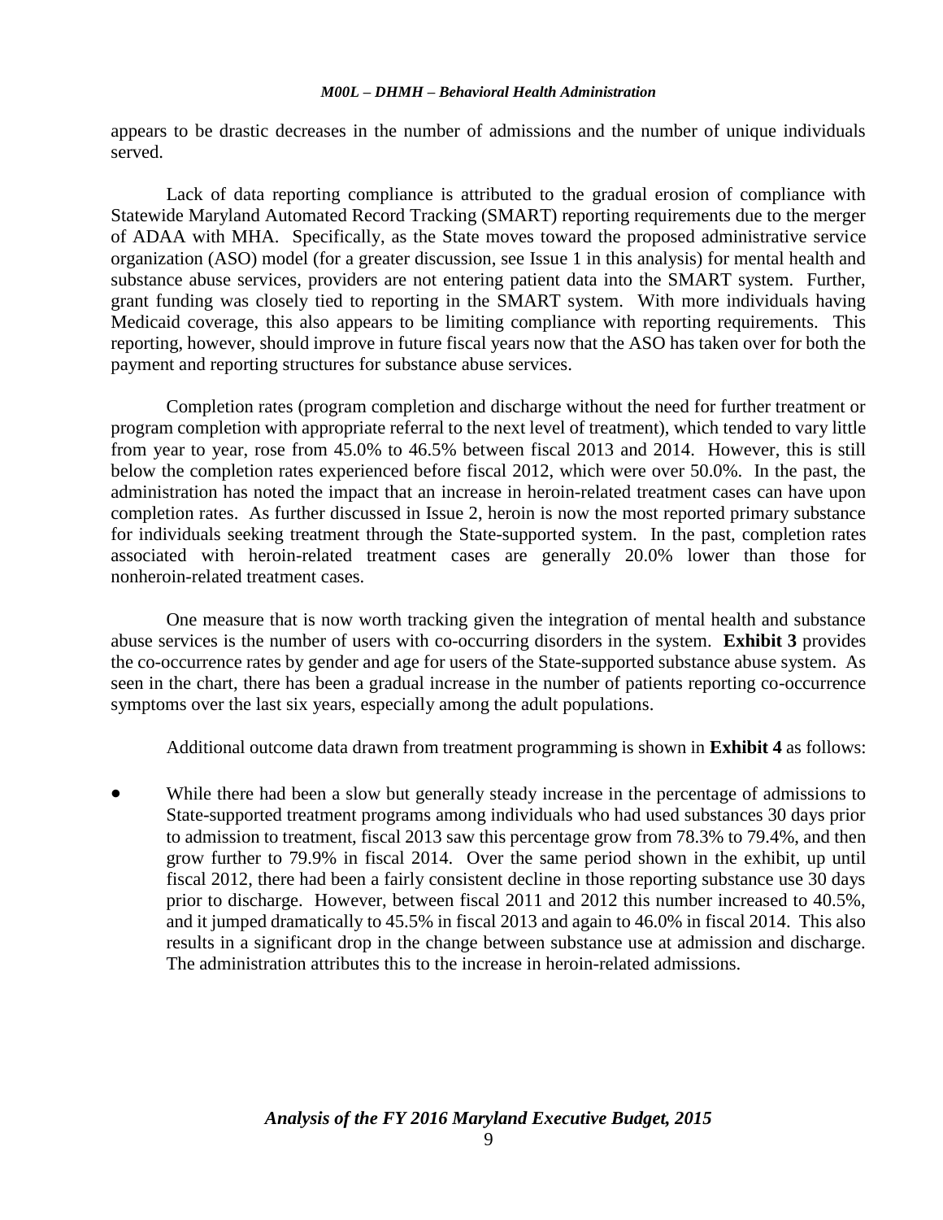appears to be drastic decreases in the number of admissions and the number of unique individuals served.

Lack of data reporting compliance is attributed to the gradual erosion of compliance with Statewide Maryland Automated Record Tracking (SMART) reporting requirements due to the merger of ADAA with MHA. Specifically, as the State moves toward the proposed administrative service organization (ASO) model (for a greater discussion, see Issue 1 in this analysis) for mental health and substance abuse services, providers are not entering patient data into the SMART system. Further, grant funding was closely tied to reporting in the SMART system. With more individuals having Medicaid coverage, this also appears to be limiting compliance with reporting requirements. This reporting, however, should improve in future fiscal years now that the ASO has taken over for both the payment and reporting structures for substance abuse services.

Completion rates (program completion and discharge without the need for further treatment or program completion with appropriate referral to the next level of treatment), which tended to vary little from year to year, rose from 45.0% to 46.5% between fiscal 2013 and 2014. However, this is still below the completion rates experienced before fiscal 2012, which were over 50.0%. In the past, the administration has noted the impact that an increase in heroin-related treatment cases can have upon completion rates. As further discussed in Issue 2, heroin is now the most reported primary substance for individuals seeking treatment through the State-supported system. In the past, completion rates associated with heroin-related treatment cases are generally 20.0% lower than those for nonheroin-related treatment cases.

One measure that is now worth tracking given the integration of mental health and substance abuse services is the number of users with co-occurring disorders in the system. **Exhibit 3** provides the co-occurrence rates by gender and age for users of the State-supported substance abuse system. As seen in the chart, there has been a gradual increase in the number of patients reporting co-occurrence symptoms over the last six years, especially among the adult populations.

Additional outcome data drawn from treatment programming is shown in **Exhibit 4** as follows:

- While there had been a slow but generally steady increase in the percentage of admissions to State-supported treatment programs among individuals who had used substances 30 days prior to admission to treatment, fiscal 2013 saw this percentage grow from 78.3% to 79.4%, and then grow further to 79.9% in fiscal 2014. Over the same period shown in the exhibit, up until fiscal 2012, there had been a fairly consistent decline in those reporting substance use 30 days prior to discharge. However, between fiscal 2011 and 2012 this number increased to 40.5%, and it jumped dramatically to 45.5% in fiscal 2013 and again to 46.0% in fiscal 2014. This also results in a significant drop in the change between substance use at admission and discharge. The administration attributes this to the increase in heroin-related admissions.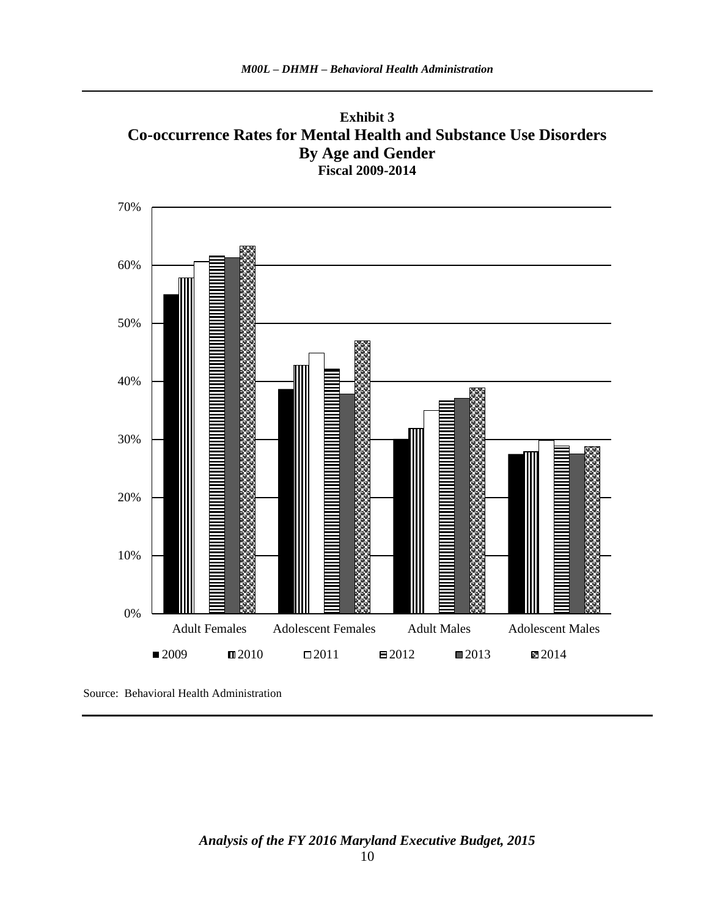**Exhibit 3**
**Co-occurrence Rates for Mental Health and Substance Use Disorders**
**By Age and Gender**
**Fiscal 2009-2014**

Source: Behavioral Health Administration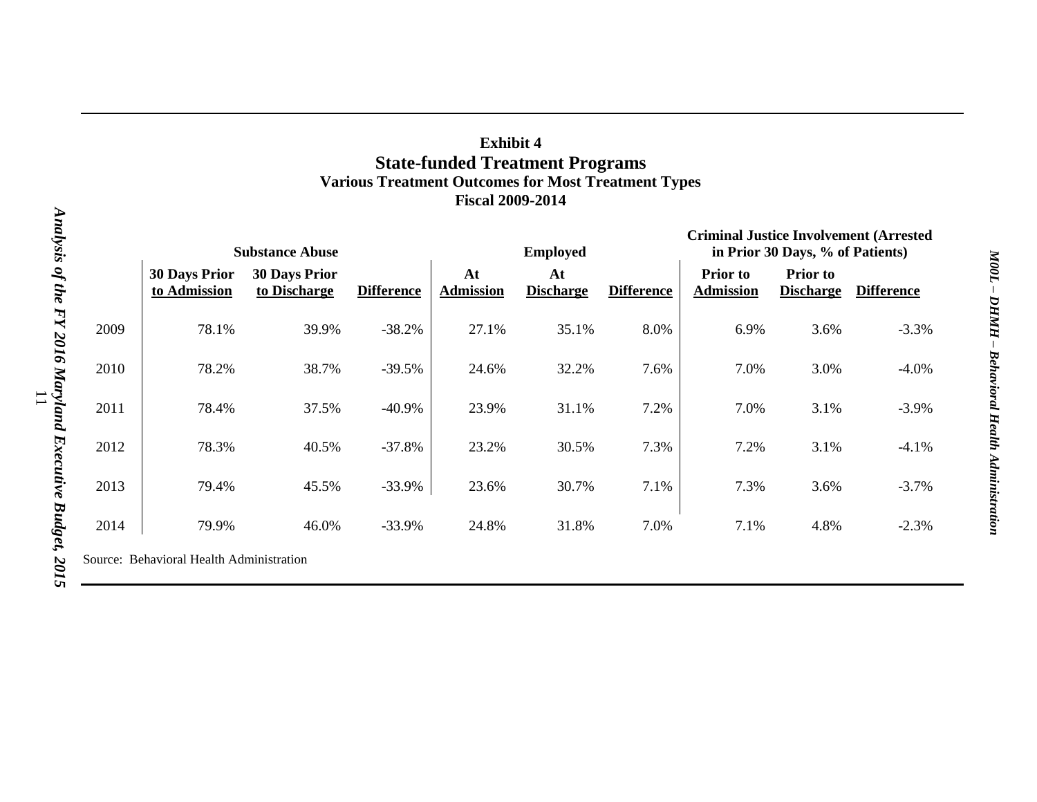**Exhibit 4**
**State-funded Treatment Programs**
**Various Treatment Outcomes for Most Treatment Types**
**Fiscal 2009-2014**

| | Substance Abuse | | | Employed | | | Criminal Justice Involvement (Arrested in Prior 30 Days, % of Patients) | | |
|---|---|---|---|---|---|---|---|---|---|
| | 30 Days Prior to Admission | 30 Days Prior to Discharge | Difference | At Admission | At Discharge | Difference | Prior to Admission | Prior to Discharge | Difference |
| 2009 | 78.1% | 39.9% | -38.2% | 27.1% | 35.1% | 8.0% | 6.9% | 3.6% | -3.3% |
| 2010 | 78.2% | 38.7% | -39.5% | 24.6% | 32.2% | 7.6% | 7.0% | 3.0% | -4.0% |
| 2011 | 78.4% | 37.5% | -40.9% | 23.9% | 31.1% | 7.2% | 7.0% | 3.1% | -3.9% |
| 2012 | 78.3% | 40.5% | -37.8% | 23.2% | 30.5% | 7.3% | 7.2% | 3.1% | -4.1% |
| 2013 | 79.4% | 45.5% | -33.9% | 23.6% | 30.7% | 7.1% | 7.3% | 3.6% | -3.7% |
| 2014 | 79.9% | 46.0% | -33.9% | 24.8% | 31.8% | 7.0% | 7.1% | 4.8% | -2.3% |

Source: Behavioral Health Administration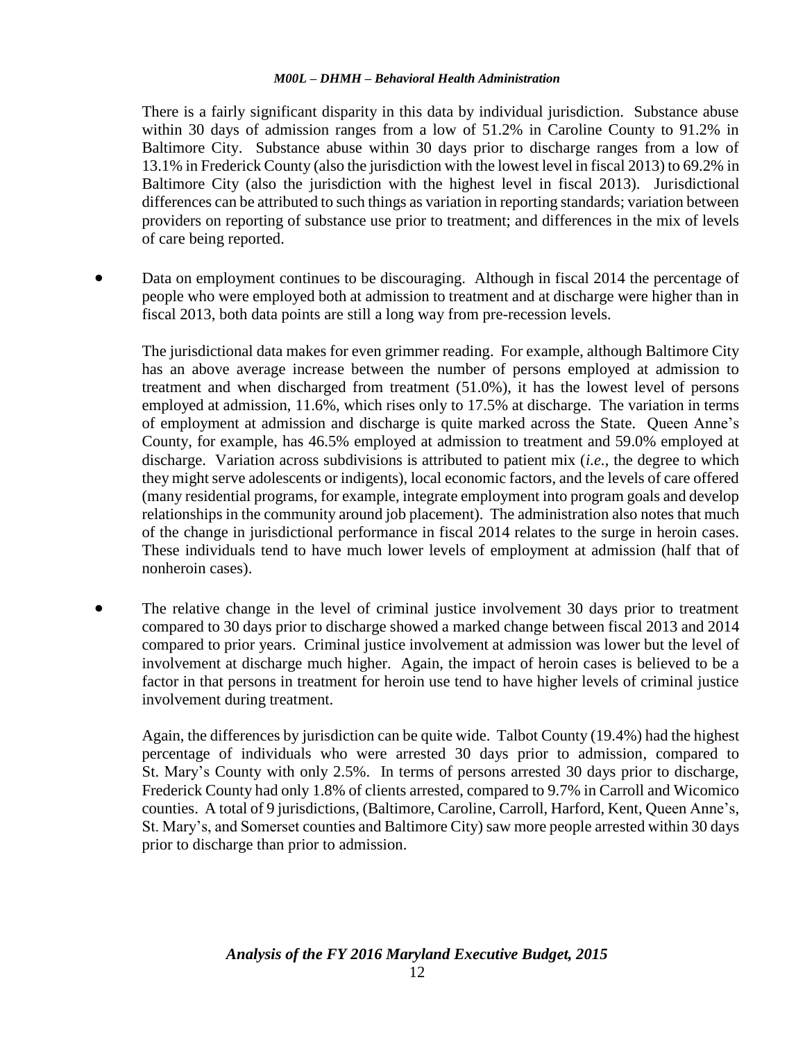There is a fairly significant disparity in this data by individual jurisdiction. Substance abuse within 30 days of admission ranges from a low of 51.2% in Caroline County to 91.2% in Baltimore City. Substance abuse within 30 days prior to discharge ranges from a low of 13.1% in Frederick County (also the jurisdiction with the lowest level in fiscal 2013) to 69.2% in Baltimore City (also the jurisdiction with the highest level in fiscal 2013). Jurisdictional differences can be attributed to such things as variation in reporting standards; variation between providers on reporting of substance use prior to treatment; and differences in the mix of levels of care being reported.

- Data on employment continues to be discouraging. Although in fiscal 2014 the percentage of people who were employed both at admission to treatment and at discharge were higher than in fiscal 2013, both data points are still a long way from pre-recession levels.

  The jurisdictional data makes for even grimmer reading. For example, although Baltimore City has an above average increase between the number of persons employed at admission to treatment and when discharged from treatment (51.0%), it has the lowest level of persons employed at admission, 11.6%, which rises only to 17.5% at discharge. The variation in terms of employment at admission and discharge is quite marked across the State. Queen Anne's County, for example, has 46.5% employed at admission to treatment and 59.0% employed at discharge. Variation across subdivisions is attributed to patient mix (*i.e.*, the degree to which they might serve adolescents or indigents), local economic factors, and the levels of care offered (many residential programs, for example, integrate employment into program goals and develop relationships in the community around job placement). The administration also notes that much of the change in jurisdictional performance in fiscal 2014 relates to the surge in heroin cases. These individuals tend to have much lower levels of employment at admission (half that of nonheroin cases).

- The relative change in the level of criminal justice involvement 30 days prior to treatment compared to 30 days prior to discharge showed a marked change between fiscal 2013 and 2014 compared to prior years. Criminal justice involvement at admission was lower but the level of involvement at discharge much higher. Again, the impact of heroin cases is believed to be a factor in that persons in treatment for heroin use tend to have higher levels of criminal justice involvement during treatment.

  Again, the differences by jurisdiction can be quite wide. Talbot County (19.4%) had the highest percentage of individuals who were arrested 30 days prior to admission, compared to St. Mary's County with only 2.5%. In terms of persons arrested 30 days prior to discharge, Frederick County had only 1.8% of clients arrested, compared to 9.7% in Carroll and Wicomico counties. A total of 9 jurisdictions, (Baltimore, Caroline, Carroll, Harford, Kent, Queen Anne's, St. Mary's, and Somerset counties and Baltimore City) saw more people arrested within 30 days prior to discharge than prior to admission.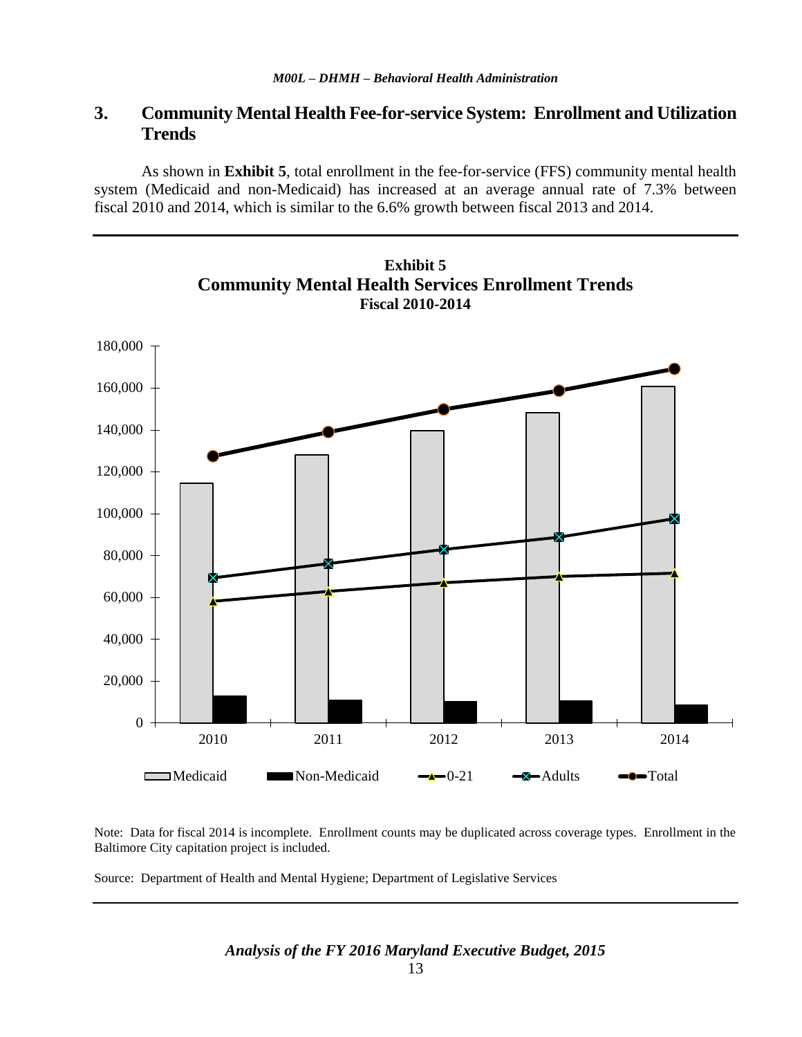## 3. Community Mental Health Fee-for-service System: Enrollment and Utilization Trends

As shown in **Exhibit 5**, total enrollment in the fee-for-service (FFS) community mental health system (Medicaid and non-Medicaid) has increased at an average annual rate of 7.3% between fiscal 2010 and 2014, which is similar to the 6.6% growth between fiscal 2013 and 2014.

**Exhibit 5**
**Community Mental Health Services Enrollment Trends**
**Fiscal 2010-2014**

Note: Data for fiscal 2014 is incomplete. Enrollment counts may be duplicated across coverage types. Enrollment in the Baltimore City capitation project is included.

Source: Department of Health and Mental Hygiene; Department of Legislative Services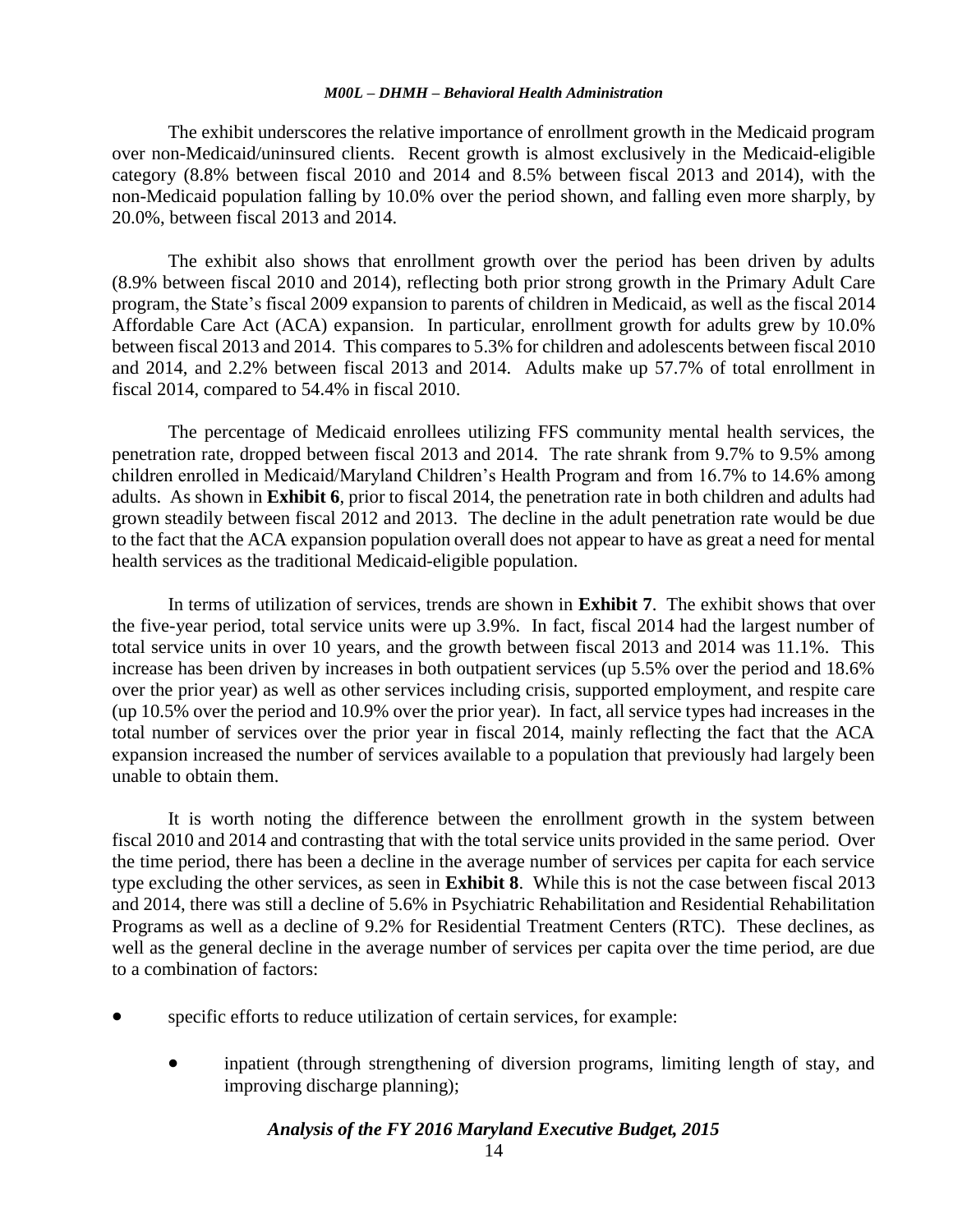The exhibit underscores the relative importance of enrollment growth in the Medicaid program over non-Medicaid/uninsured clients. Recent growth is almost exclusively in the Medicaid-eligible category (8.8% between fiscal 2010 and 2014 and 8.5% between fiscal 2013 and 2014), with the non-Medicaid population falling by 10.0% over the period shown, and falling even more sharply, by 20.0%, between fiscal 2013 and 2014.

The exhibit also shows that enrollment growth over the period has been driven by adults (8.9% between fiscal 2010 and 2014), reflecting both prior strong growth in the Primary Adult Care program, the State's fiscal 2009 expansion to parents of children in Medicaid, as well as the fiscal 2014 Affordable Care Act (ACA) expansion. In particular, enrollment growth for adults grew by 10.0% between fiscal 2013 and 2014. This compares to 5.3% for children and adolescents between fiscal 2010 and 2014, and 2.2% between fiscal 2013 and 2014. Adults make up 57.7% of total enrollment in fiscal 2014, compared to 54.4% in fiscal 2010.

The percentage of Medicaid enrollees utilizing FFS community mental health services, the penetration rate, dropped between fiscal 2013 and 2014. The rate shrank from 9.7% to 9.5% among children enrolled in Medicaid/Maryland Children's Health Program and from 16.7% to 14.6% among adults. As shown in **Exhibit 6**, prior to fiscal 2014, the penetration rate in both children and adults had grown steadily between fiscal 2012 and 2013. The decline in the adult penetration rate would be due to the fact that the ACA expansion population overall does not appear to have as great a need for mental health services as the traditional Medicaid-eligible population.

In terms of utilization of services, trends are shown in **Exhibit 7**. The exhibit shows that over the five-year period, total service units were up 3.9%. In fact, fiscal 2014 had the largest number of total service units in over 10 years, and the growth between fiscal 2013 and 2014 was 11.1%. This increase has been driven by increases in both outpatient services (up 5.5% over the period and 18.6% over the prior year) as well as other services including crisis, supported employment, and respite care (up 10.5% over the period and 10.9% over the prior year). In fact, all service types had increases in the total number of services over the prior year in fiscal 2014, mainly reflecting the fact that the ACA expansion increased the number of services available to a population that previously had largely been unable to obtain them.

It is worth noting the difference between the enrollment growth in the system between fiscal 2010 and 2014 and contrasting that with the total service units provided in the same period. Over the time period, there has been a decline in the average number of services per capita for each service type excluding the other services, as seen in **Exhibit 8**. While this is not the case between fiscal 2013 and 2014, there was still a decline of 5.6% in Psychiatric Rehabilitation and Residential Rehabilitation Programs as well as a decline of 9.2% for Residential Treatment Centers (RTC). These declines, as well as the general decline in the average number of services per capita over the time period, are due to a combination of factors:

- specific efforts to reduce utilization of certain services, for example:
  - inpatient (through strengthening of diversion programs, limiting length of stay, and improving discharge planning);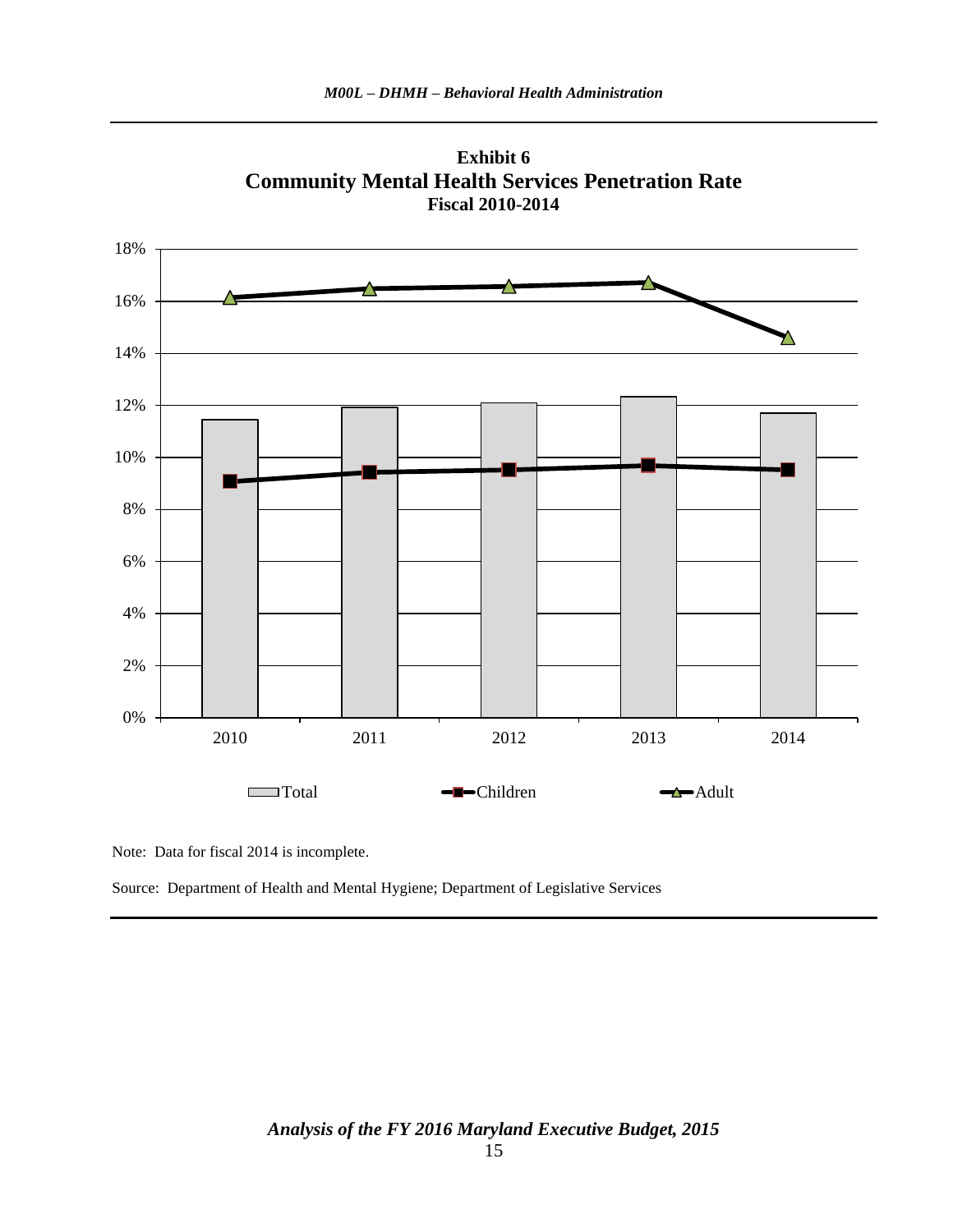**Exhibit 6**
**Community Mental Health Services Penetration Rate**
**Fiscal 2010-2014**

Note: Data for fiscal 2014 is incomplete.

Source: Department of Health and Mental Hygiene; Department of Legislative Services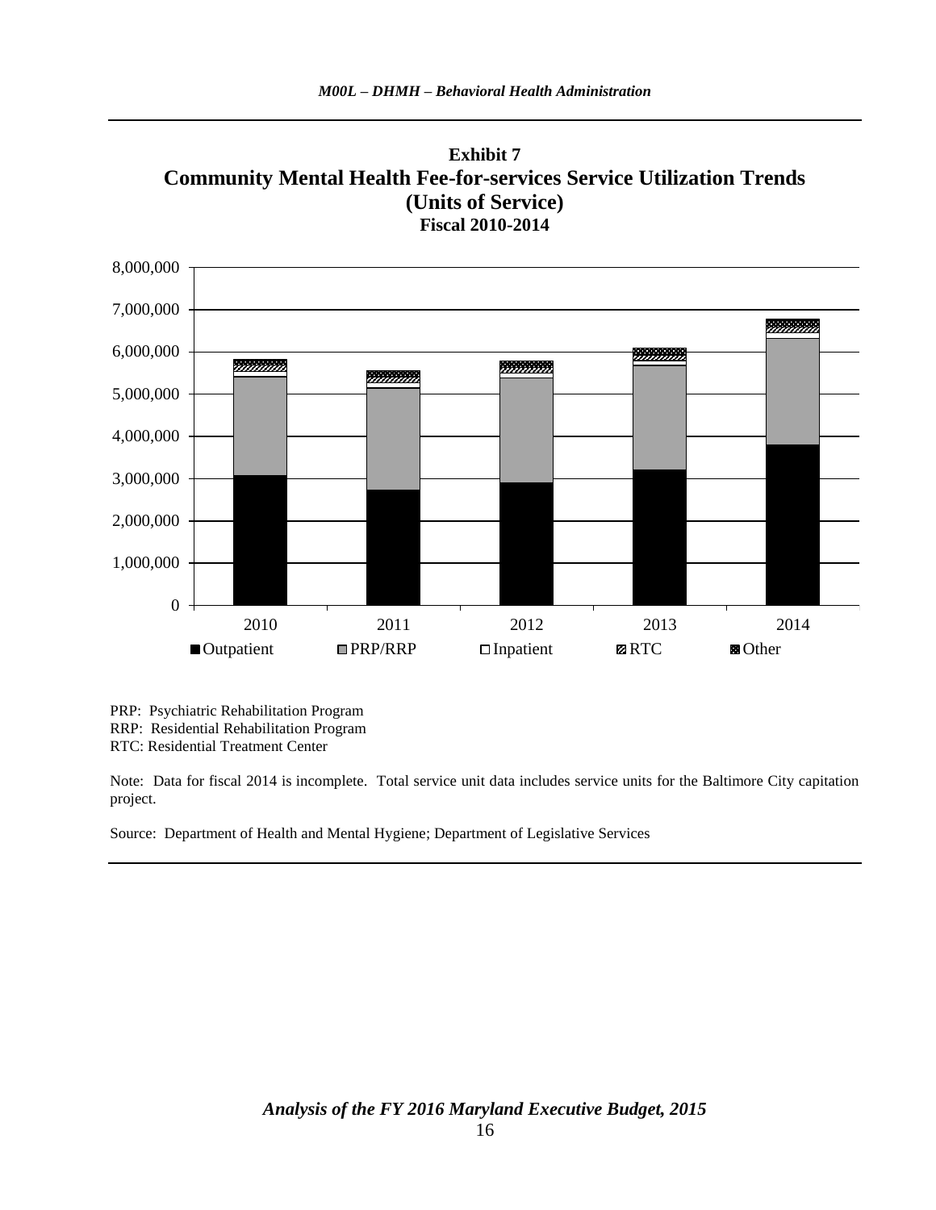**Exhibit 7**
**Community Mental Health Fee-for-services Service Utilization Trends**
**(Units of Service)**
**Fiscal 2010-2014**

PRP: Psychiatric Rehabilitation Program
RRP: Residential Rehabilitation Program
RTC: Residential Treatment Center

Note: Data for fiscal 2014 is incomplete. Total service unit data includes service units for the Baltimore City capitation project.

Source: Department of Health and Mental Hygiene; Department of Legislative Services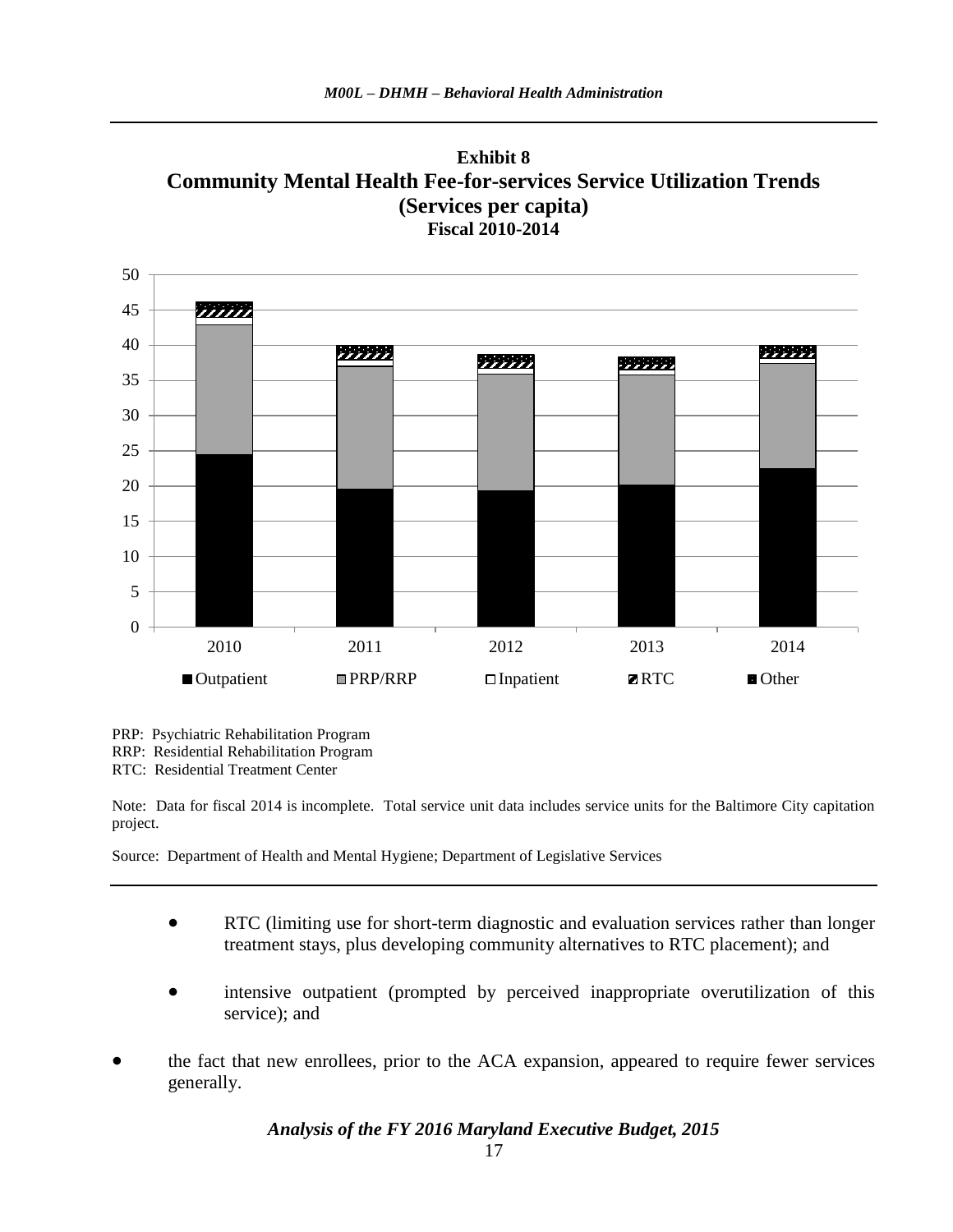**Exhibit 8**
**Community Mental Health Fee-for-services Service Utilization Trends**
**(Services per capita)**
**Fiscal 2010-2014**

PRP: Psychiatric Rehabilitation Program
RRP: Residential Rehabilitation Program
RTC: Residential Treatment Center

Note: Data for fiscal 2014 is incomplete. Total service unit data includes service units for the Baltimore City capitation project.

Source: Department of Health and Mental Hygiene; Department of Legislative Services

- RTC (limiting use for short-term diagnostic and evaluation services rather than longer treatment stays, plus developing community alternatives to RTC placement); and
- intensive outpatient (prompted by perceived inappropriate overutilization of this service); and

- the fact that new enrollees, prior to the ACA expansion, appeared to require fewer services generally.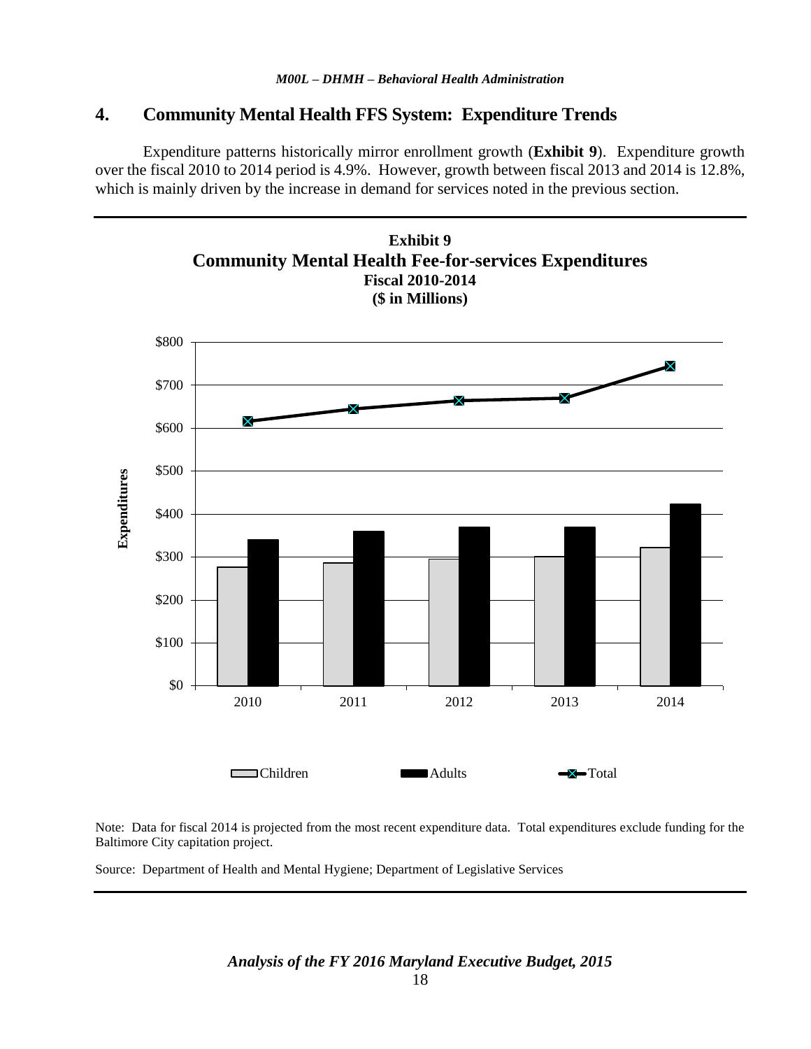## 4. Community Mental Health FFS System: Expenditure Trends

Expenditure patterns historically mirror enrollment growth (**Exhibit 9**). Expenditure growth over the fiscal 2010 to 2014 period is 4.9%. However, growth between fiscal 2013 and 2014 is 12.8%, which is mainly driven by the increase in demand for services noted in the previous section.

**Exhibit 9**
**Community Mental Health Fee-for-services Expenditures**
**Fiscal 2010-2014**
**($ in Millions)**

Note: Data for fiscal 2014 is projected from the most recent expenditure data. Total expenditures exclude funding for the Baltimore City capitation project.

Source: Department of Health and Mental Hygiene; Department of Legislative Services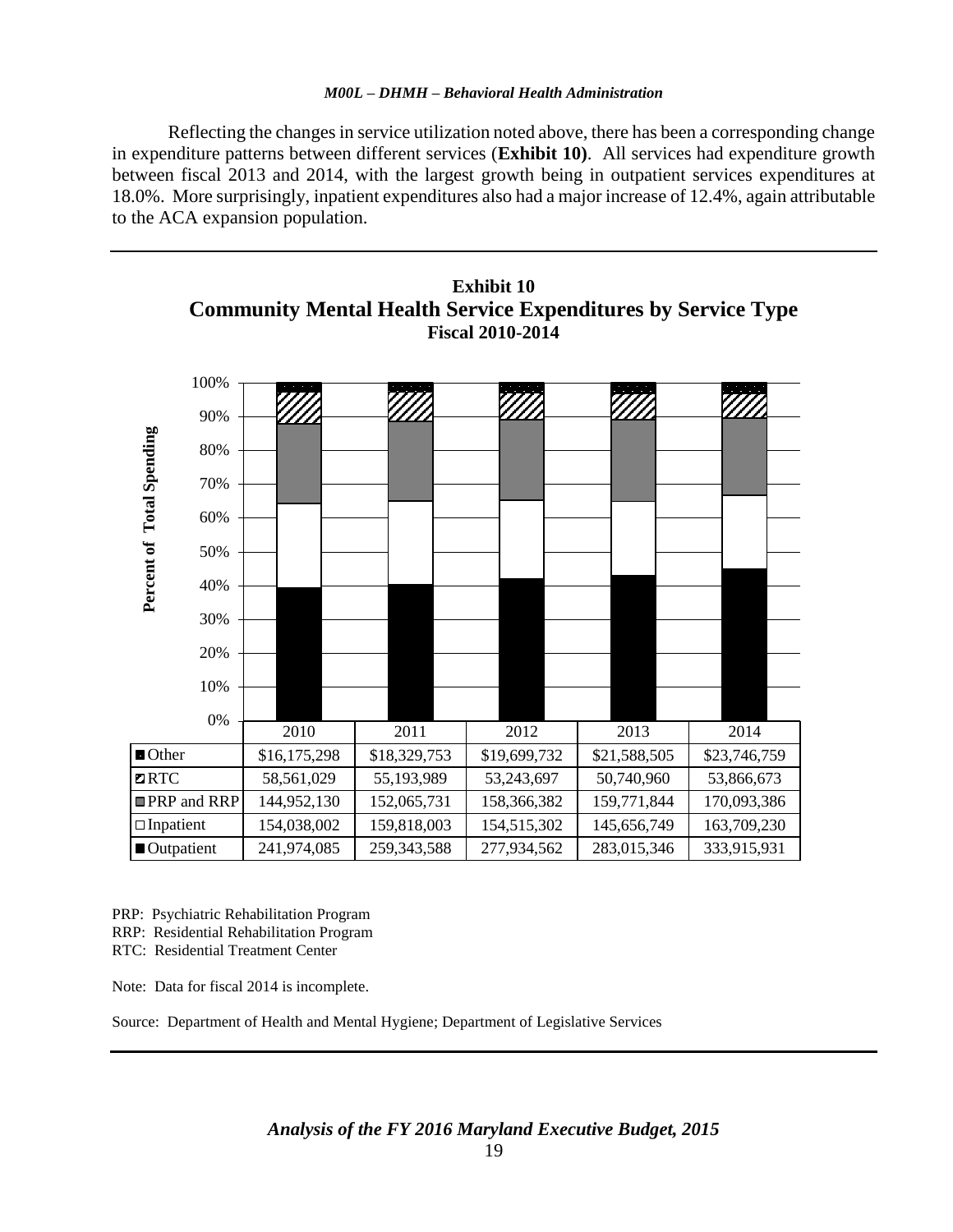Reflecting the changes in service utilization noted above, there has been a corresponding change in expenditure patterns between different services (**Exhibit 10)**. All services had expenditure growth between fiscal 2013 and 2014, with the largest growth being in outpatient services expenditures at 18.0%. More surprisingly, inpatient expenditures also had a major increase of 12.4%, again attributable to the ACA expansion population.

**Exhibit 10**
**Community Mental Health Service Expenditures by Service Type**
**Fiscal 2010-2014**

| | 2010 | 2011 | 2012 | 2013 | 2014 |
|---|---|---|---|---|---|
| Other | $16,175,298 | $18,329,753 | $19,699,732 | $21,588,505 | $23,746,759 |
| RTC | 58,561,029 | 55,193,989 | 53,243,697 | 50,740,960 | 53,866,673 |
| PRP and RRP | 144,952,130 | 152,065,731 | 158,366,382 | 159,771,844 | 170,093,386 |
| Inpatient | 154,038,002 | 159,818,003 | 154,515,302 | 145,656,749 | 163,709,230 |
| Outpatient | 241,974,085 | 259,343,588 | 277,934,562 | 283,015,346 | 333,915,931 |

PRP: Psychiatric Rehabilitation Program
RRP: Residential Rehabilitation Program
RTC: Residential Treatment Center

Note: Data for fiscal 2014 is incomplete.

Source: Department of Health and Mental Hygiene; Department of Legislative Services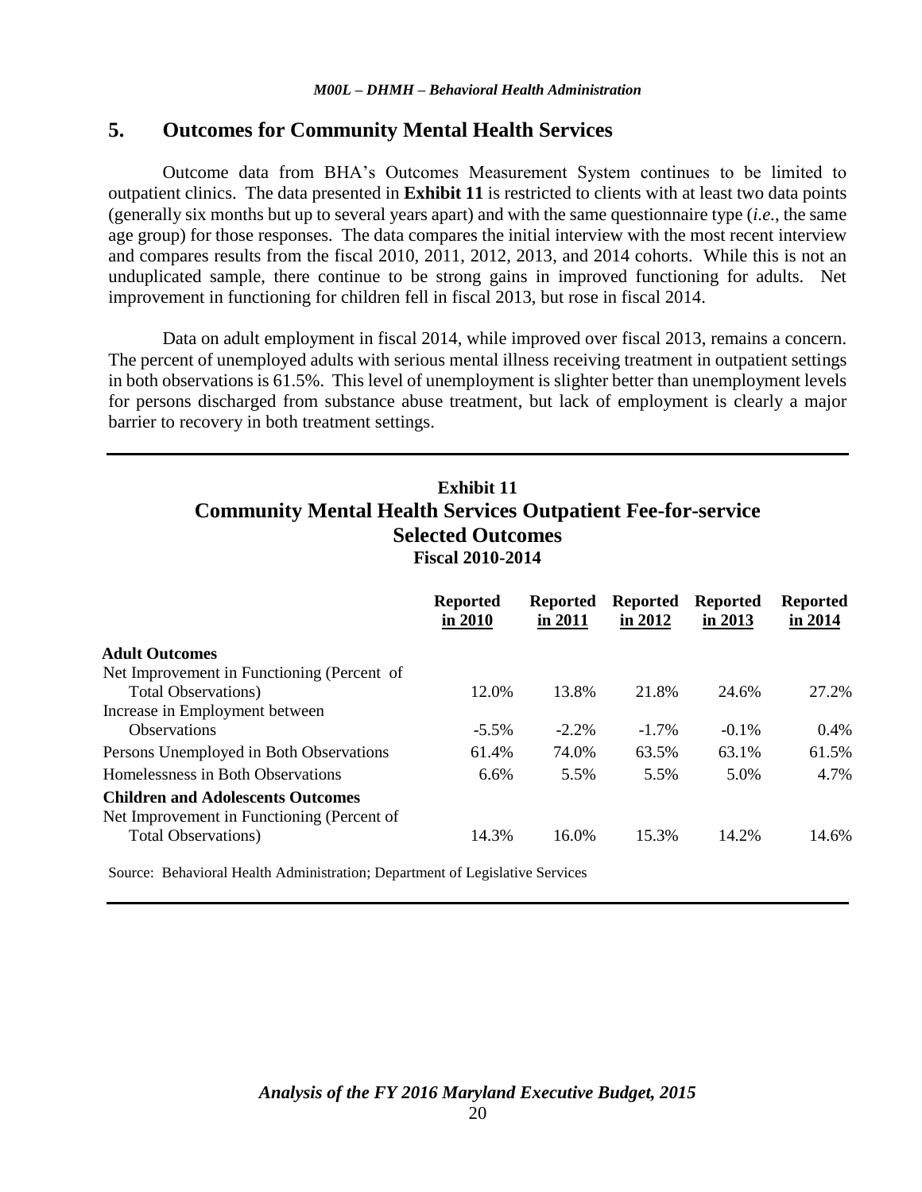## 5. Outcomes for Community Mental Health Services

Outcome data from BHA's Outcomes Measurement System continues to be limited to outpatient clinics. The data presented in **Exhibit 11** is restricted to clients with at least two data points (generally six months but up to several years apart) and with the same questionnaire type (*i.e.*, the same age group) for those responses. The data compares the initial interview with the most recent interview and compares results from the fiscal 2010, 2011, 2012, 2013, and 2014 cohorts. While this is not an unduplicated sample, there continue to be strong gains in improved functioning for adults. Net improvement in functioning for children fell in fiscal 2013, but rose in fiscal 2014.

Data on adult employment in fiscal 2014, while improved over fiscal 2013, remains a concern. The percent of unemployed adults with serious mental illness receiving treatment in outpatient settings in both observations is 61.5%. This level of unemployment is slighter better than unemployment levels for persons discharged from substance abuse treatment, but lack of employment is clearly a major barrier to recovery in both treatment settings.

**Exhibit 11**
**Community Mental Health Services Outpatient Fee-for-service**
**Selected Outcomes**
**Fiscal 2010-2014**

| | Reported in 2010 | Reported in 2011 | Reported in 2012 | Reported in 2013 | Reported in 2014 |
|---|---|---|---|---|---|
| **Adult Outcomes** | | | | | |
| Net Improvement in Functioning (Percent of Total Observations) | 12.0% | 13.8% | 21.8% | 24.6% | 27.2% |
| Increase in Employment between Observations | -5.5% | -2.2% | -1.7% | -0.1% | 0.4% |
| Persons Unemployed in Both Observations | 61.4% | 74.0% | 63.5% | 63.1% | 61.5% |
| Homelessness in Both Observations | 6.6% | 5.5% | 5.5% | 5.0% | 4.7% |
| **Children and Adolescents Outcomes** | | | | | |
| Net Improvement in Functioning (Percent of Total Observations) | 14.3% | 16.0% | 15.3% | 14.2% | 14.6% |

Source: Behavioral Health Administration; Department of Legislative Services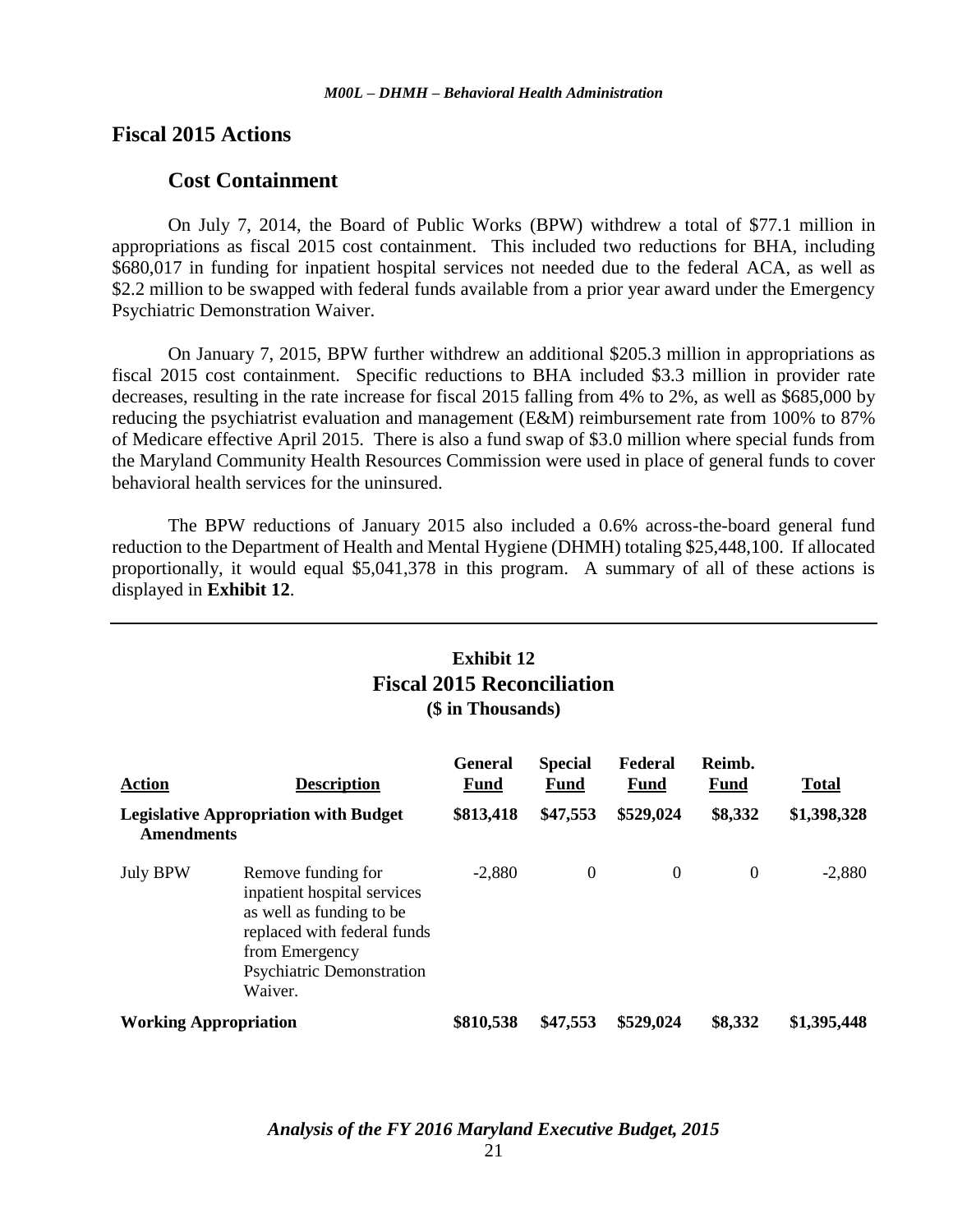## Fiscal 2015 Actions

### Cost Containment

On July 7, 2014, the Board of Public Works (BPW) withdrew a total of $77.1 million in appropriations as fiscal 2015 cost containment. This included two reductions for BHA, including $680,017 in funding for inpatient hospital services not needed due to the federal ACA, as well as $2.2 million to be swapped with federal funds available from a prior year award under the Emergency Psychiatric Demonstration Waiver.

On January 7, 2015, BPW further withdrew an additional $205.3 million in appropriations as fiscal 2015 cost containment. Specific reductions to BHA included $3.3 million in provider rate decreases, resulting in the rate increase for fiscal 2015 falling from 4% to 2%, as well as $685,000 by reducing the psychiatrist evaluation and management (E&M) reimbursement rate from 100% to 87% of Medicare effective April 2015. There is also a fund swap of $3.0 million where special funds from the Maryland Community Health Resources Commission were used in place of general funds to cover behavioral health services for the uninsured.

The BPW reductions of January 2015 also included a 0.6% across-the-board general fund reduction to the Department of Health and Mental Hygiene (DHMH) totaling $25,448,100. If allocated proportionally, it would equal $5,041,378 in this program. A summary of all of these actions is displayed in **Exhibit 12**.

**Exhibit 12**
**Fiscal 2015 Reconciliation**
**($ in Thousands)**

| Action | Description | General Fund | Special Fund | Federal Fund | Reimb. Fund | Total |
|---|---|---|---|---|---|---|
| **Legislative Appropriation with Budget Amendments** | | **$813,418** | **$47,553** | **$529,024** | **$8,332** | **$1,398,328** |
| July BPW | Remove funding for inpatient hospital services as well as funding to be replaced with federal funds from Emergency Psychiatric Demonstration Waiver. | -2,880 | 0 | 0 | 0 | -2,880 |
| **Working Appropriation** | | **$810,538** | **$47,553** | **$529,024** | **$8,332** | **$1,395,448** |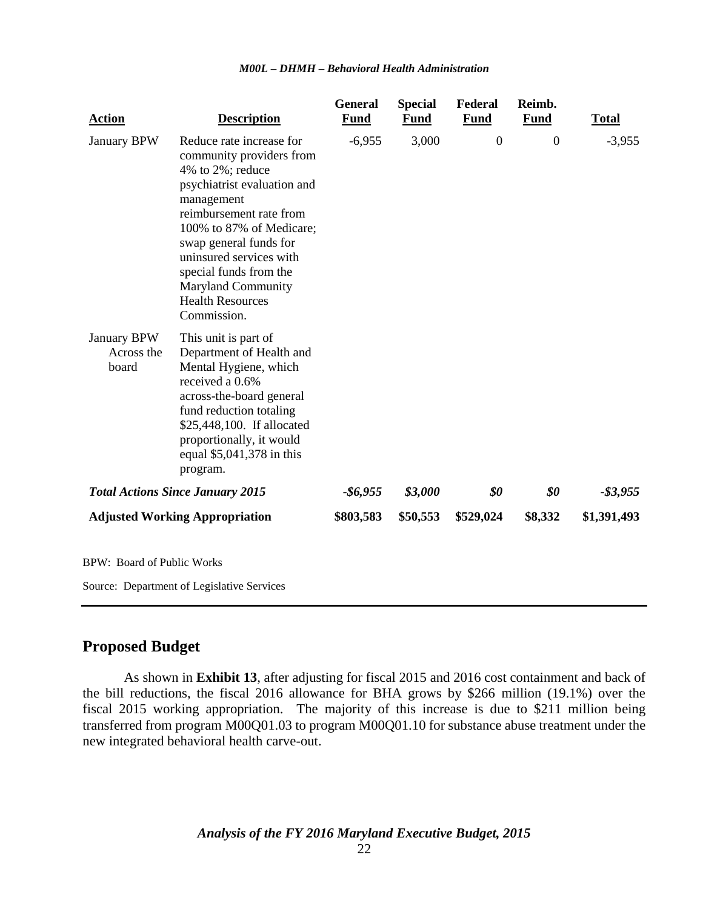| Action | Description | General Fund | Special Fund | Federal Fund | Reimb. Fund | Total |
|---|---|---|---|---|---|---|
| January BPW | Reduce rate increase for community providers from 4% to 2%; reduce psychiatrist evaluation and management reimbursement rate from 100% to 87% of Medicare; swap general funds for uninsured services with special funds from the Maryland Community Health Resources Commission. | -6,955 | 3,000 | 0 | 0 | -3,955 |
| January BPW Across the board | This unit is part of Department of Health and Mental Hygiene, which received a 0.6% across-the-board general fund reduction totaling $25,448,100. If allocated proportionally, it would equal $5,041,378 in this program. | | | | | |
| ***Total Actions Since January 2015*** | | ***-$6,955*** | ***$3,000*** | ***$0*** | ***$0*** | ***-$3,955*** |
| **Adjusted Working Appropriation** | | **$803,583** | **$50,553** | **$529,024** | **$8,332** | **$1,391,493** |

BPW: Board of Public Works

Source: Department of Legislative Services

## Proposed Budget

As shown in **Exhibit 13**, after adjusting for fiscal 2015 and 2016 cost containment and back of the bill reductions, the fiscal 2016 allowance for BHA grows by $266 million (19.1%) over the fiscal 2015 working appropriation. The majority of this increase is due to $211 million being transferred from program M00Q01.03 to program M00Q01.10 for substance abuse treatment under the new integrated behavioral health carve-out.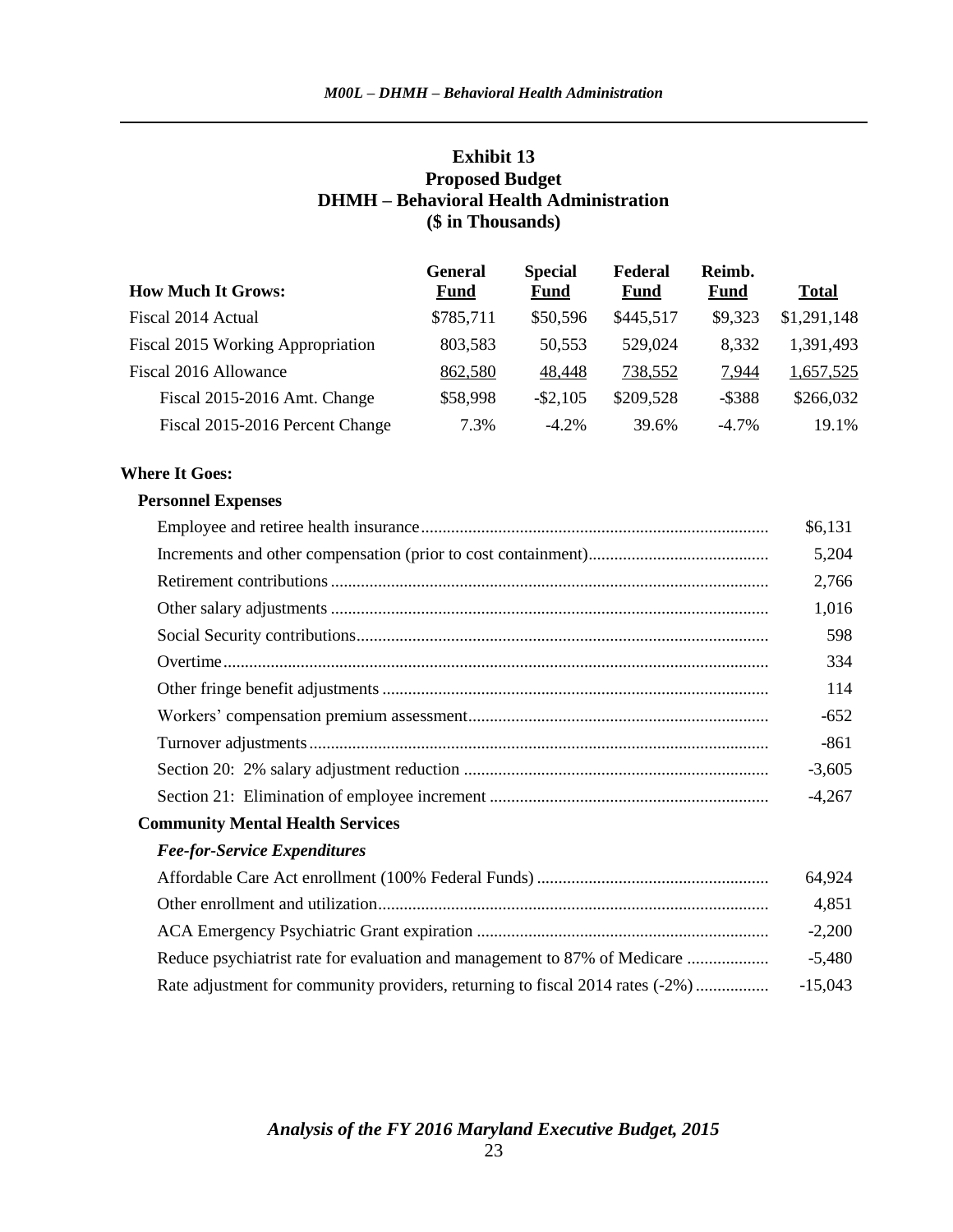**Exhibit 13**
**Proposed Budget**
**DHMH – Behavioral Health Administration**
**($ in Thousands)**

| How Much It Grows: | General Fund | Special Fund | Federal Fund | Reimb. Fund | Total |
|---|---|---|---|---|---|
| Fiscal 2014 Actual | $785,711 | $50,596 | $445,517 | $9,323 | $1,291,148 |
| Fiscal 2015 Working Appropriation | 803,583 | 50,553 | 529,024 | 8,332 | 1,391,493 |
| Fiscal 2016 Allowance | 862,580 | 48,448 | 738,552 | 7,944 | 1,657,525 |
| Fiscal 2015-2016 Amt. Change | $58,998 | -$2,105 | $209,528 | -$388 | $266,032 |
| Fiscal 2015-2016 Percent Change | 7.3% | -4.2% | 39.6% | -4.7% | 19.1% |

**Where It Goes:**

| | |
|---|---|
| **Personnel Expenses** | |
| Employee and retiree health insurance | $6,131 |
| Increments and other compensation (prior to cost containment) | 5,204 |
| Retirement contributions | 2,766 |
| Other salary adjustments | 1,016 |
| Social Security contributions | 598 |
| Overtime | 334 |
| Other fringe benefit adjustments | 114 |
| Workers' compensation premium assessment | -652 |
| Turnover adjustments | -861 |
| Section 20: 2% salary adjustment reduction | -3,605 |
| Section 21: Elimination of employee increment | -4,267 |
| **Community Mental Health Services** | |
| ***Fee-for-Service Expenditures*** | |
| Affordable Care Act enrollment (100% Federal Funds) | 64,924 |
| Other enrollment and utilization | 4,851 |
| ACA Emergency Psychiatric Grant expiration | -2,200 |
| Reduce psychiatrist rate for evaluation and management to 87% of Medicare | -5,480 |
| Rate adjustment for community providers, returning to fiscal 2014 rates (-2%) | -15,043 |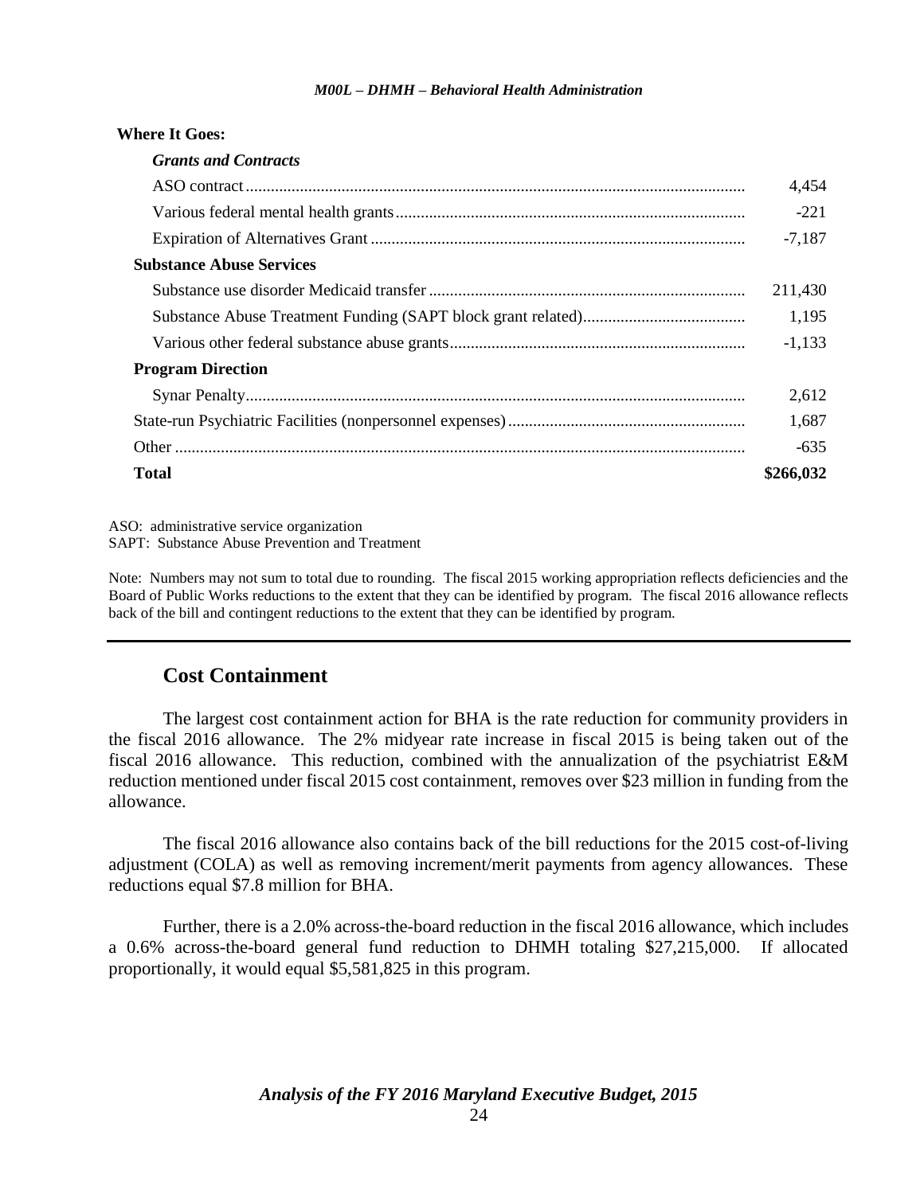**Where It Goes:**

| | |
|---|---|
| ***Grants and Contracts*** | |
| ASO contract | 4,454 |
| Various federal mental health grants | -221 |
| Expiration of Alternatives Grant | -7,187 |
| **Substance Abuse Services** | |
| Substance use disorder Medicaid transfer | 211,430 |
| Substance Abuse Treatment Funding (SAPT block grant related) | 1,195 |
| Various other federal substance abuse grants | -1,133 |
| **Program Direction** | |
| Synar Penalty | 2,612 |
| State-run Psychiatric Facilities (nonpersonnel expenses) | 1,687 |
| Other | -635 |
| **Total** | **$266,032** |

ASO: administrative service organization
SAPT: Substance Abuse Prevention and Treatment

Note: Numbers may not sum to total due to rounding. The fiscal 2015 working appropriation reflects deficiencies and the Board of Public Works reductions to the extent that they can be identified by program. The fiscal 2016 allowance reflects back of the bill and contingent reductions to the extent that they can be identified by program.

## Cost Containment

The largest cost containment action for BHA is the rate reduction for community providers in the fiscal 2016 allowance. The 2% midyear rate increase in fiscal 2015 is being taken out of the fiscal 2016 allowance. This reduction, combined with the annualization of the psychiatrist E&M reduction mentioned under fiscal 2015 cost containment, removes over $23 million in funding from the allowance.

The fiscal 2016 allowance also contains back of the bill reductions for the 2015 cost-of-living adjustment (COLA) as well as removing increment/merit payments from agency allowances. These reductions equal $7.8 million for BHA.

Further, there is a 2.0% across-the-board reduction in the fiscal 2016 allowance, which includes a 0.6% across-the-board general fund reduction to DHMH totaling $27,215,000. If allocated proportionally, it would equal $5,581,825 in this program.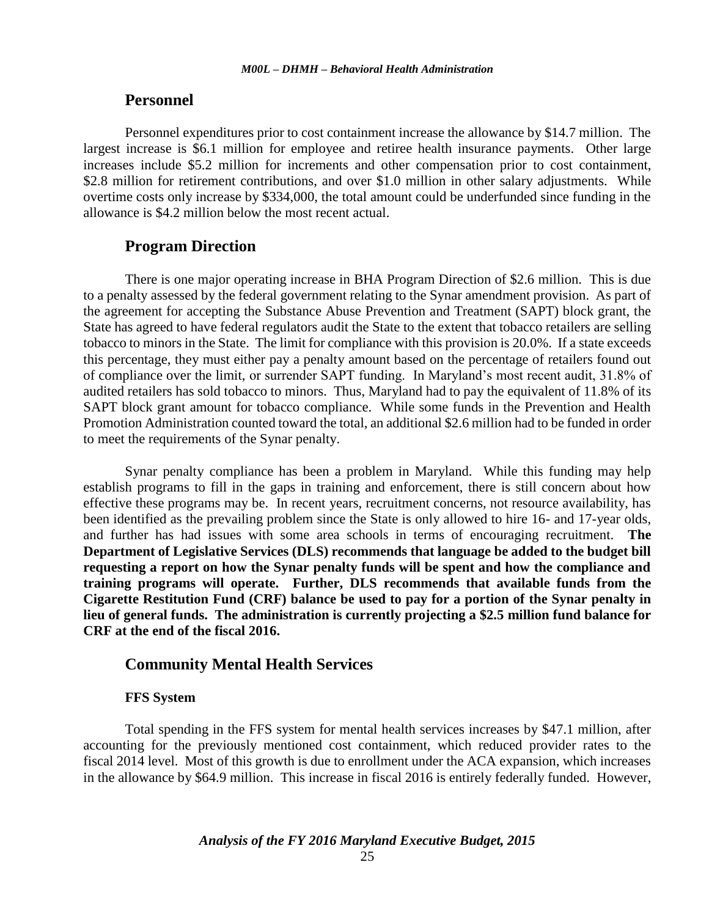## Personnel

Personnel expenditures prior to cost containment increase the allowance by $14.7 million. The largest increase is $6.1 million for employee and retiree health insurance payments. Other large increases include $5.2 million for increments and other compensation prior to cost containment, $2.8 million for retirement contributions, and over $1.0 million in other salary adjustments. While overtime costs only increase by $334,000, the total amount could be underfunded since funding in the allowance is $4.2 million below the most recent actual.

## Program Direction

There is one major operating increase in BHA Program Direction of $2.6 million. This is due to a penalty assessed by the federal government relating to the Synar amendment provision. As part of the agreement for accepting the Substance Abuse Prevention and Treatment (SAPT) block grant, the State has agreed to have federal regulators audit the State to the extent that tobacco retailers are selling tobacco to minors in the State. The limit for compliance with this provision is 20.0%. If a state exceeds this percentage, they must either pay a penalty amount based on the percentage of retailers found out of compliance over the limit, or surrender SAPT funding. In Maryland's most recent audit, 31.8% of audited retailers has sold tobacco to minors. Thus, Maryland had to pay the equivalent of 11.8% of its SAPT block grant amount for tobacco compliance. While some funds in the Prevention and Health Promotion Administration counted toward the total, an additional $2.6 million had to be funded in order to meet the requirements of the Synar penalty.

Synar penalty compliance has been a problem in Maryland. While this funding may help establish programs to fill in the gaps in training and enforcement, there is still concern about how effective these programs may be. In recent years, recruitment concerns, not resource availability, has been identified as the prevailing problem since the State is only allowed to hire 16- and 17-year olds, and further has had issues with some area schools in terms of encouraging recruitment. **The Department of Legislative Services (DLS) recommends that language be added to the budget bill requesting a report on how the Synar penalty funds will be spent and how the compliance and training programs will operate. Further, DLS recommends that available funds from the Cigarette Restitution Fund (CRF) balance be used to pay for a portion of the Synar penalty in lieu of general funds. The administration is currently projecting a $2.5 million fund balance for CRF at the end of the fiscal 2016.**

## Community Mental Health Services

### FFS System

Total spending in the FFS system for mental health services increases by $47.1 million, after accounting for the previously mentioned cost containment, which reduced provider rates to the fiscal 2014 level. Most of this growth is due to enrollment under the ACA expansion, which increases in the allowance by $64.9 million. This increase in fiscal 2016 is entirely federally funded. However,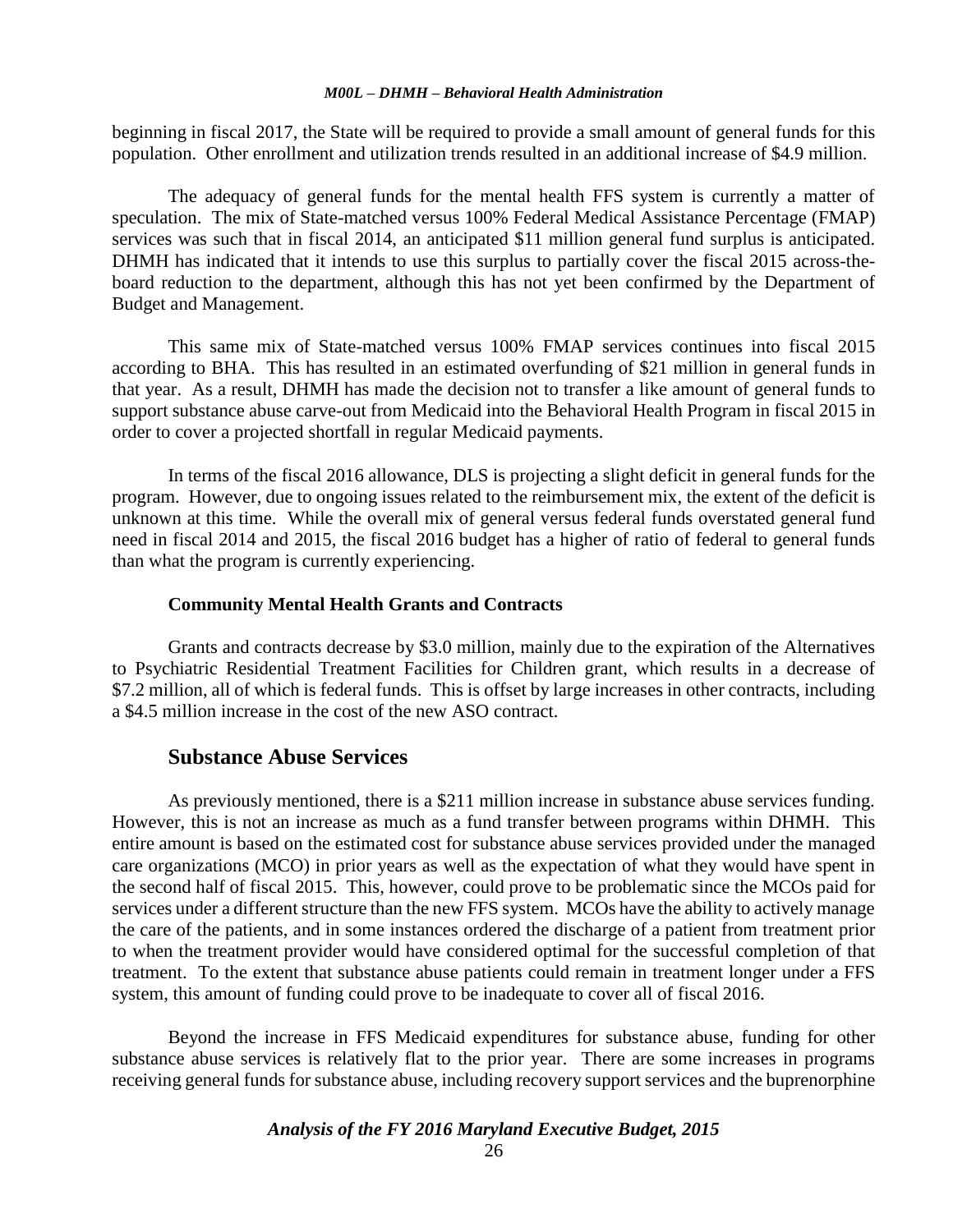beginning in fiscal 2017, the State will be required to provide a small amount of general funds for this population. Other enrollment and utilization trends resulted in an additional increase of $4.9 million.

The adequacy of general funds for the mental health FFS system is currently a matter of speculation. The mix of State-matched versus 100% Federal Medical Assistance Percentage (FMAP) services was such that in fiscal 2014, an anticipated $11 million general fund surplus is anticipated. DHMH has indicated that it intends to use this surplus to partially cover the fiscal 2015 across-the-board reduction to the department, although this has not yet been confirmed by the Department of Budget and Management.

This same mix of State-matched versus 100% FMAP services continues into fiscal 2015 according to BHA. This has resulted in an estimated overfunding of $21 million in general funds in that year. As a result, DHMH has made the decision not to transfer a like amount of general funds to support substance abuse carve-out from Medicaid into the Behavioral Health Program in fiscal 2015 in order to cover a projected shortfall in regular Medicaid payments.

In terms of the fiscal 2016 allowance, DLS is projecting a slight deficit in general funds for the program. However, due to ongoing issues related to the reimbursement mix, the extent of the deficit is unknown at this time. While the overall mix of general versus federal funds overstated general fund need in fiscal 2014 and 2015, the fiscal 2016 budget has a higher of ratio of federal to general funds than what the program is currently experiencing.

#### Community Mental Health Grants and Contracts

Grants and contracts decrease by $3.0 million, mainly due to the expiration of the Alternatives to Psychiatric Residential Treatment Facilities for Children grant, which results in a decrease of $7.2 million, all of which is federal funds. This is offset by large increases in other contracts, including a $4.5 million increase in the cost of the new ASO contract.

### Substance Abuse Services

As previously mentioned, there is a $211 million increase in substance abuse services funding. However, this is not an increase as much as a fund transfer between programs within DHMH. This entire amount is based on the estimated cost for substance abuse services provided under the managed care organizations (MCO) in prior years as well as the expectation of what they would have spent in the second half of fiscal 2015. This, however, could prove to be problematic since the MCOs paid for services under a different structure than the new FFS system. MCOs have the ability to actively manage the care of the patients, and in some instances ordered the discharge of a patient from treatment prior to when the treatment provider would have considered optimal for the successful completion of that treatment. To the extent that substance abuse patients could remain in treatment longer under a FFS system, this amount of funding could prove to be inadequate to cover all of fiscal 2016.

Beyond the increase in FFS Medicaid expenditures for substance abuse, funding for other substance abuse services is relatively flat to the prior year. There are some increases in programs receiving general funds for substance abuse, including recovery support services and the buprenorphine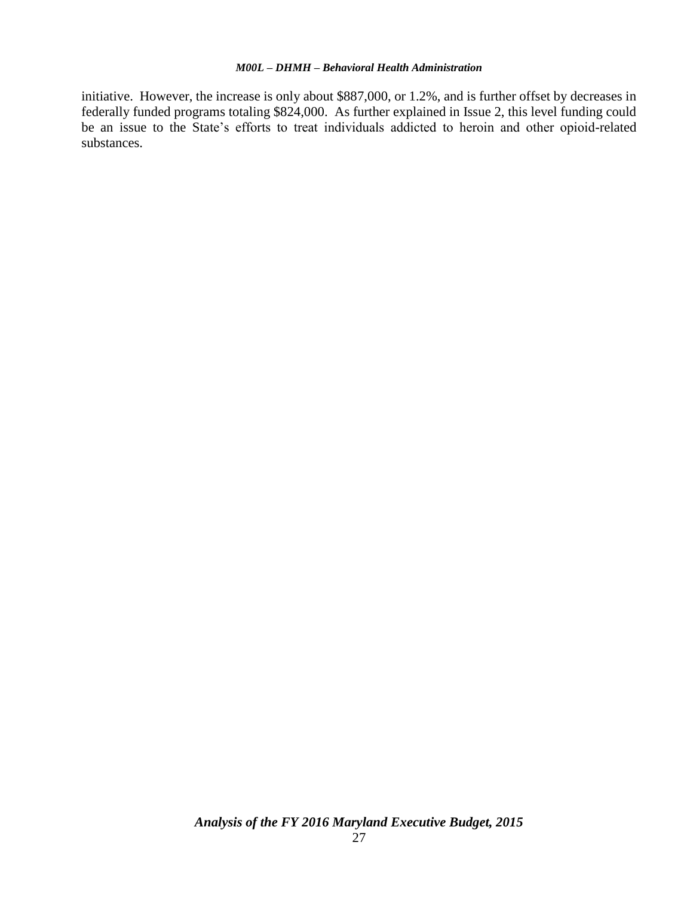initiative. However, the increase is only about $887,000, or 1.2%, and is further offset by decreases in federally funded programs totaling $824,000. As further explained in Issue 2, this level funding could be an issue to the State's efforts to treat individuals addicted to heroin and other opioid-related substances.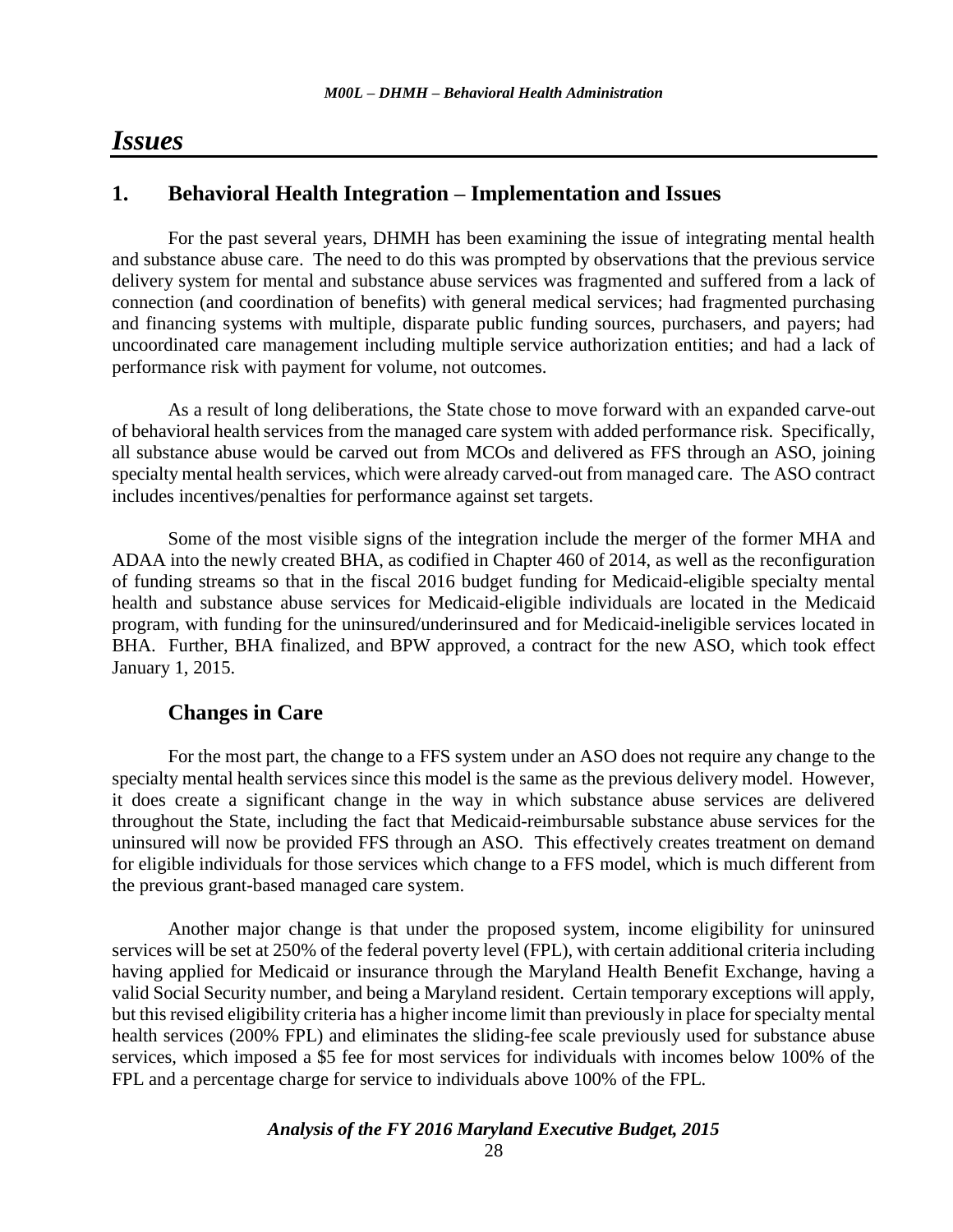# *Issues*

## 1. Behavioral Health Integration – Implementation and Issues

For the past several years, DHMH has been examining the issue of integrating mental health and substance abuse care. The need to do this was prompted by observations that the previous service delivery system for mental and substance abuse services was fragmented and suffered from a lack of connection (and coordination of benefits) with general medical services; had fragmented purchasing and financing systems with multiple, disparate public funding sources, purchasers, and payers; had uncoordinated care management including multiple service authorization entities; and had a lack of performance risk with payment for volume, not outcomes.

As a result of long deliberations, the State chose to move forward with an expanded carve-out of behavioral health services from the managed care system with added performance risk. Specifically, all substance abuse would be carved out from MCOs and delivered as FFS through an ASO, joining specialty mental health services, which were already carved-out from managed care. The ASO contract includes incentives/penalties for performance against set targets.

Some of the most visible signs of the integration include the merger of the former MHA and ADAA into the newly created BHA, as codified in Chapter 460 of 2014, as well as the reconfiguration of funding streams so that in the fiscal 2016 budget funding for Medicaid-eligible specialty mental health and substance abuse services for Medicaid-eligible individuals are located in the Medicaid program, with funding for the uninsured/underinsured and for Medicaid-ineligible services located in BHA. Further, BHA finalized, and BPW approved, a contract for the new ASO, which took effect January 1, 2015.

### Changes in Care

For the most part, the change to a FFS system under an ASO does not require any change to the specialty mental health services since this model is the same as the previous delivery model. However, it does create a significant change in the way in which substance abuse services are delivered throughout the State, including the fact that Medicaid-reimbursable substance abuse services for the uninsured will now be provided FFS through an ASO. This effectively creates treatment on demand for eligible individuals for those services which change to a FFS model, which is much different from the previous grant-based managed care system.

Another major change is that under the proposed system, income eligibility for uninsured services will be set at 250% of the federal poverty level (FPL), with certain additional criteria including having applied for Medicaid or insurance through the Maryland Health Benefit Exchange, having a valid Social Security number, and being a Maryland resident. Certain temporary exceptions will apply, but this revised eligibility criteria has a higher income limit than previously in place for specialty mental health services (200% FPL) and eliminates the sliding-fee scale previously used for substance abuse services, which imposed a $5 fee for most services for individuals with incomes below 100% of the FPL and a percentage charge for service to individuals above 100% of the FPL.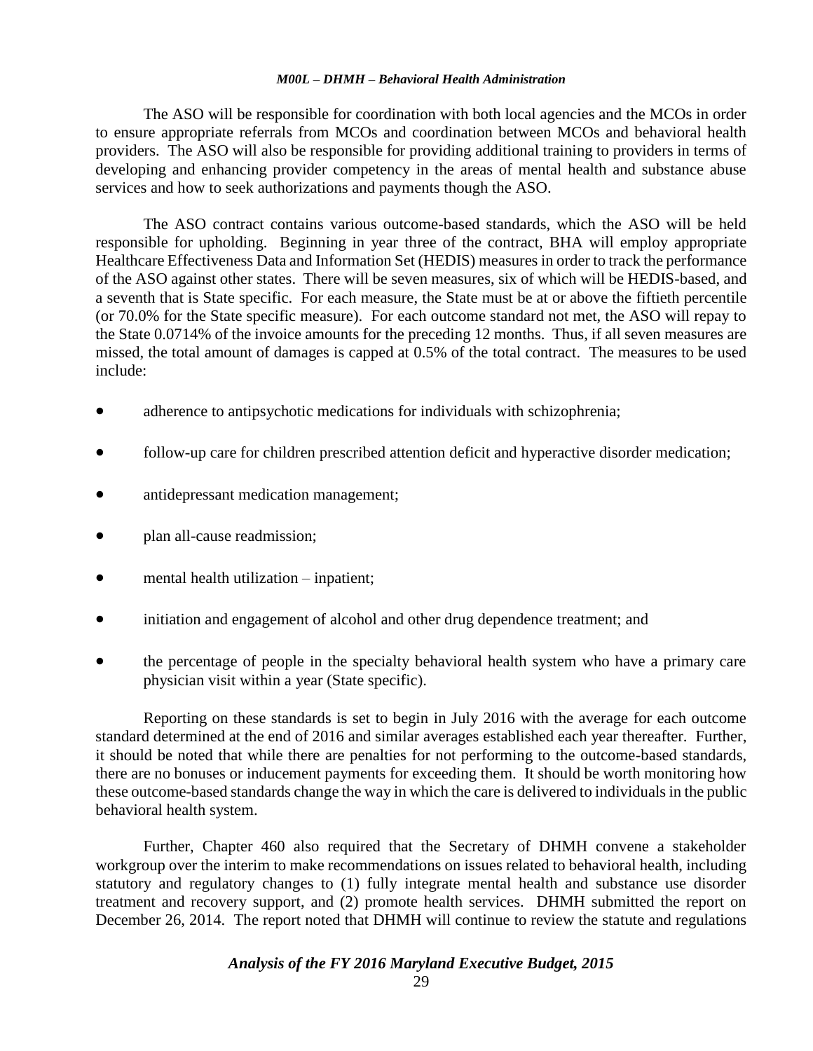The ASO will be responsible for coordination with both local agencies and the MCOs in order to ensure appropriate referrals from MCOs and coordination between MCOs and behavioral health providers. The ASO will also be responsible for providing additional training to providers in terms of developing and enhancing provider competency in the areas of mental health and substance abuse services and how to seek authorizations and payments though the ASO.

The ASO contract contains various outcome-based standards, which the ASO will be held responsible for upholding. Beginning in year three of the contract, BHA will employ appropriate Healthcare Effectiveness Data and Information Set (HEDIS) measures in order to track the performance of the ASO against other states. There will be seven measures, six of which will be HEDIS-based, and a seventh that is State specific. For each measure, the State must be at or above the fiftieth percentile (or 70.0% for the State specific measure). For each outcome standard not met, the ASO will repay to the State 0.0714% of the invoice amounts for the preceding 12 months. Thus, if all seven measures are missed, the total amount of damages is capped at 0.5% of the total contract. The measures to be used include:

- adherence to antipsychotic medications for individuals with schizophrenia;
- follow-up care for children prescribed attention deficit and hyperactive disorder medication;
- antidepressant medication management;
- plan all-cause readmission;
- mental health utilization – inpatient;
- initiation and engagement of alcohol and other drug dependence treatment; and
- the percentage of people in the specialty behavioral health system who have a primary care physician visit within a year (State specific).

Reporting on these standards is set to begin in July 2016 with the average for each outcome standard determined at the end of 2016 and similar averages established each year thereafter. Further, it should be noted that while there are penalties for not performing to the outcome-based standards, there are no bonuses or inducement payments for exceeding them. It should be worth monitoring how these outcome-based standards change the way in which the care is delivered to individuals in the public behavioral health system.

Further, Chapter 460 also required that the Secretary of DHMH convene a stakeholder workgroup over the interim to make recommendations on issues related to behavioral health, including statutory and regulatory changes to (1) fully integrate mental health and substance use disorder treatment and recovery support, and (2) promote health services. DHMH submitted the report on December 26, 2014. The report noted that DHMH will continue to review the statute and regulations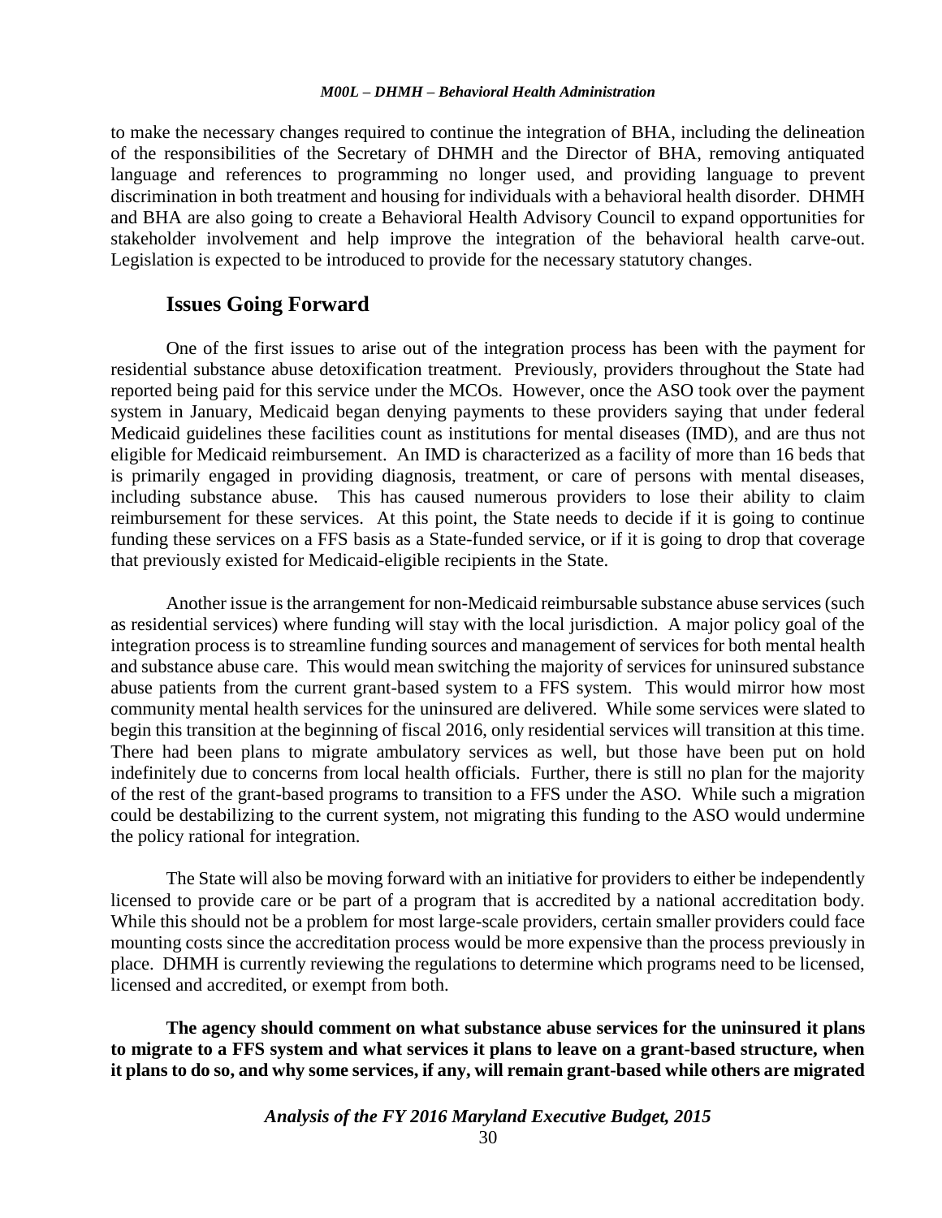to make the necessary changes required to continue the integration of BHA, including the delineation of the responsibilities of the Secretary of DHMH and the Director of BHA, removing antiquated language and references to programming no longer used, and providing language to prevent discrimination in both treatment and housing for individuals with a behavioral health disorder. DHMH and BHA are also going to create a Behavioral Health Advisory Council to expand opportunities for stakeholder involvement and help improve the integration of the behavioral health carve-out. Legislation is expected to be introduced to provide for the necessary statutory changes.

### Issues Going Forward

One of the first issues to arise out of the integration process has been with the payment for residential substance abuse detoxification treatment. Previously, providers throughout the State had reported being paid for this service under the MCOs. However, once the ASO took over the payment system in January, Medicaid began denying payments to these providers saying that under federal Medicaid guidelines these facilities count as institutions for mental diseases (IMD), and are thus not eligible for Medicaid reimbursement. An IMD is characterized as a facility of more than 16 beds that is primarily engaged in providing diagnosis, treatment, or care of persons with mental diseases, including substance abuse. This has caused numerous providers to lose their ability to claim reimbursement for these services. At this point, the State needs to decide if it is going to continue funding these services on a FFS basis as a State-funded service, or if it is going to drop that coverage that previously existed for Medicaid-eligible recipients in the State.

Another issue is the arrangement for non-Medicaid reimbursable substance abuse services (such as residential services) where funding will stay with the local jurisdiction. A major policy goal of the integration process is to streamline funding sources and management of services for both mental health and substance abuse care. This would mean switching the majority of services for uninsured substance abuse patients from the current grant-based system to a FFS system. This would mirror how most community mental health services for the uninsured are delivered. While some services were slated to begin this transition at the beginning of fiscal 2016, only residential services will transition at this time. There had been plans to migrate ambulatory services as well, but those have been put on hold indefinitely due to concerns from local health officials. Further, there is still no plan for the majority of the rest of the grant-based programs to transition to a FFS under the ASO. While such a migration could be destabilizing to the current system, not migrating this funding to the ASO would undermine the policy rational for integration.

The State will also be moving forward with an initiative for providers to either be independently licensed to provide care or be part of a program that is accredited by a national accreditation body. While this should not be a problem for most large-scale providers, certain smaller providers could face mounting costs since the accreditation process would be more expensive than the process previously in place. DHMH is currently reviewing the regulations to determine which programs need to be licensed, licensed and accredited, or exempt from both.

**The agency should comment on what substance abuse services for the uninsured it plans to migrate to a FFS system and what services it plans to leave on a grant-based structure, when it plans to do so, and why some services, if any, will remain grant-based while others are migrated**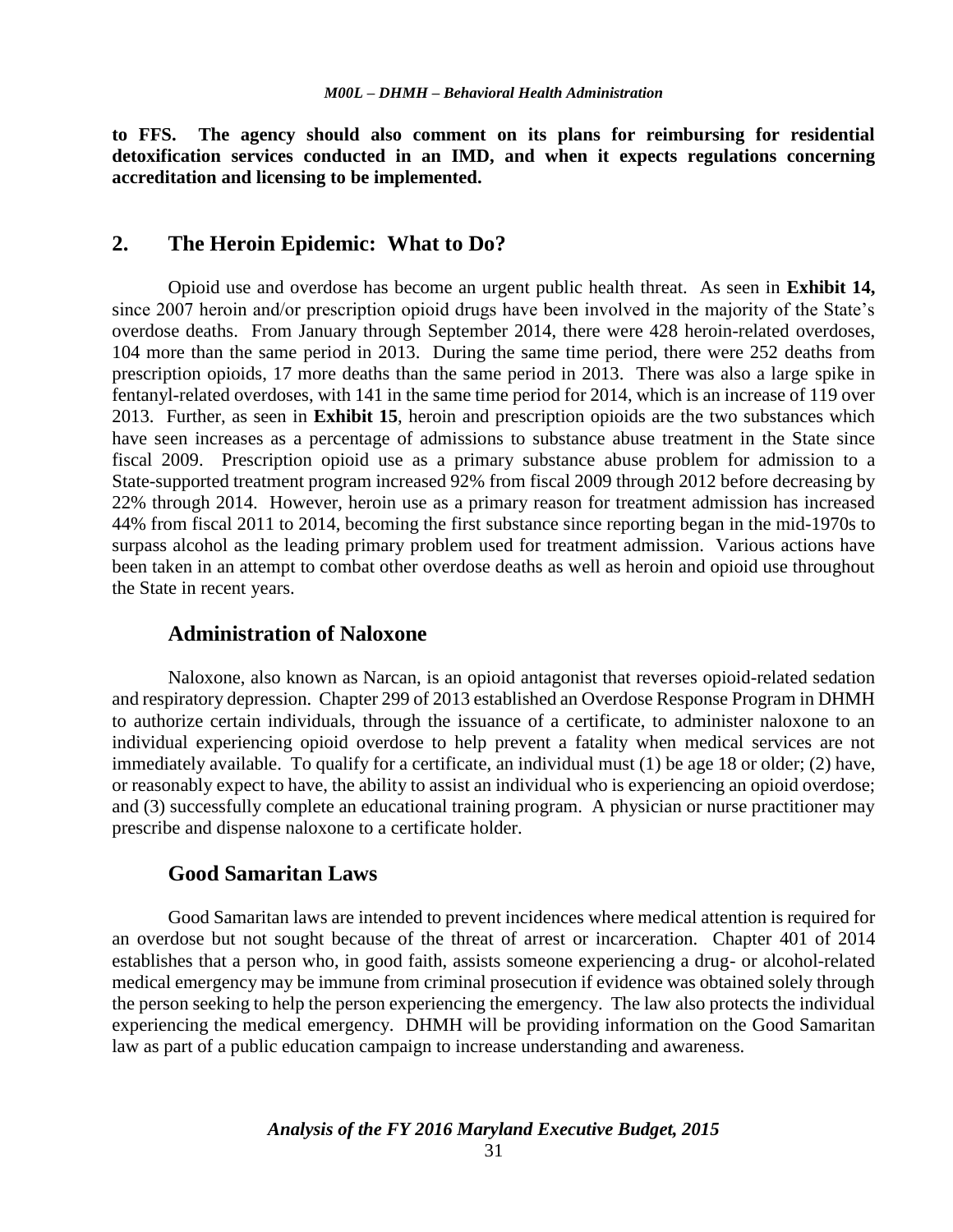**to FFS. The agency should also comment on its plans for reimbursing for residential detoxification services conducted in an IMD, and when it expects regulations concerning accreditation and licensing to be implemented.**

## 2. The Heroin Epidemic: What to Do?

Opioid use and overdose has become an urgent public health threat. As seen in **Exhibit 14,** since 2007 heroin and/or prescription opioid drugs have been involved in the majority of the State's overdose deaths. From January through September 2014, there were 428 heroin-related overdoses, 104 more than the same period in 2013. During the same time period, there were 252 deaths from prescription opioids, 17 more deaths than the same period in 2013. There was also a large spike in fentanyl-related overdoses, with 141 in the same time period for 2014, which is an increase of 119 over 2013. Further, as seen in **Exhibit 15**, heroin and prescription opioids are the two substances which have seen increases as a percentage of admissions to substance abuse treatment in the State since fiscal 2009. Prescription opioid use as a primary substance abuse problem for admission to a State-supported treatment program increased 92% from fiscal 2009 through 2012 before decreasing by 22% through 2014. However, heroin use as a primary reason for treatment admission has increased 44% from fiscal 2011 to 2014, becoming the first substance since reporting began in the mid-1970s to surpass alcohol as the leading primary problem used for treatment admission. Various actions have been taken in an attempt to combat other overdose deaths as well as heroin and opioid use throughout the State in recent years.

### Administration of Naloxone

Naloxone, also known as Narcan, is an opioid antagonist that reverses opioid-related sedation and respiratory depression. Chapter 299 of 2013 established an Overdose Response Program in DHMH to authorize certain individuals, through the issuance of a certificate, to administer naloxone to an individual experiencing opioid overdose to help prevent a fatality when medical services are not immediately available. To qualify for a certificate, an individual must (1) be age 18 or older; (2) have, or reasonably expect to have, the ability to assist an individual who is experiencing an opioid overdose; and (3) successfully complete an educational training program. A physician or nurse practitioner may prescribe and dispense naloxone to a certificate holder.

### Good Samaritan Laws

Good Samaritan laws are intended to prevent incidences where medical attention is required for an overdose but not sought because of the threat of arrest or incarceration. Chapter 401 of 2014 establishes that a person who, in good faith, assists someone experiencing a drug- or alcohol-related medical emergency may be immune from criminal prosecution if evidence was obtained solely through the person seeking to help the person experiencing the emergency. The law also protects the individual experiencing the medical emergency. DHMH will be providing information on the Good Samaritan law as part of a public education campaign to increase understanding and awareness.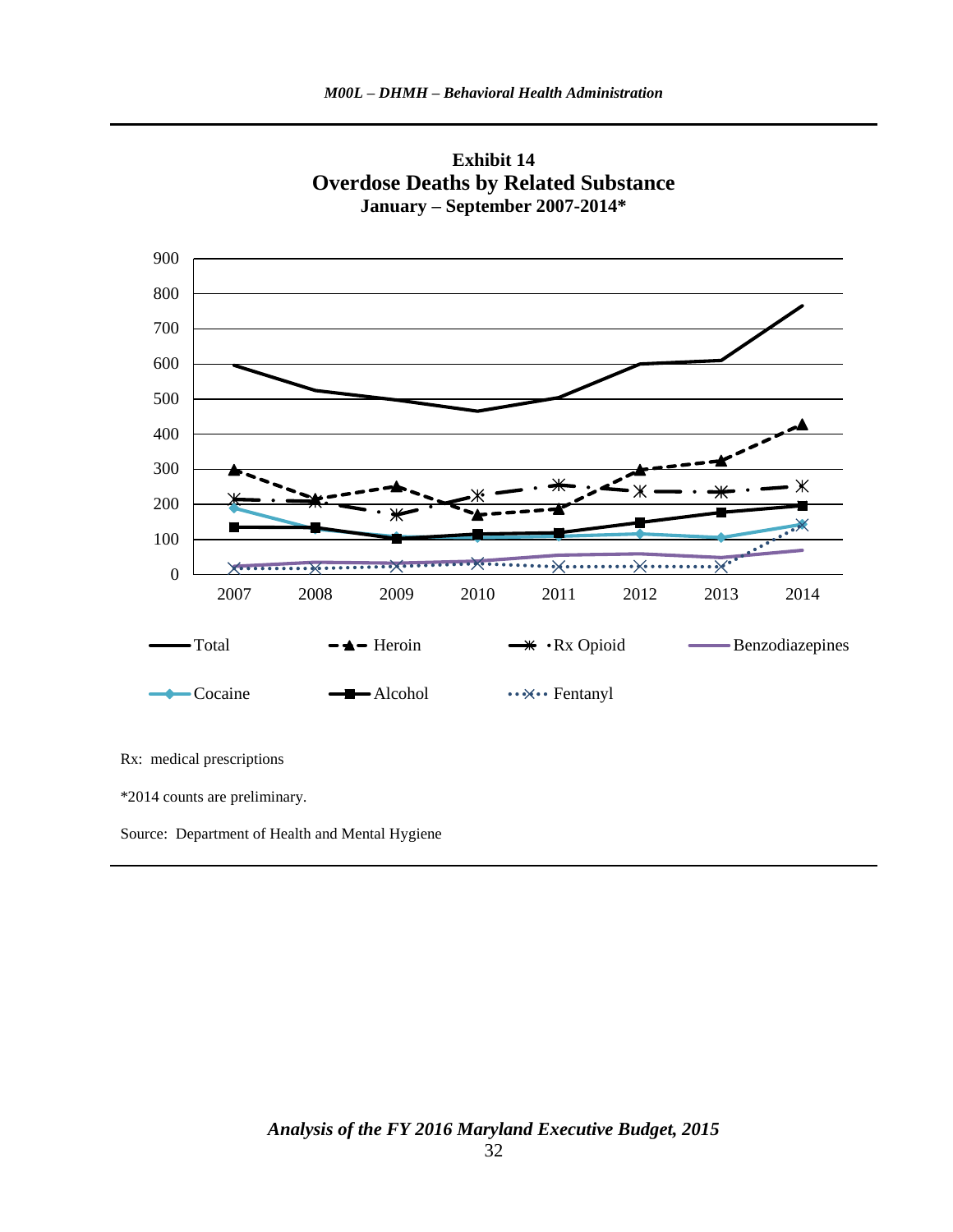**Exhibit 14**
**Overdose Deaths by Related Substance**
**January – September 2007-2014***

Rx: medical prescriptions

*2014 counts are preliminary.

Source: Department of Health and Mental Hygiene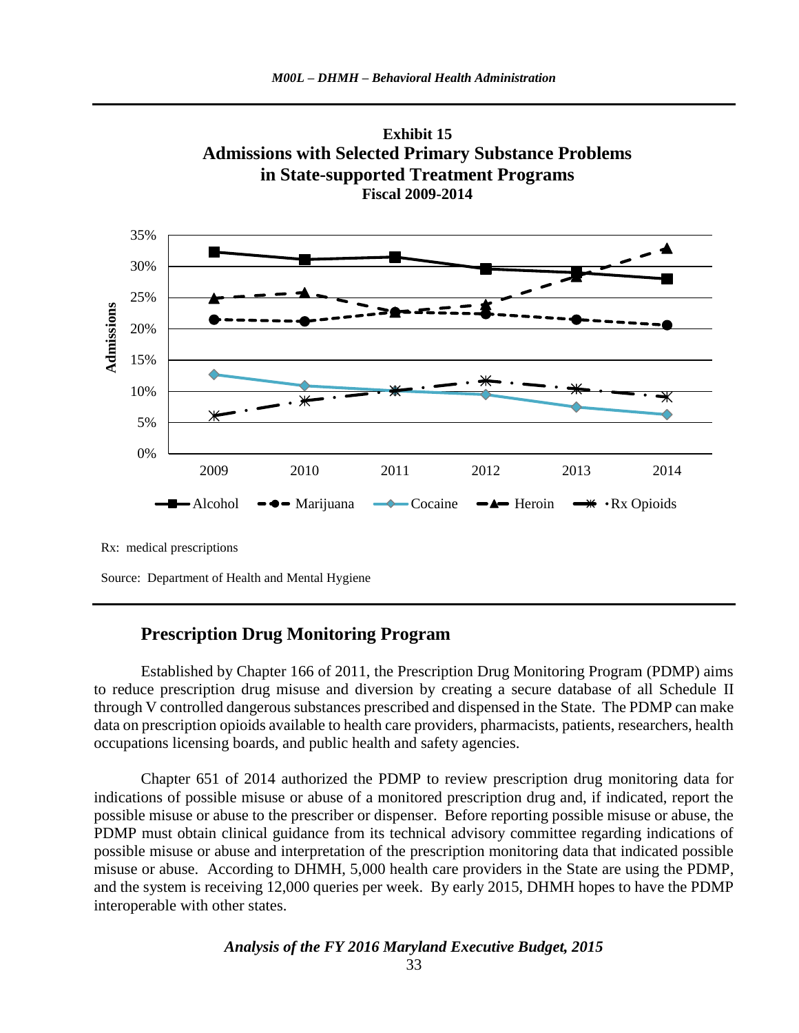**Exhibit 15**
**Admissions with Selected Primary Substance Problems in State-supported Treatment Programs**
**Fiscal 2009-2014**

Rx: medical prescriptions

Source: Department of Health and Mental Hygiene

## Prescription Drug Monitoring Program

Established by Chapter 166 of 2011, the Prescription Drug Monitoring Program (PDMP) aims to reduce prescription drug misuse and diversion by creating a secure database of all Schedule II through V controlled dangerous substances prescribed and dispensed in the State. The PDMP can make data on prescription opioids available to health care providers, pharmacists, patients, researchers, health occupations licensing boards, and public health and safety agencies.

Chapter 651 of 2014 authorized the PDMP to review prescription drug monitoring data for indications of possible misuse or abuse of a monitored prescription drug and, if indicated, report the possible misuse or abuse to the prescriber or dispenser. Before reporting possible misuse or abuse, the PDMP must obtain clinical guidance from its technical advisory committee regarding indications of possible misuse or abuse and interpretation of the prescription monitoring data that indicated possible misuse or abuse. According to DHMH, 5,000 health care providers in the State are using the PDMP, and the system is receiving 12,000 queries per week. By early 2015, DHMH hopes to have the PDMP interoperable with other states.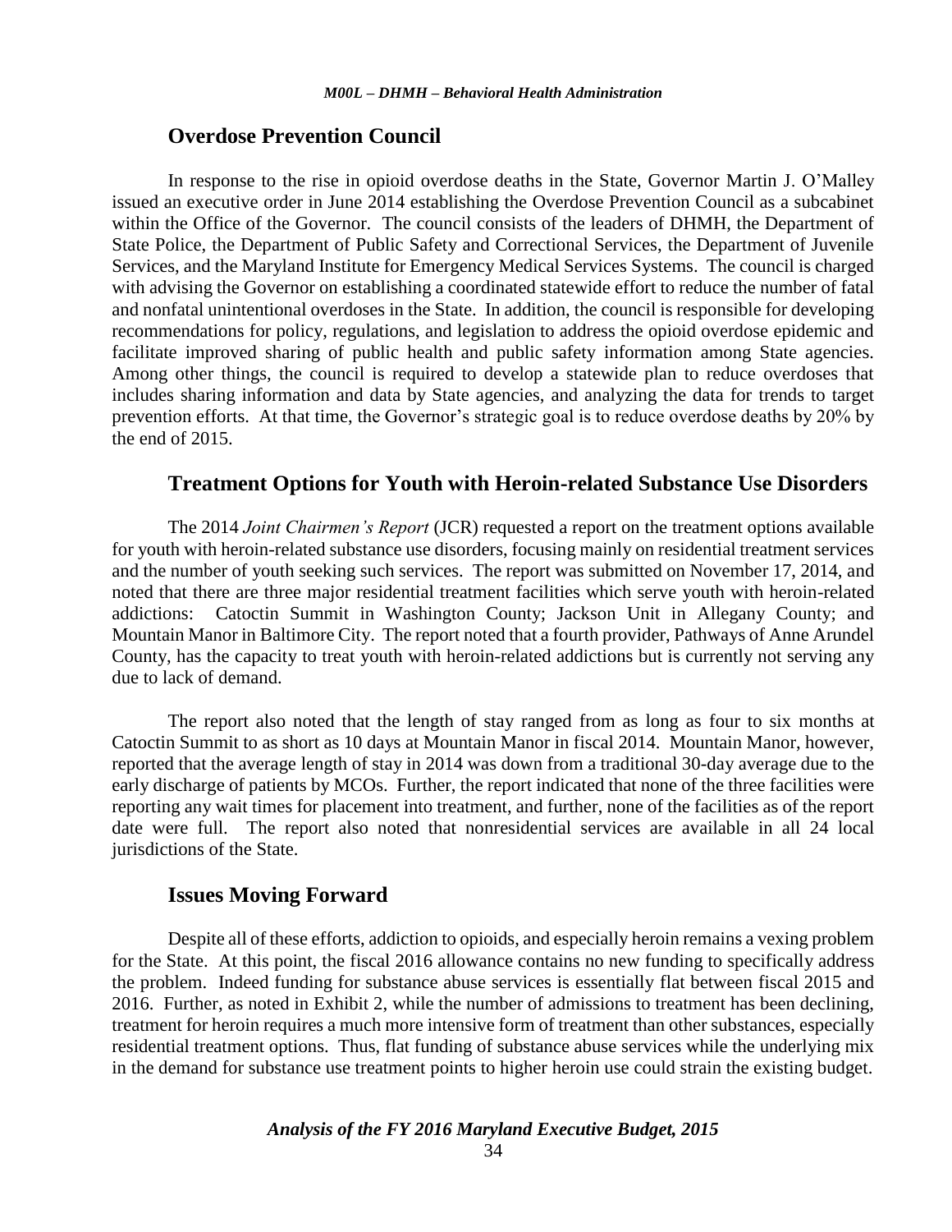## Overdose Prevention Council

In response to the rise in opioid overdose deaths in the State, Governor Martin J. O'Malley issued an executive order in June 2014 establishing the Overdose Prevention Council as a subcabinet within the Office of the Governor. The council consists of the leaders of DHMH, the Department of State Police, the Department of Public Safety and Correctional Services, the Department of Juvenile Services, and the Maryland Institute for Emergency Medical Services Systems. The council is charged with advising the Governor on establishing a coordinated statewide effort to reduce the number of fatal and nonfatal unintentional overdoses in the State. In addition, the council is responsible for developing recommendations for policy, regulations, and legislation to address the opioid overdose epidemic and facilitate improved sharing of public health and public safety information among State agencies. Among other things, the council is required to develop a statewide plan to reduce overdoses that includes sharing information and data by State agencies, and analyzing the data for trends to target prevention efforts. At that time, the Governor's strategic goal is to reduce overdose deaths by 20% by the end of 2015.

## Treatment Options for Youth with Heroin-related Substance Use Disorders

The 2014 *Joint Chairmen's Report* (JCR) requested a report on the treatment options available for youth with heroin-related substance use disorders, focusing mainly on residential treatment services and the number of youth seeking such services. The report was submitted on November 17, 2014, and noted that there are three major residential treatment facilities which serve youth with heroin-related addictions: Catoctin Summit in Washington County; Jackson Unit in Allegany County; and Mountain Manor in Baltimore City. The report noted that a fourth provider, Pathways of Anne Arundel County, has the capacity to treat youth with heroin-related addictions but is currently not serving any due to lack of demand.

The report also noted that the length of stay ranged from as long as four to six months at Catoctin Summit to as short as 10 days at Mountain Manor in fiscal 2014. Mountain Manor, however, reported that the average length of stay in 2014 was down from a traditional 30-day average due to the early discharge of patients by MCOs. Further, the report indicated that none of the three facilities were reporting any wait times for placement into treatment, and further, none of the facilities as of the report date were full. The report also noted that nonresidential services are available in all 24 local jurisdictions of the State.

## Issues Moving Forward

Despite all of these efforts, addiction to opioids, and especially heroin remains a vexing problem for the State. At this point, the fiscal 2016 allowance contains no new funding to specifically address the problem. Indeed funding for substance abuse services is essentially flat between fiscal 2015 and 2016. Further, as noted in Exhibit 2, while the number of admissions to treatment has been declining, treatment for heroin requires a much more intensive form of treatment than other substances, especially residential treatment options. Thus, flat funding of substance abuse services while the underlying mix in the demand for substance use treatment points to higher heroin use could strain the existing budget.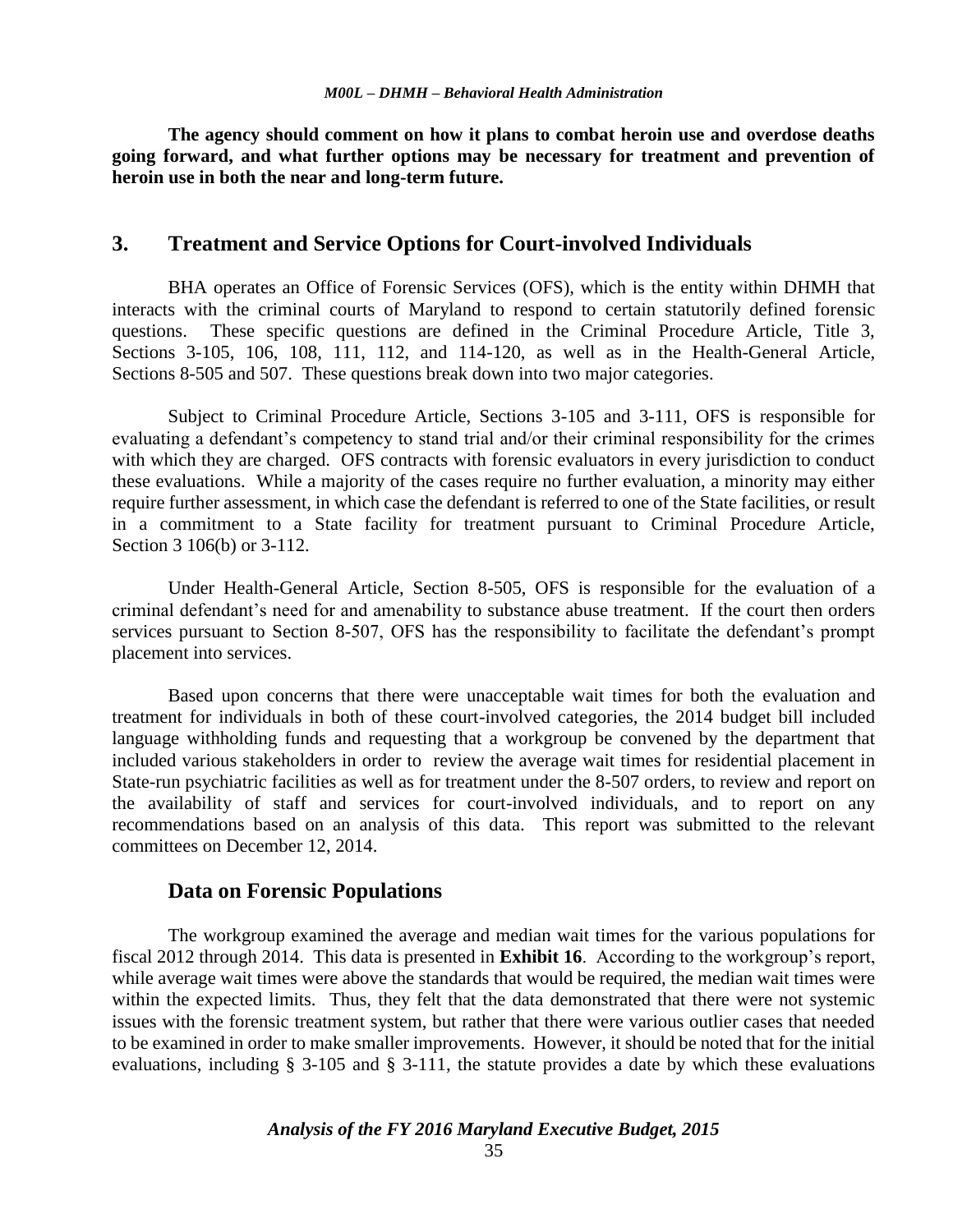**The agency should comment on how it plans to combat heroin use and overdose deaths going forward, and what further options may be necessary for treatment and prevention of heroin use in both the near and long-term future.**

## 3. Treatment and Service Options for Court-involved Individuals

BHA operates an Office of Forensic Services (OFS), which is the entity within DHMH that interacts with the criminal courts of Maryland to respond to certain statutorily defined forensic questions. These specific questions are defined in the Criminal Procedure Article, Title 3, Sections 3-105, 106, 108, 111, 112, and 114-120, as well as in the Health-General Article, Sections 8-505 and 507. These questions break down into two major categories.

Subject to Criminal Procedure Article, Sections 3-105 and 3-111, OFS is responsible for evaluating a defendant's competency to stand trial and/or their criminal responsibility for the crimes with which they are charged. OFS contracts with forensic evaluators in every jurisdiction to conduct these evaluations. While a majority of the cases require no further evaluation, a minority may either require further assessment, in which case the defendant is referred to one of the State facilities, or result in a commitment to a State facility for treatment pursuant to Criminal Procedure Article, Section 3 106(b) or 3-112.

Under Health-General Article, Section 8-505, OFS is responsible for the evaluation of a criminal defendant's need for and amenability to substance abuse treatment. If the court then orders services pursuant to Section 8-507, OFS has the responsibility to facilitate the defendant's prompt placement into services.

Based upon concerns that there were unacceptable wait times for both the evaluation and treatment for individuals in both of these court-involved categories, the 2014 budget bill included language withholding funds and requesting that a workgroup be convened by the department that included various stakeholders in order to review the average wait times for residential placement in State-run psychiatric facilities as well as for treatment under the 8-507 orders, to review and report on the availability of staff and services for court-involved individuals, and to report on any recommendations based on an analysis of this data. This report was submitted to the relevant committees on December 12, 2014.

### Data on Forensic Populations

The workgroup examined the average and median wait times for the various populations for fiscal 2012 through 2014. This data is presented in **Exhibit 16**. According to the workgroup's report, while average wait times were above the standards that would be required, the median wait times were within the expected limits. Thus, they felt that the data demonstrated that there were not systemic issues with the forensic treatment system, but rather that there were various outlier cases that needed to be examined in order to make smaller improvements. However, it should be noted that for the initial evaluations, including § 3-105 and § 3-111, the statute provides a date by which these evaluations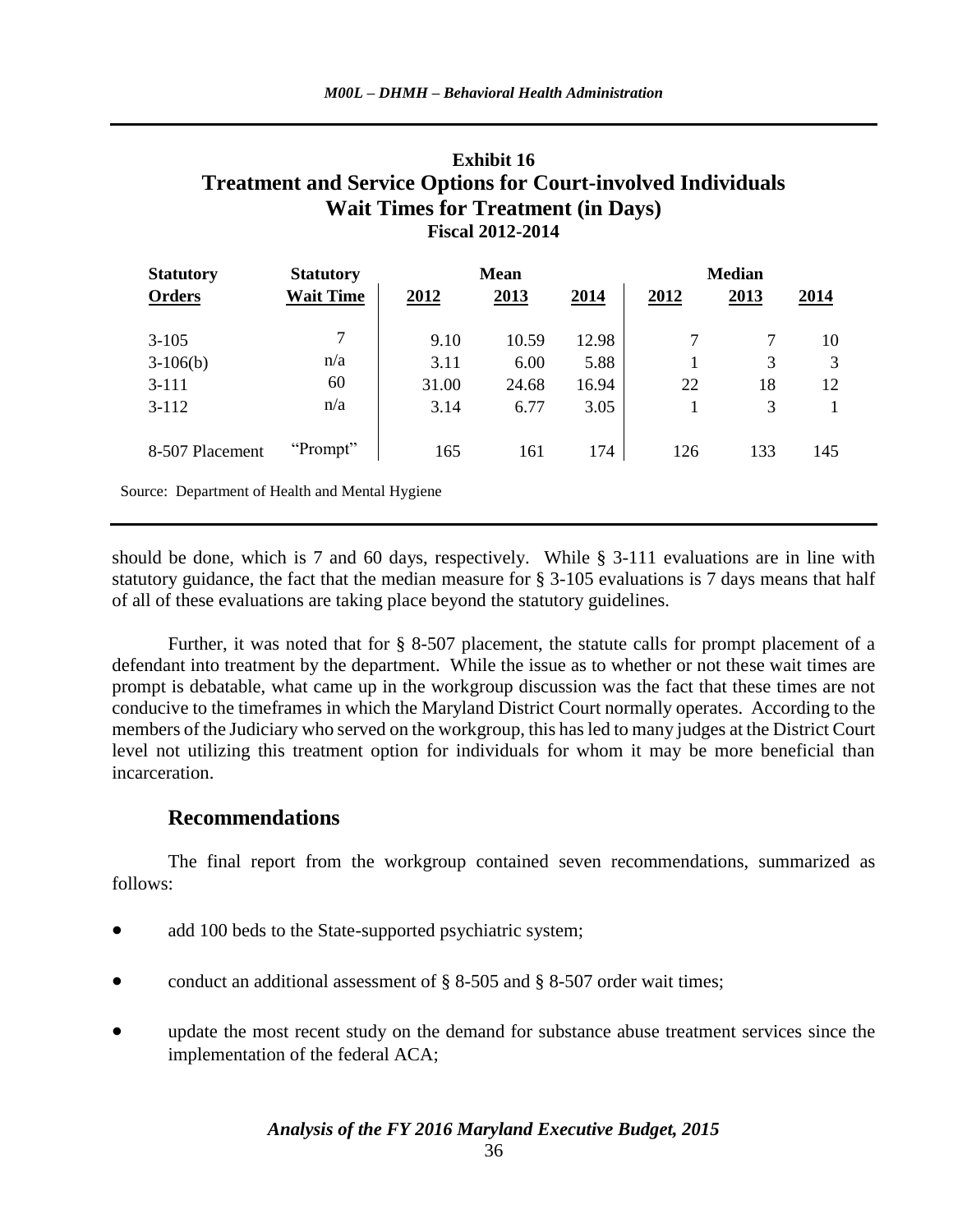**Exhibit 16**
**Treatment and Service Options for Court-involved Individuals**
**Wait Times for Treatment (in Days)**
**Fiscal 2012-2014**

| Statutory Orders | Statutory Wait Time | Mean 2012 | Mean 2013 | Mean 2014 | Median 2012 | Median 2013 | Median 2014 |
|---|---|---|---|---|---|---|---|
| 3-105 | 7 | 9.10 | 10.59 | 12.98 | 7 | 7 | 10 |
| 3-106(b) | n/a | 3.11 | 6.00 | 5.88 | 1 | 3 | 3 |
| 3-111 | 60 | 31.00 | 24.68 | 16.94 | 22 | 18 | 12 |
| 3-112 | n/a | 3.14 | 6.77 | 3.05 | 1 | 3 | 1 |
| 8-507 Placement | "Prompt" | 165 | 161 | 174 | 126 | 133 | 145 |

Source: Department of Health and Mental Hygiene

should be done, which is 7 and 60 days, respectively. While § 3-111 evaluations are in line with statutory guidance, the fact that the median measure for § 3-105 evaluations is 7 days means that half of all of these evaluations are taking place beyond the statutory guidelines.

Further, it was noted that for § 8-507 placement, the statute calls for prompt placement of a defendant into treatment by the department. While the issue as to whether or not these wait times are prompt is debatable, what came up in the workgroup discussion was the fact that these times are not conducive to the timeframes in which the Maryland District Court normally operates. According to the members of the Judiciary who served on the workgroup, this has led to many judges at the District Court level not utilizing this treatment option for individuals for whom it may be more beneficial than incarceration.

## Recommendations

The final report from the workgroup contained seven recommendations, summarized as follows:

- add 100 beds to the State-supported psychiatric system;
- conduct an additional assessment of § 8-505 and § 8-507 order wait times;
- update the most recent study on the demand for substance abuse treatment services since the implementation of the federal ACA;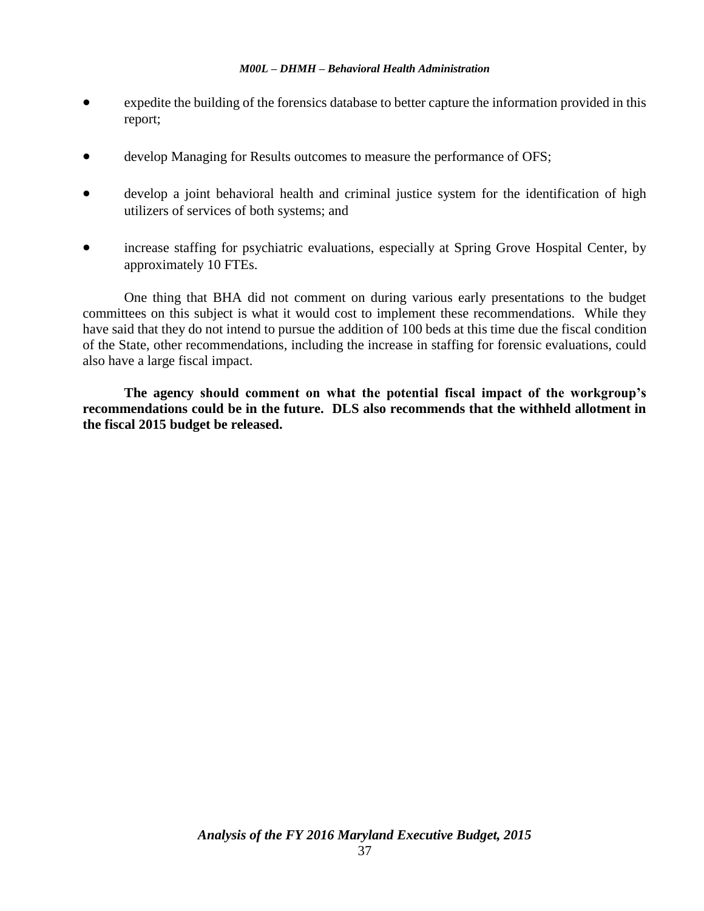- expedite the building of the forensics database to better capture the information provided in this report;
- develop Managing for Results outcomes to measure the performance of OFS;
- develop a joint behavioral health and criminal justice system for the identification of high utilizers of services of both systems; and
- increase staffing for psychiatric evaluations, especially at Spring Grove Hospital Center, by approximately 10 FTEs.

One thing that BHA did not comment on during various early presentations to the budget committees on this subject is what it would cost to implement these recommendations. While they have said that they do not intend to pursue the addition of 100 beds at this time due the fiscal condition of the State, other recommendations, including the increase in staffing for forensic evaluations, could also have a large fiscal impact.

**The agency should comment on what the potential fiscal impact of the workgroup's recommendations could be in the future. DLS also recommends that the withheld allotment in the fiscal 2015 budget be released.**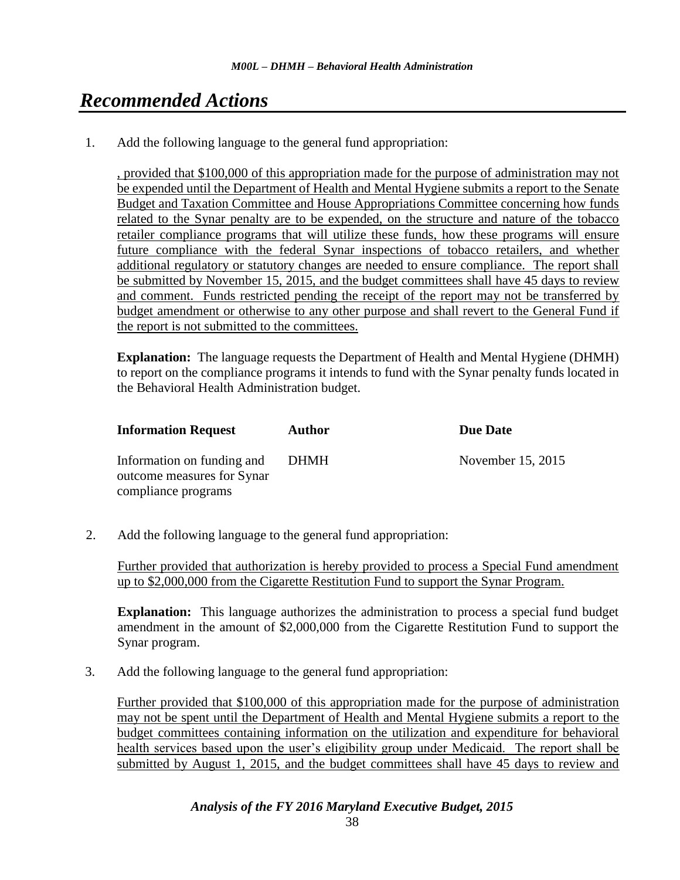# *Recommended Actions*

1. Add the following language to the general fund appropriation:

   , provided that \$100,000 of this appropriation made for the purpose of administration may not be expended until the Department of Health and Mental Hygiene submits a report to the Senate Budget and Taxation Committee and House Appropriations Committee concerning how funds related to the Synar penalty are to be expended, on the structure and nature of the tobacco retailer compliance programs that will utilize these funds, how these programs will ensure future compliance with the federal Synar inspections of tobacco retailers, and whether additional regulatory or statutory changes are needed to ensure compliance. The report shall be submitted by November 15, 2015, and the budget committees shall have 45 days to review and comment. Funds restricted pending the receipt of the report may not be transferred by budget amendment or otherwise to any other purpose and shall revert to the General Fund if the report is not submitted to the committees.

   **Explanation:** The language requests the Department of Health and Mental Hygiene (DHMH) to report on the compliance programs it intends to fund with the Synar penalty funds located in the Behavioral Health Administration budget.

   | Information Request | Author | Due Date |
   |---|---|---|
   | Information on funding and outcome measures for Synar compliance programs | DHMH | November 15, 2015 |

2. Add the following language to the general fund appropriation:

   Further provided that authorization is hereby provided to process a Special Fund amendment up to \$2,000,000 from the Cigarette Restitution Fund to support the Synar Program.

   **Explanation:** This language authorizes the administration to process a special fund budget amendment in the amount of \$2,000,000 from the Cigarette Restitution Fund to support the Synar program.

3. Add the following language to the general fund appropriation:

   Further provided that \$100,000 of this appropriation made for the purpose of administration may not be spent until the Department of Health and Mental Hygiene submits a report to the budget committees containing information on the utilization and expenditure for behavioral health services based upon the user's eligibility group under Medicaid. The report shall be submitted by August 1, 2015, and the budget committees shall have 45 days to review and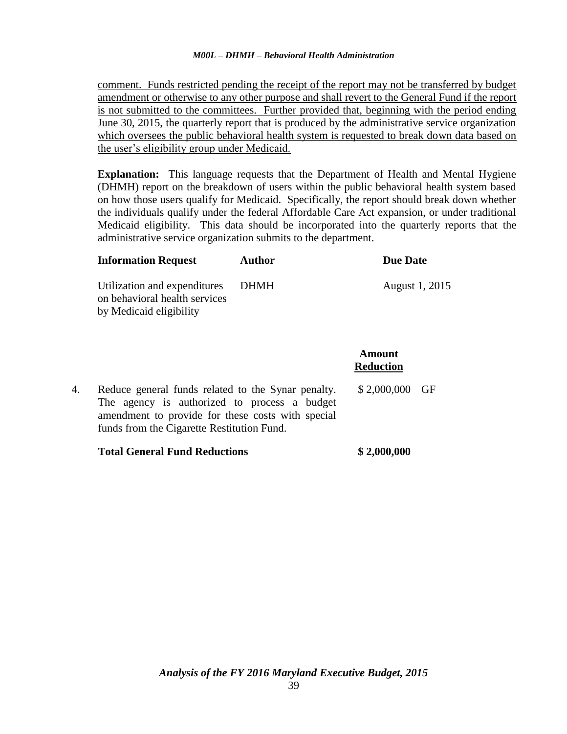comment. Funds restricted pending the receipt of the report may not be transferred by budget amendment or otherwise to any other purpose and shall revert to the General Fund if the report is not submitted to the committees. Further provided that, beginning with the period ending June 30, 2015, the quarterly report that is produced by the administrative service organization which oversees the public behavioral health system is requested to break down data based on the user's eligibility group under Medicaid.

**Explanation:** This language requests that the Department of Health and Mental Hygiene (DHMH) report on the breakdown of users within the public behavioral health system based on how those users qualify for Medicaid. Specifically, the report should break down whether the individuals qualify under the federal Affordable Care Act expansion, or under traditional Medicaid eligibility. This data should be incorporated into the quarterly reports that the administrative service organization submits to the department.

| **Information Request** | **Author** | **Due Date** |
|---|---|---|
| Utilization and expenditures on behavioral health services by Medicaid eligibility | DHMH | August 1, 2015 |

| | | **Amount Reduction** | |
|---|---|---|---|
| 4. | Reduce general funds related to the Synar penalty. The agency is authorized to process a budget amendment to provide for these costs with special funds from the Cigarette Restitution Fund. | $ 2,000,000 | GF |
| | **Total General Fund Reductions** | **$ 2,000,000** | |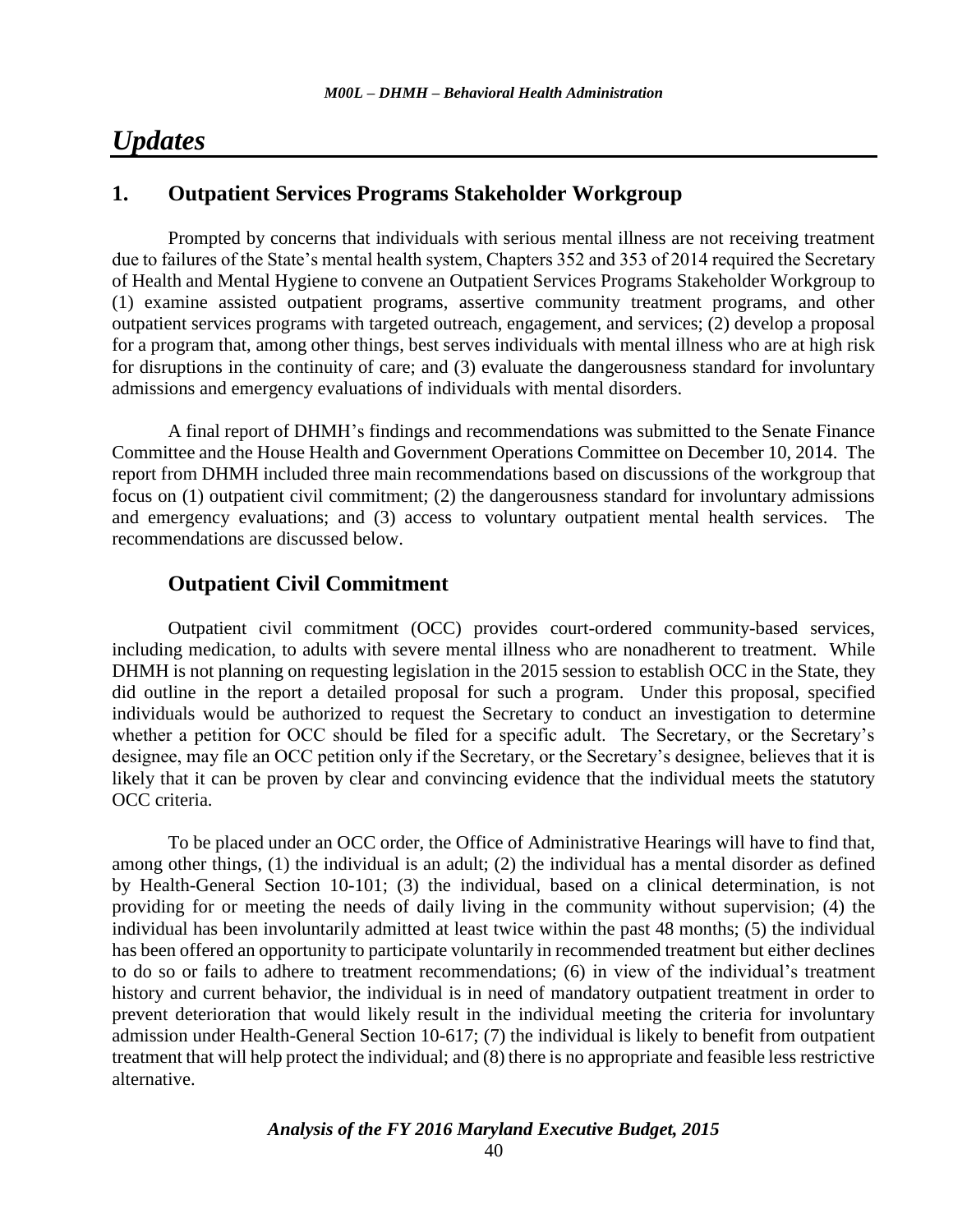# Updates

## 1. Outpatient Services Programs Stakeholder Workgroup

Prompted by concerns that individuals with serious mental illness are not receiving treatment due to failures of the State's mental health system, Chapters 352 and 353 of 2014 required the Secretary of Health and Mental Hygiene to convene an Outpatient Services Programs Stakeholder Workgroup to (1) examine assisted outpatient programs, assertive community treatment programs, and other outpatient services programs with targeted outreach, engagement, and services; (2) develop a proposal for a program that, among other things, best serves individuals with mental illness who are at high risk for disruptions in the continuity of care; and (3) evaluate the dangerousness standard for involuntary admissions and emergency evaluations of individuals with mental disorders.

A final report of DHMH's findings and recommendations was submitted to the Senate Finance Committee and the House Health and Government Operations Committee on December 10, 2014. The report from DHMH included three main recommendations based on discussions of the workgroup that focus on (1) outpatient civil commitment; (2) the dangerousness standard for involuntary admissions and emergency evaluations; and (3) access to voluntary outpatient mental health services. The recommendations are discussed below.

### Outpatient Civil Commitment

Outpatient civil commitment (OCC) provides court-ordered community-based services, including medication, to adults with severe mental illness who are nonadherent to treatment. While DHMH is not planning on requesting legislation in the 2015 session to establish OCC in the State, they did outline in the report a detailed proposal for such a program. Under this proposal, specified individuals would be authorized to request the Secretary to conduct an investigation to determine whether a petition for OCC should be filed for a specific adult. The Secretary, or the Secretary's designee, may file an OCC petition only if the Secretary, or the Secretary's designee, believes that it is likely that it can be proven by clear and convincing evidence that the individual meets the statutory OCC criteria.

To be placed under an OCC order, the Office of Administrative Hearings will have to find that, among other things, (1) the individual is an adult; (2) the individual has a mental disorder as defined by Health-General Section 10-101; (3) the individual, based on a clinical determination, is not providing for or meeting the needs of daily living in the community without supervision; (4) the individual has been involuntarily admitted at least twice within the past 48 months; (5) the individual has been offered an opportunity to participate voluntarily in recommended treatment but either declines to do so or fails to adhere to treatment recommendations; (6) in view of the individual's treatment history and current behavior, the individual is in need of mandatory outpatient treatment in order to prevent deterioration that would likely result in the individual meeting the criteria for involuntary admission under Health-General Section 10-617; (7) the individual is likely to benefit from outpatient treatment that will help protect the individual; and (8) there is no appropriate and feasible less restrictive alternative.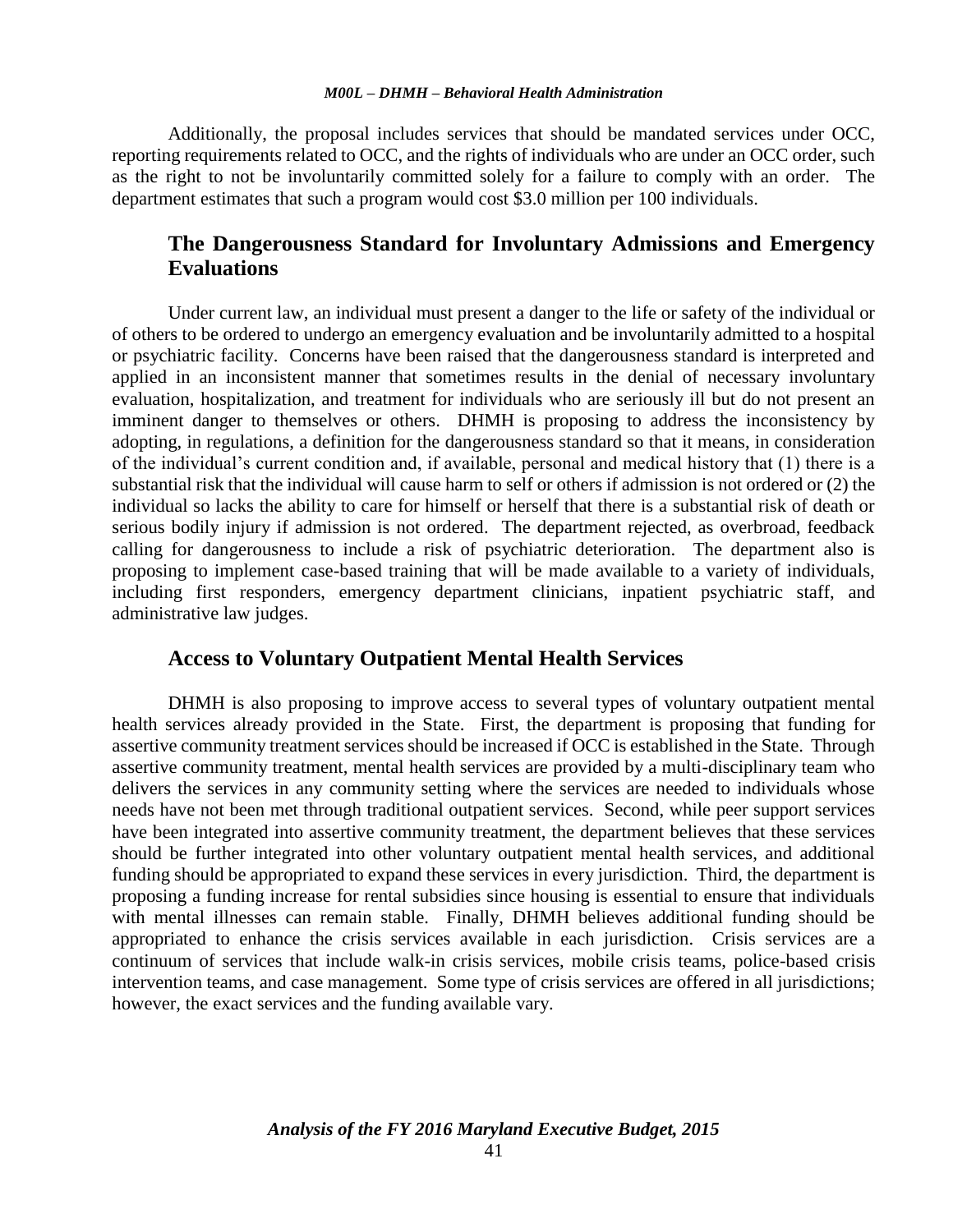Additionally, the proposal includes services that should be mandated services under OCC, reporting requirements related to OCC, and the rights of individuals who are under an OCC order, such as the right to not be involuntarily committed solely for a failure to comply with an order. The department estimates that such a program would cost $3.0 million per 100 individuals.

## The Dangerousness Standard for Involuntary Admissions and Emergency Evaluations

Under current law, an individual must present a danger to the life or safety of the individual or of others to be ordered to undergo an emergency evaluation and be involuntarily admitted to a hospital or psychiatric facility. Concerns have been raised that the dangerousness standard is interpreted and applied in an inconsistent manner that sometimes results in the denial of necessary involuntary evaluation, hospitalization, and treatment for individuals who are seriously ill but do not present an imminent danger to themselves or others. DHMH is proposing to address the inconsistency by adopting, in regulations, a definition for the dangerousness standard so that it means, in consideration of the individual's current condition and, if available, personal and medical history that (1) there is a substantial risk that the individual will cause harm to self or others if admission is not ordered or (2) the individual so lacks the ability to care for himself or herself that there is a substantial risk of death or serious bodily injury if admission is not ordered. The department rejected, as overbroad, feedback calling for dangerousness to include a risk of psychiatric deterioration. The department also is proposing to implement case-based training that will be made available to a variety of individuals, including first responders, emergency department clinicians, inpatient psychiatric staff, and administrative law judges.

## Access to Voluntary Outpatient Mental Health Services

DHMH is also proposing to improve access to several types of voluntary outpatient mental health services already provided in the State. First, the department is proposing that funding for assertive community treatment services should be increased if OCC is established in the State. Through assertive community treatment, mental health services are provided by a multi-disciplinary team who delivers the services in any community setting where the services are needed to individuals whose needs have not been met through traditional outpatient services. Second, while peer support services have been integrated into assertive community treatment, the department believes that these services should be further integrated into other voluntary outpatient mental health services, and additional funding should be appropriated to expand these services in every jurisdiction. Third, the department is proposing a funding increase for rental subsidies since housing is essential to ensure that individuals with mental illnesses can remain stable. Finally, DHMH believes additional funding should be appropriated to enhance the crisis services available in each jurisdiction. Crisis services are a continuum of services that include walk-in crisis services, mobile crisis teams, police-based crisis intervention teams, and case management. Some type of crisis services are offered in all jurisdictions; however, the exact services and the funding available vary.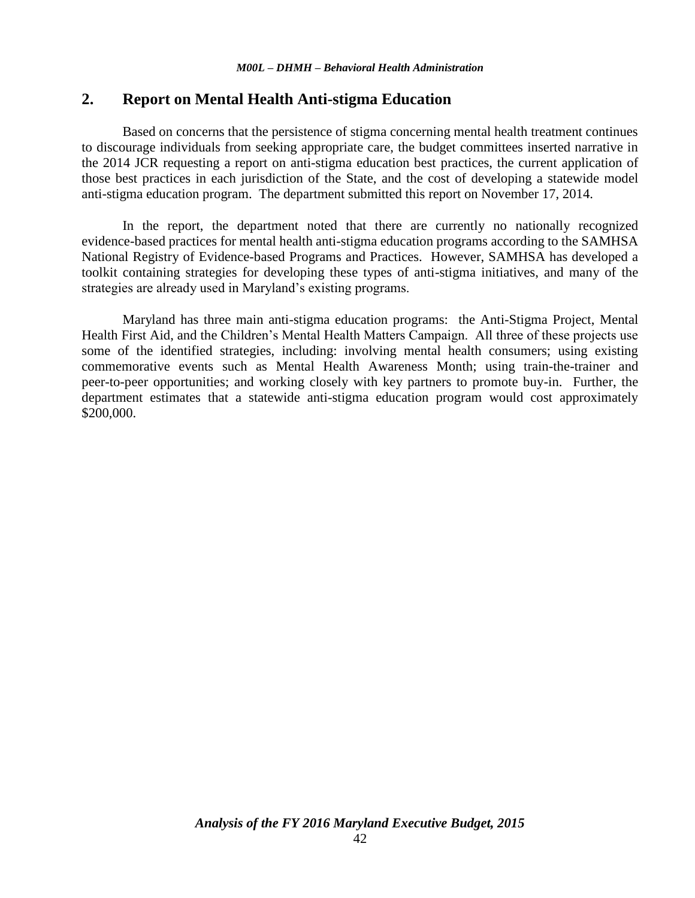## 2. Report on Mental Health Anti-stigma Education

Based on concerns that the persistence of stigma concerning mental health treatment continues to discourage individuals from seeking appropriate care, the budget committees inserted narrative in the 2014 JCR requesting a report on anti-stigma education best practices, the current application of those best practices in each jurisdiction of the State, and the cost of developing a statewide model anti-stigma education program. The department submitted this report on November 17, 2014.

In the report, the department noted that there are currently no nationally recognized evidence-based practices for mental health anti-stigma education programs according to the SAMHSA National Registry of Evidence-based Programs and Practices. However, SAMHSA has developed a toolkit containing strategies for developing these types of anti-stigma initiatives, and many of the strategies are already used in Maryland's existing programs.

Maryland has three main anti-stigma education programs: the Anti-Stigma Project, Mental Health First Aid, and the Children's Mental Health Matters Campaign. All three of these projects use some of the identified strategies, including: involving mental health consumers; using existing commemorative events such as Mental Health Awareness Month; using train-the-trainer and peer-to-peer opportunities; and working closely with key partners to promote buy-in. Further, the department estimates that a statewide anti-stigma education program would cost approximately $200,000.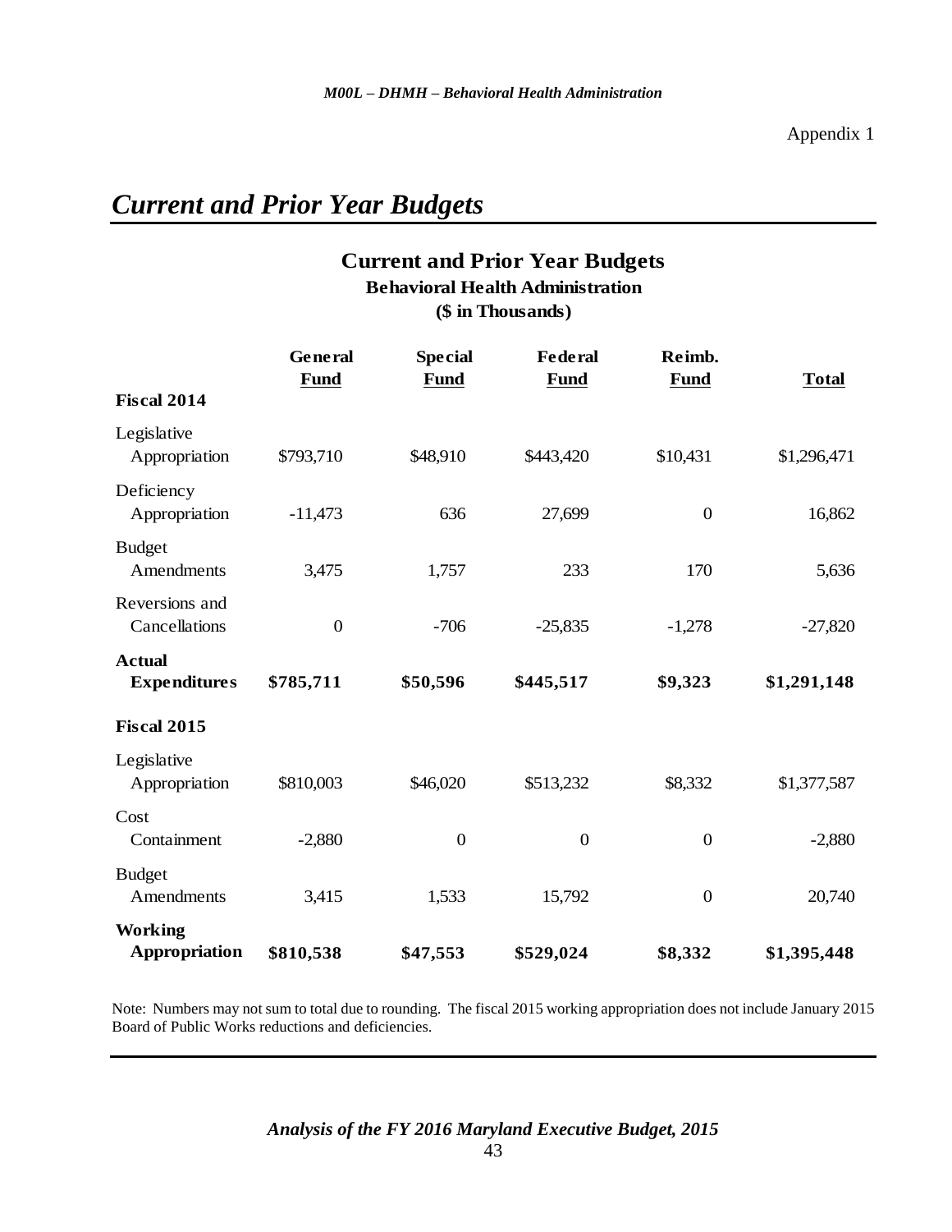Appendix 1

## *Current and Prior Year Budgets*

### Current and Prior Year Budgets
**Behavioral Health Administration**
**($ in Thousands)**

| | General Fund | Special Fund | Federal Fund | Reimb. Fund | Total |
|---|---|---|---|---|---|
| **Fiscal 2014** | | | | | |
| Legislative Appropriation | $793,710 | $48,910 | $443,420 | $10,431 | $1,296,471 |
| Deficiency Appropriation | -11,473 | 636 | 27,699 | 0 | 16,862 |
| Budget Amendments | 3,475 | 1,757 | 233 | 170 | 5,636 |
| Reversions and Cancellations | 0 | -706 | -25,835 | -1,278 | -27,820 |
| **Actual Expenditures** | **$785,711** | **$50,596** | **$445,517** | **$9,323** | **$1,291,148** |
| **Fiscal 2015** | | | | | |
| Legislative Appropriation | $810,003 | $46,020 | $513,232 | $8,332 | $1,377,587 |
| Cost Containment | -2,880 | 0 | 0 | 0 | -2,880 |
| Budget Amendments | 3,415 | 1,533 | 15,792 | 0 | 20,740 |
| **Working Appropriation** | **$810,538** | **$47,553** | **$529,024** | **$8,332** | **$1,395,448** |

Note: Numbers may not sum to total due to rounding. The fiscal 2015 working appropriation does not include January 2015 Board of Public Works reductions and deficiencies.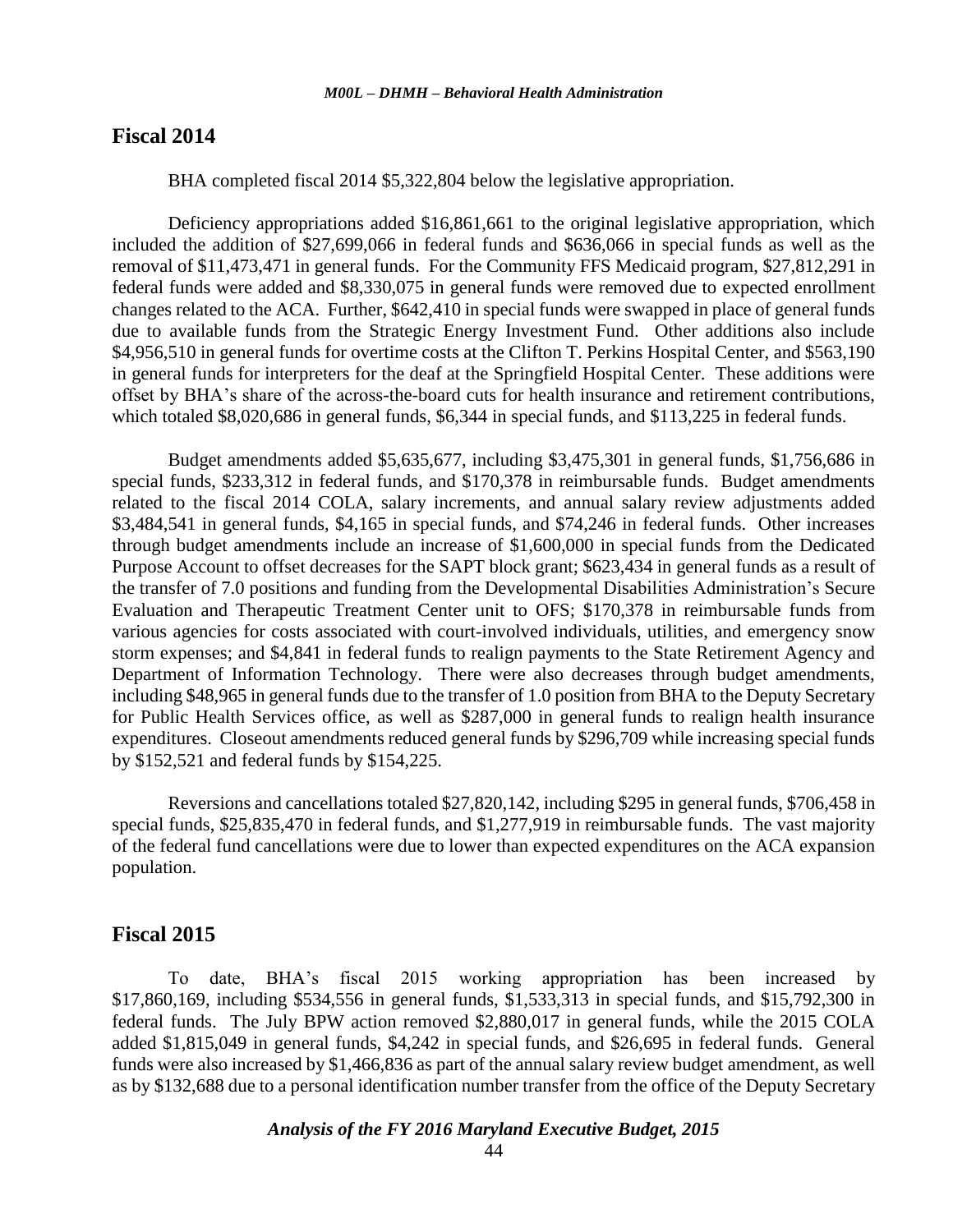## Fiscal 2014

BHA completed fiscal 2014 $5,322,804 below the legislative appropriation.

Deficiency appropriations added $16,861,661 to the original legislative appropriation, which included the addition of $27,699,066 in federal funds and $636,066 in special funds as well as the removal of $11,473,471 in general funds. For the Community FFS Medicaid program, $27,812,291 in federal funds were added and $8,330,075 in general funds were removed due to expected enrollment changes related to the ACA. Further, $642,410 in special funds were swapped in place of general funds due to available funds from the Strategic Energy Investment Fund. Other additions also include $4,956,510 in general funds for overtime costs at the Clifton T. Perkins Hospital Center, and $563,190 in general funds for interpreters for the deaf at the Springfield Hospital Center. These additions were offset by BHA's share of the across-the-board cuts for health insurance and retirement contributions, which totaled $8,020,686 in general funds, $6,344 in special funds, and $113,225 in federal funds.

Budget amendments added $5,635,677, including $3,475,301 in general funds, $1,756,686 in special funds, $233,312 in federal funds, and $170,378 in reimbursable funds. Budget amendments related to the fiscal 2014 COLA, salary increments, and annual salary review adjustments added $3,484,541 in general funds, $4,165 in special funds, and $74,246 in federal funds. Other increases through budget amendments include an increase of $1,600,000 in special funds from the Dedicated Purpose Account to offset decreases for the SAPT block grant; $623,434 in general funds as a result of the transfer of 7.0 positions and funding from the Developmental Disabilities Administration's Secure Evaluation and Therapeutic Treatment Center unit to OFS; $170,378 in reimbursable funds from various agencies for costs associated with court-involved individuals, utilities, and emergency snow storm expenses; and $4,841 in federal funds to realign payments to the State Retirement Agency and Department of Information Technology. There were also decreases through budget amendments, including $48,965 in general funds due to the transfer of 1.0 position from BHA to the Deputy Secretary for Public Health Services office, as well as $287,000 in general funds to realign health insurance expenditures. Closeout amendments reduced general funds by $296,709 while increasing special funds by $152,521 and federal funds by $154,225.

Reversions and cancellations totaled $27,820,142, including $295 in general funds, $706,458 in special funds, $25,835,470 in federal funds, and $1,277,919 in reimbursable funds. The vast majority of the federal fund cancellations were due to lower than expected expenditures on the ACA expansion population.

## Fiscal 2015

To date, BHA's fiscal 2015 working appropriation has been increased by $17,860,169, including $534,556 in general funds, $1,533,313 in special funds, and $15,792,300 in federal funds. The July BPW action removed $2,880,017 in general funds, while the 2015 COLA added $1,815,049 in general funds, $4,242 in special funds, and $26,695 in federal funds. General funds were also increased by $1,466,836 as part of the annual salary review budget amendment, as well as by $132,688 due to a personal identification number transfer from the office of the Deputy Secretary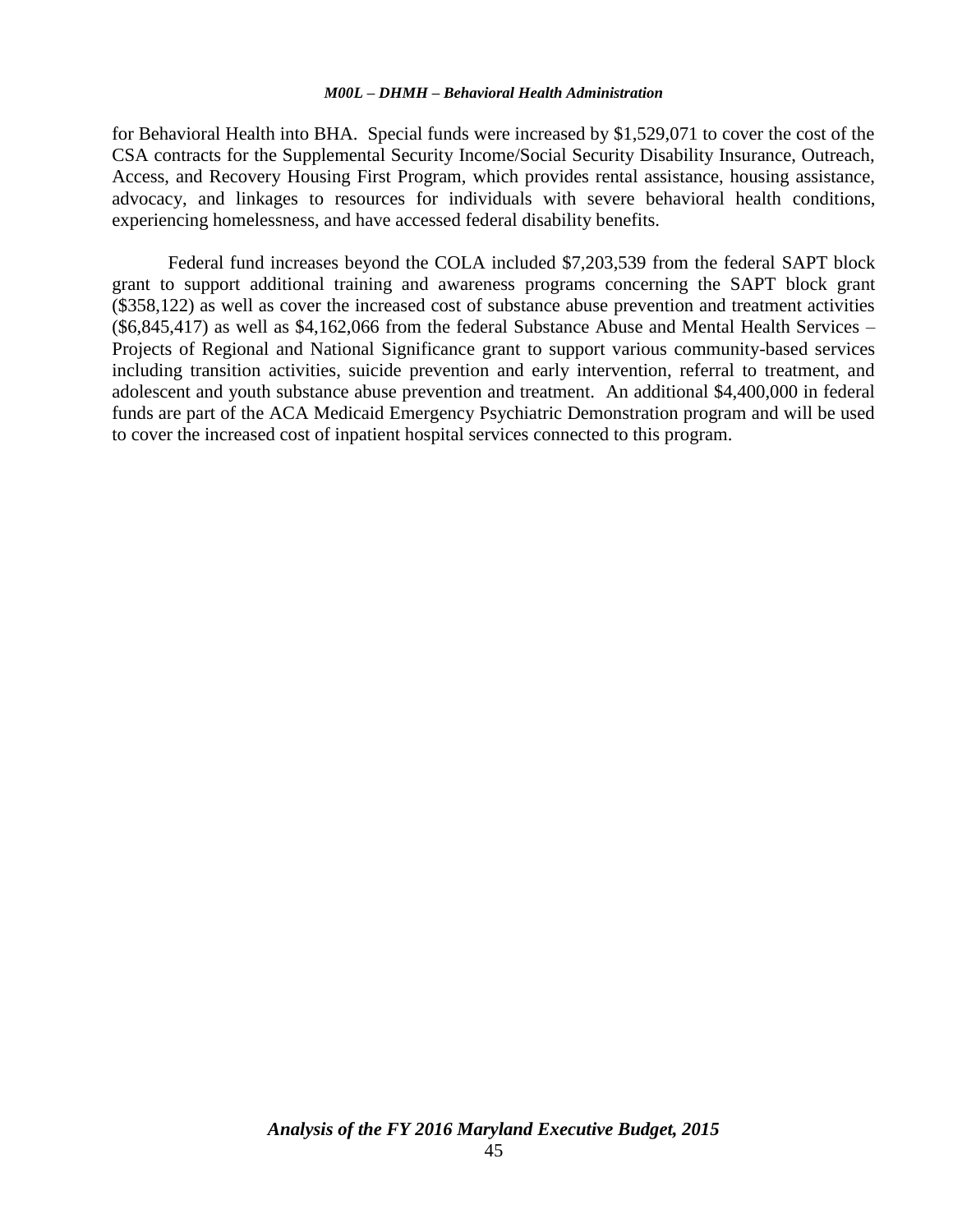for Behavioral Health into BHA. Special funds were increased by $1,529,071 to cover the cost of the CSA contracts for the Supplemental Security Income/Social Security Disability Insurance, Outreach, Access, and Recovery Housing First Program, which provides rental assistance, housing assistance, advocacy, and linkages to resources for individuals with severe behavioral health conditions, experiencing homelessness, and have accessed federal disability benefits.

Federal fund increases beyond the COLA included $7,203,539 from the federal SAPT block grant to support additional training and awareness programs concerning the SAPT block grant ($358,122) as well as cover the increased cost of substance abuse prevention and treatment activities ($6,845,417) as well as $4,162,066 from the federal Substance Abuse and Mental Health Services – Projects of Regional and National Significance grant to support various community-based services including transition activities, suicide prevention and early intervention, referral to treatment, and adolescent and youth substance abuse prevention and treatment. An additional $4,400,000 in federal funds are part of the ACA Medicaid Emergency Psychiatric Demonstration program and will be used to cover the increased cost of inpatient hospital services connected to this program.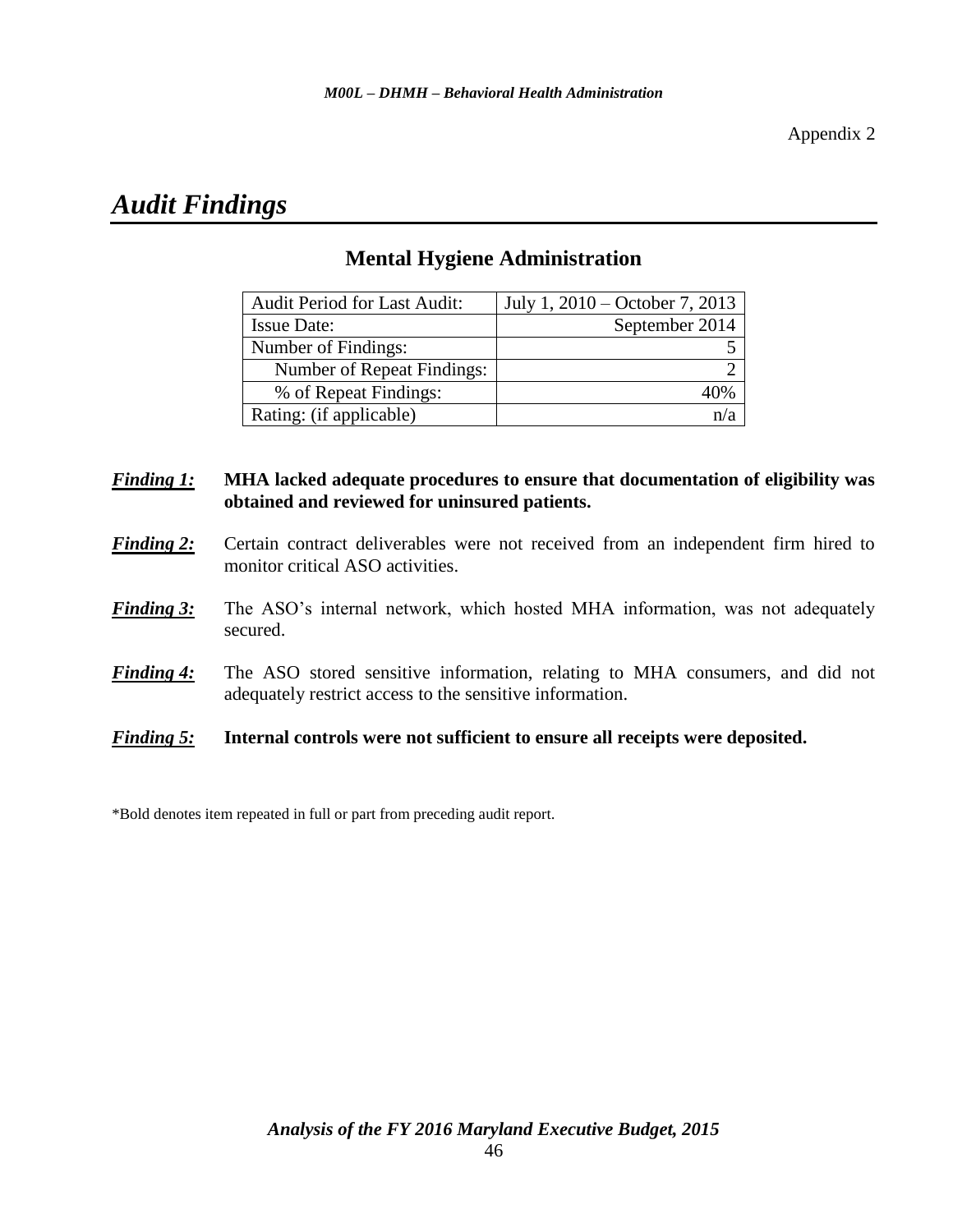Appendix 2

# *Audit Findings*

## Mental Hygiene Administration

| Audit Period for Last Audit: | July 1, 2010 – October 7, 2013 |
|---|---|
| Issue Date: | September 2014 |
| Number of Findings: | 5 |
| Number of Repeat Findings: | 2 |
| % of Repeat Findings: | 40% |
| Rating: (if applicable) | n/a |

***Finding 1:*** **MHA lacked adequate procedures to ensure that documentation of eligibility was obtained and reviewed for uninsured patients.**

***Finding 2:*** Certain contract deliverables were not received from an independent firm hired to monitor critical ASO activities.

***Finding 3:*** The ASO's internal network, which hosted MHA information, was not adequately secured.

***Finding 4:*** The ASO stored sensitive information, relating to MHA consumers, and did not adequately restrict access to the sensitive information.

***Finding 5:*** **Internal controls were not sufficient to ensure all receipts were deposited.**

*Bold denotes item repeated in full or part from preceding audit report.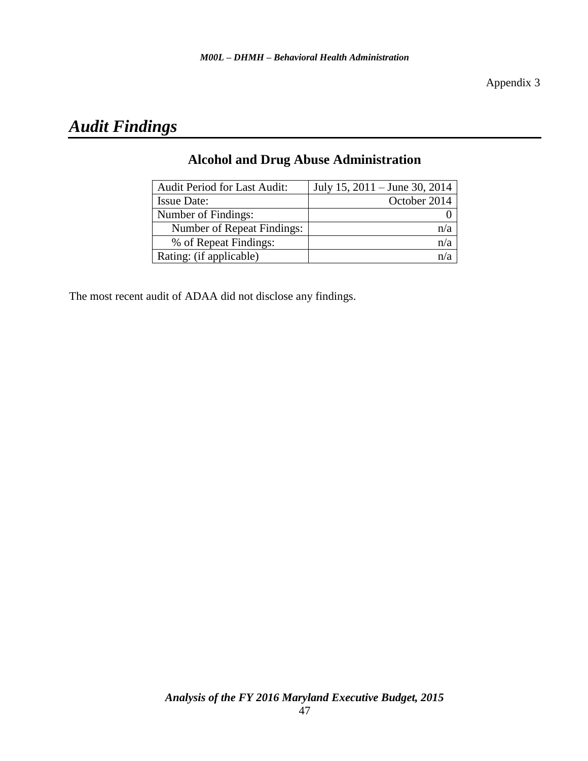Appendix 3

# *Audit Findings*

## Alcohol and Drug Abuse Administration

| | |
|---|---|
| Audit Period for Last Audit: | July 15, 2011 – June 30, 2014 |
| Issue Date: | October 2014 |
| Number of Findings: | 0 |
| Number of Repeat Findings: | n/a |
| % of Repeat Findings: | n/a |
| Rating: (if applicable) | n/a |

The most recent audit of ADAA did not disclose any findings.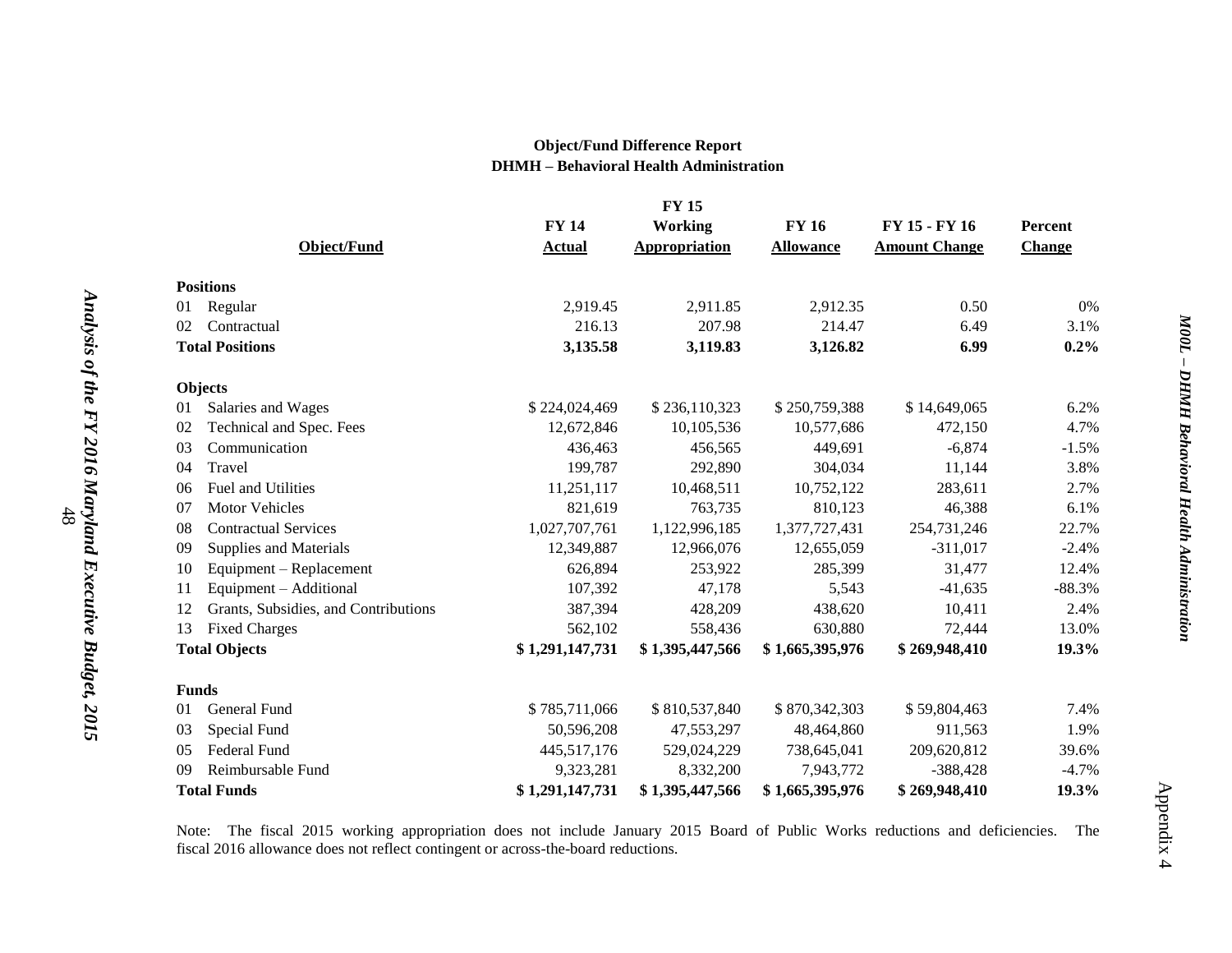**Object/Fund Difference Report**
**DHMH – Behavioral Health Administration**

| Object/Fund | FY 14 Actual | FY 15 Working Appropriation | FY 16 Allowance | FY 15 - FY 16 Amount Change | Percent Change |
|---|---|---|---|---|---|
| **Positions** | | | | | |
| 01 Regular | 2,919.45 | 2,911.85 | 2,912.35 | 0.50 | 0% |
| 02 Contractual | 216.13 | 207.98 | 214.47 | 6.49 | 3.1% |
| **Total Positions** | **3,135.58** | **3,119.83** | **3,126.82** | **6.99** | **0.2%** |
| **Objects** | | | | | |
| 01 Salaries and Wages | $ 224,024,469 | $ 236,110,323 | $ 250,759,388 | $ 14,649,065 | 6.2% |
| 02 Technical and Spec. Fees | 12,672,846 | 10,105,536 | 10,577,686 | 472,150 | 4.7% |
| 03 Communication | 436,463 | 456,565 | 449,691 | -6,874 | -1.5% |
| 04 Travel | 199,787 | 292,890 | 304,034 | 11,144 | 3.8% |
| 06 Fuel and Utilities | 11,251,117 | 10,468,511 | 10,752,122 | 283,611 | 2.7% |
| 07 Motor Vehicles | 821,619 | 763,735 | 810,123 | 46,388 | 6.1% |
| 08 Contractual Services | 1,027,707,761 | 1,122,996,185 | 1,377,727,431 | 254,731,246 | 22.7% |
| 09 Supplies and Materials | 12,349,887 | 12,966,076 | 12,655,059 | -311,017 | -2.4% |
| 10 Equipment – Replacement | 626,894 | 253,922 | 285,399 | 31,477 | 12.4% |
| 11 Equipment – Additional | 107,392 | 47,178 | 5,543 | -41,635 | -88.3% |
| 12 Grants, Subsidies, and Contributions | 387,394 | 428,209 | 438,620 | 10,411 | 2.4% |
| 13 Fixed Charges | 562,102 | 558,436 | 630,880 | 72,444 | 13.0% |
| **Total Objects** | **$ 1,291,147,731** | **$ 1,395,447,566** | **$ 1,665,395,976** | **$ 269,948,410** | **19.3%** |
| **Funds** | | | | | |
| 01 General Fund | $ 785,711,066 | $ 810,537,840 | $ 870,342,303 | $ 59,804,463 | 7.4% |
| 03 Special Fund | 50,596,208 | 47,553,297 | 48,464,860 | 911,563 | 1.9% |
| 05 Federal Fund | 445,517,176 | 529,024,229 | 738,645,041 | 209,620,812 | 39.6% |
| 09 Reimbursable Fund | 9,323,281 | 8,332,200 | 7,943,772 | -388,428 | -4.7% |
| **Total Funds** | **$ 1,291,147,731** | **$ 1,395,447,566** | **$ 1,665,395,976** | **$ 269,948,410** | **19.3%** |

Note: The fiscal 2015 working appropriation does not include January 2015 Board of Public Works reductions and deficiencies. The fiscal 2016 allowance does not reflect contingent or across-the-board reductions.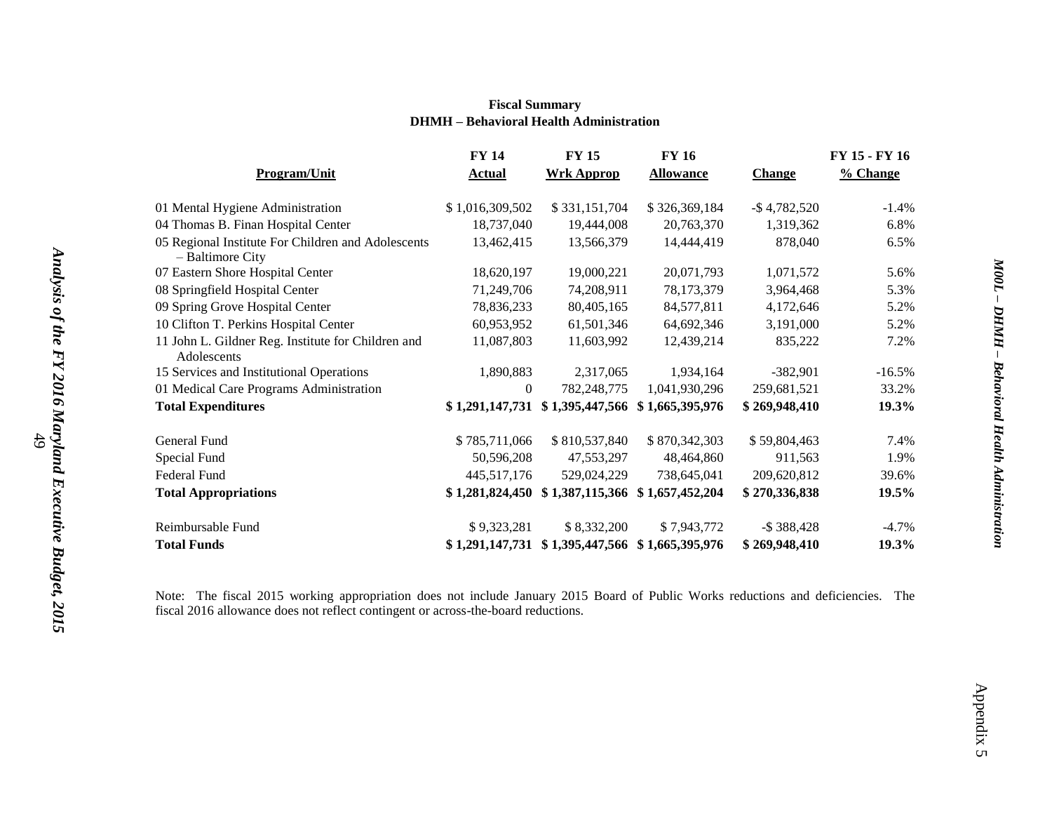**Fiscal Summary**
**DHMH – Behavioral Health Administration**

| Program/Unit | FY 14 Actual | FY 15 Wrk Approp | FY 16 Allowance | Change | FY 15 - FY 16 % Change |
|---|---|---|---|---|---|
| 01 Mental Hygiene Administration | $ 1,016,309,502 | $ 331,151,704 | $ 326,369,184 | -$ 4,782,520 | -1.4% |
| 04 Thomas B. Finan Hospital Center | 18,737,040 | 19,444,008 | 20,763,370 | 1,319,362 | 6.8% |
| 05 Regional Institute For Children and Adolescents – Baltimore City | 13,462,415 | 13,566,379 | 14,444,419 | 878,040 | 6.5% |
| 07 Eastern Shore Hospital Center | 18,620,197 | 19,000,221 | 20,071,793 | 1,071,572 | 5.6% |
| 08 Springfield Hospital Center | 71,249,706 | 74,208,911 | 78,173,379 | 3,964,468 | 5.3% |
| 09 Spring Grove Hospital Center | 78,836,233 | 80,405,165 | 84,577,811 | 4,172,646 | 5.2% |
| 10 Clifton T. Perkins Hospital Center | 60,953,952 | 61,501,346 | 64,692,346 | 3,191,000 | 5.2% |
| 11 John L. Gildner Reg. Institute for Children and Adolescents | 11,087,803 | 11,603,992 | 12,439,214 | 835,222 | 7.2% |
| 15 Services and Institutional Operations | 1,890,883 | 2,317,065 | 1,934,164 | -382,901 | -16.5% |
| 01 Medical Care Programs Administration | 0 | 782,248,775 | 1,041,930,296 | 259,681,521 | 33.2% |
| **Total Expenditures** | **$ 1,291,147,731** | **$ 1,395,447,566** | **$ 1,665,395,976** | **$ 269,948,410** | **19.3%** |
| | | | | | |
| General Fund | $ 785,711,066 | $ 810,537,840 | $ 870,342,303 | $ 59,804,463 | 7.4% |
| Special Fund | 50,596,208 | 47,553,297 | 48,464,860 | 911,563 | 1.9% |
| Federal Fund | 445,517,176 | 529,024,229 | 738,645,041 | 209,620,812 | 39.6% |
| **Total Appropriations** | **$ 1,281,824,450** | **$ 1,387,115,366** | **$ 1,657,452,204** | **$ 270,336,838** | **19.5%** |
| | | | | | |
| Reimbursable Fund | $ 9,323,281 | $ 8,332,200 | $ 7,943,772 | -$ 388,428 | -4.7% |
| **Total Funds** | **$ 1,291,147,731** | **$ 1,395,447,566** | **$ 1,665,395,976** | **$ 269,948,410** | **19.3%** |

Note: The fiscal 2015 working appropriation does not include January 2015 Board of Public Works reductions and deficiencies. The fiscal 2016 allowance does not reflect contingent or across-the-board reductions.

Appendix 5